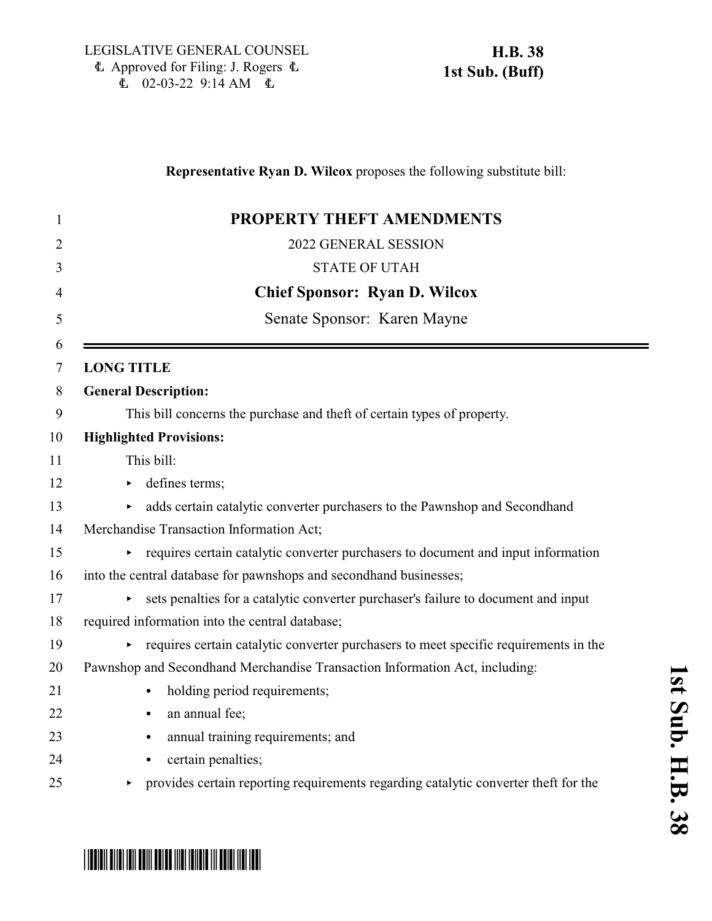LEGISLATIVE GENERAL COUNSEL
Ⓛ Approved for Filing: J. Rogers Ⓛ
Ⓛ 02-03-22 9:14 AM Ⓛ

**H.B. 38**
**1st Sub. (Buff)**

**Representative Ryan D. Wilcox** proposes the following substitute bill:

# PROPERTY THEFT AMENDMENTS

2022 GENERAL SESSION

STATE OF UTAH

**Chief Sponsor: Ryan D. Wilcox**

Senate Sponsor: Karen Mayne

**LONG TITLE**

**General Description:**

This bill concerns the purchase and theft of certain types of property.

**Highlighted Provisions:**

This bill:

- defines terms;
- adds certain catalytic converter purchasers to the Pawnshop and Secondhand Merchandise Transaction Information Act;
- requires certain catalytic converter purchasers to document and input information into the central database for pawnshops and secondhand businesses;
- sets penalties for a catalytic converter purchaser's failure to document and input required information into the central database;
- requires certain catalytic converter purchasers to meet specific requirements in the Pawnshop and Secondhand Merchandise Transaction Information Act, including:
  - holding period requirements;
  - an annual fee;
  - annual training requirements; and
  - certain penalties;
- provides certain reporting requirements regarding catalytic converter theft for the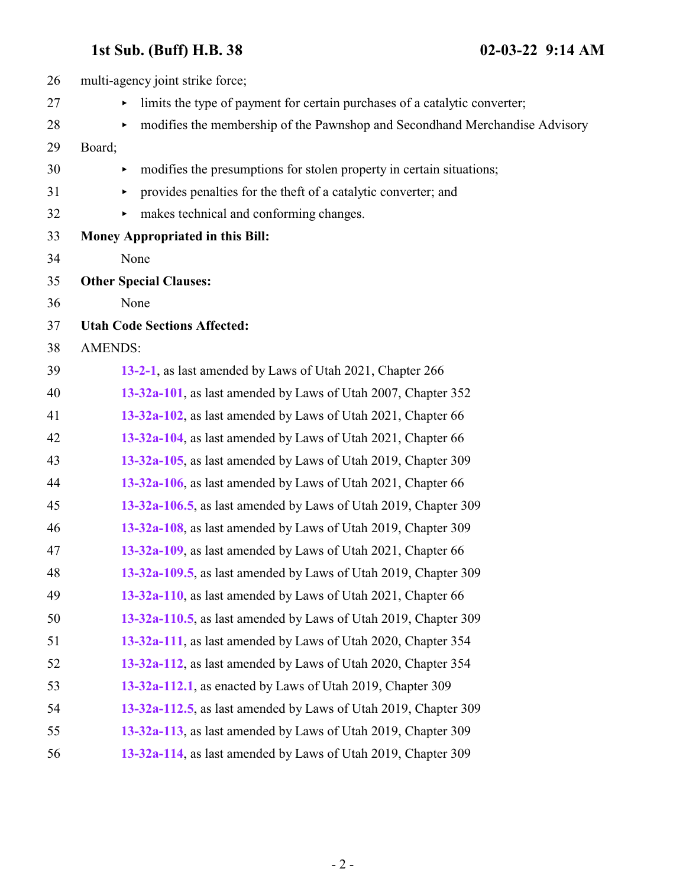multi-agency joint strike force;

- limits the type of payment for certain purchases of a catalytic converter;
- modifies the membership of the Pawnshop and Secondhand Merchandise Advisory Board;
- modifies the presumptions for stolen property in certain situations;
- provides penalties for the theft of a catalytic converter; and
- makes technical and conforming changes.

**Money Appropriated in this Bill:**

None

**Other Special Clauses:**

None

**Utah Code Sections Affected:**

AMENDS:

**13-2-1**, as last amended by Laws of Utah 2021, Chapter 266
**13-32a-101**, as last amended by Laws of Utah 2007, Chapter 352
**13-32a-102**, as last amended by Laws of Utah 2021, Chapter 66
**13-32a-104**, as last amended by Laws of Utah 2021, Chapter 66
**13-32a-105**, as last amended by Laws of Utah 2019, Chapter 309
**13-32a-106**, as last amended by Laws of Utah 2021, Chapter 66
**13-32a-106.5**, as last amended by Laws of Utah 2019, Chapter 309
**13-32a-108**, as last amended by Laws of Utah 2019, Chapter 309
**13-32a-109**, as last amended by Laws of Utah 2021, Chapter 66
**13-32a-109.5**, as last amended by Laws of Utah 2019, Chapter 309
**13-32a-110**, as last amended by Laws of Utah 2021, Chapter 66
**13-32a-110.5**, as last amended by Laws of Utah 2019, Chapter 309
**13-32a-111**, as last amended by Laws of Utah 2020, Chapter 354
**13-32a-112**, as last amended by Laws of Utah 2020, Chapter 354
**13-32a-112.1**, as enacted by Laws of Utah 2019, Chapter 309
**13-32a-112.5**, as last amended by Laws of Utah 2019, Chapter 309
**13-32a-113**, as last amended by Laws of Utah 2019, Chapter 309
**13-32a-114**, as last amended by Laws of Utah 2019, Chapter 309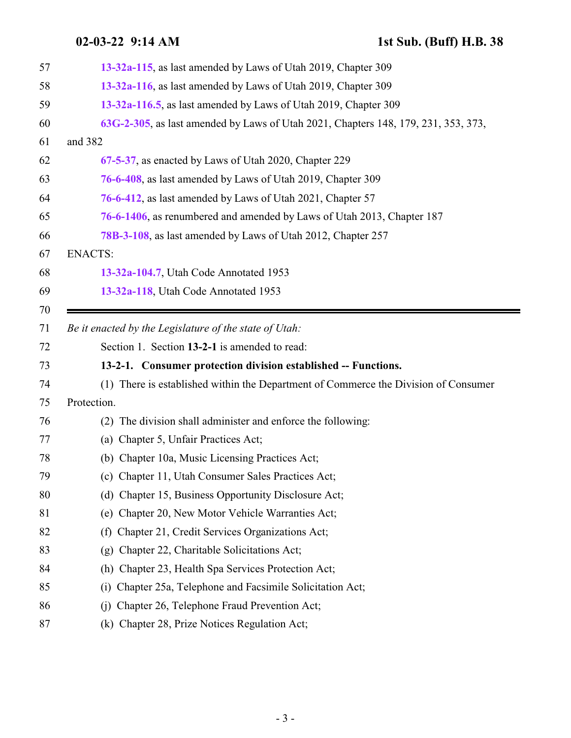13-32a-115, as last amended by Laws of Utah 2019, Chapter 309

13-32a-116, as last amended by Laws of Utah 2019, Chapter 309

13-32a-116.5, as last amended by Laws of Utah 2019, Chapter 309

63G-2-305, as last amended by Laws of Utah 2021, Chapters 148, 179, 231, 353, 373, and 382

67-5-37, as enacted by Laws of Utah 2020, Chapter 229

76-6-408, as last amended by Laws of Utah 2019, Chapter 309

76-6-412, as last amended by Laws of Utah 2021, Chapter 57

76-6-1406, as renumbered and amended by Laws of Utah 2013, Chapter 187

78B-3-108, as last amended by Laws of Utah 2012, Chapter 257

ENACTS:

13-32a-104.7, Utah Code Annotated 1953

13-32a-118, Utah Code Annotated 1953

---

*Be it enacted by the Legislature of the state of Utah:*

Section 1. Section **13-2-1** is amended to read:

**13-2-1. Consumer protection division established -- Functions.**

(1) There is established within the Department of Commerce the Division of Consumer Protection.

(2) The division shall administer and enforce the following:

(a) Chapter 5, Unfair Practices Act;

(b) Chapter 10a, Music Licensing Practices Act;

(c) Chapter 11, Utah Consumer Sales Practices Act;

(d) Chapter 15, Business Opportunity Disclosure Act;

(e) Chapter 20, New Motor Vehicle Warranties Act;

(f) Chapter 21, Credit Services Organizations Act;

(g) Chapter 22, Charitable Solicitations Act;

(h) Chapter 23, Health Spa Services Protection Act;

(i) Chapter 25a, Telephone and Facsimile Solicitation Act;

(j) Chapter 26, Telephone Fraud Prevention Act;

(k) Chapter 28, Prize Notices Regulation Act;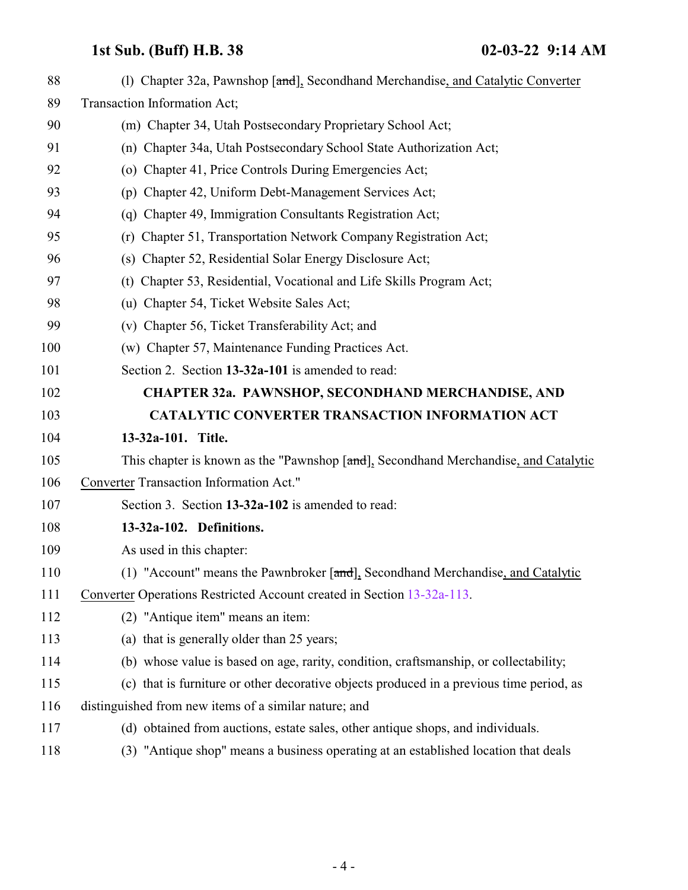88 (l) Chapter 32a, Pawnshop [~~and~~], Secondhand Merchandise, and Catalytic Converter

89 Transaction Information Act;

90 (m) Chapter 34, Utah Postsecondary Proprietary School Act;

91 (n) Chapter 34a, Utah Postsecondary School State Authorization Act;

92 (o) Chapter 41, Price Controls During Emergencies Act;

93 (p) Chapter 42, Uniform Debt-Management Services Act;

94 (q) Chapter 49, Immigration Consultants Registration Act;

95 (r) Chapter 51, Transportation Network Company Registration Act;

96 (s) Chapter 52, Residential Solar Energy Disclosure Act;

97 (t) Chapter 53, Residential, Vocational and Life Skills Program Act;

98 (u) Chapter 54, Ticket Website Sales Act;

99 (v) Chapter 56, Ticket Transferability Act; and

100 (w) Chapter 57, Maintenance Funding Practices Act.

101 Section 2. Section **13-32a-101** is amended to read:

102 **CHAPTER 32a. PAWNSHOP, SECONDHAND MERCHANDISE, AND**

103 **CATALYTIC CONVERTER TRANSACTION INFORMATION ACT**

104 **13-32a-101. Title.**

105 This chapter is known as the "Pawnshop [~~and~~], Secondhand Merchandise, and Catalytic

106 Converter Transaction Information Act."

107 Section 3. Section **13-32a-102** is amended to read:

108 **13-32a-102. Definitions.**

109 As used in this chapter:

110 (1) "Account" means the Pawnbroker [~~and~~], Secondhand Merchandise, and Catalytic

111 Converter Operations Restricted Account created in Section 13-32a-113.

112 (2) "Antique item" means an item:

113 (a) that is generally older than 25 years;

114 (b) whose value is based on age, rarity, condition, craftsmanship, or collectability;

115 (c) that is furniture or other decorative objects produced in a previous time period, as

116 distinguished from new items of a similar nature; and

117 (d) obtained from auctions, estate sales, other antique shops, and individuals.

118 (3) "Antique shop" means a business operating at an established location that deals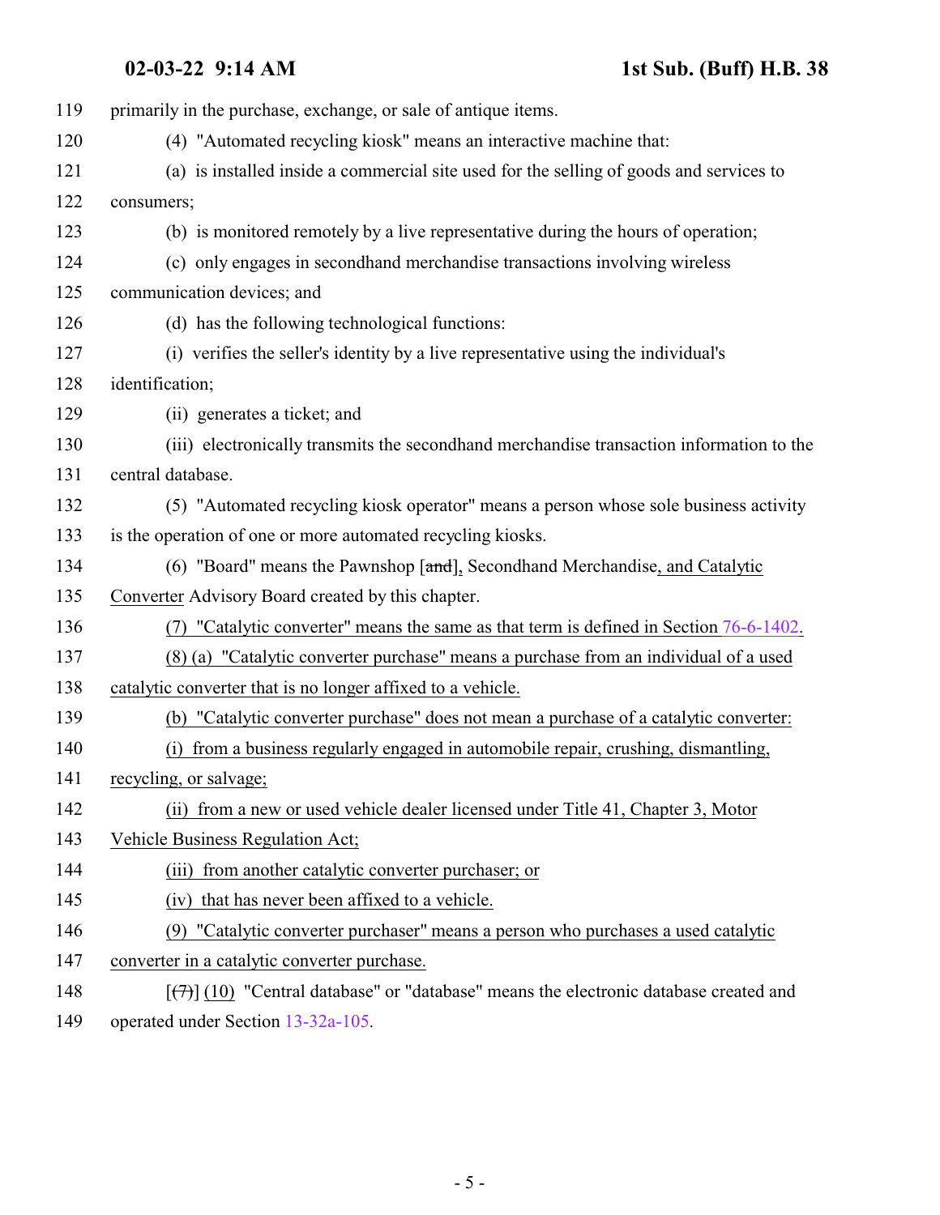primarily in the purchase, exchange, or sale of antique items.

(4) "Automated recycling kiosk" means an interactive machine that:

(a) is installed inside a commercial site used for the selling of goods and services to consumers;

(b) is monitored remotely by a live representative during the hours of operation;

(c) only engages in secondhand merchandise transactions involving wireless communication devices; and

(d) has the following technological functions:

(i) verifies the seller's identity by a live representative using the individual's identification;

(ii) generates a ticket; and

(iii) electronically transmits the secondhand merchandise transaction information to the central database.

(5) "Automated recycling kiosk operator" means a person whose sole business activity is the operation of one or more automated recycling kiosks.

(6) "Board" means the Pawnshop [~~and~~], Secondhand Merchandise, and Catalytic Converter Advisory Board created by this chapter.

(7) "Catalytic converter" means the same as that term is defined in Section 76-6-1402.

(8) (a) "Catalytic converter purchase" means a purchase from an individual of a used catalytic converter that is no longer affixed to a vehicle.

(b) "Catalytic converter purchase" does not mean a purchase of a catalytic converter:

(i) from a business regularly engaged in automobile repair, crushing, dismantling, recycling, or salvage;

(ii) from a new or used vehicle dealer licensed under Title 41, Chapter 3, Motor Vehicle Business Regulation Act;

(iii) from another catalytic converter purchaser; or

(iv) that has never been affixed to a vehicle.

(9) "Catalytic converter purchaser" means a person who purchases a used catalytic converter in a catalytic converter purchase.

[~~(7)~~] (10) "Central database" or "database" means the electronic database created and operated under Section 13-32a-105.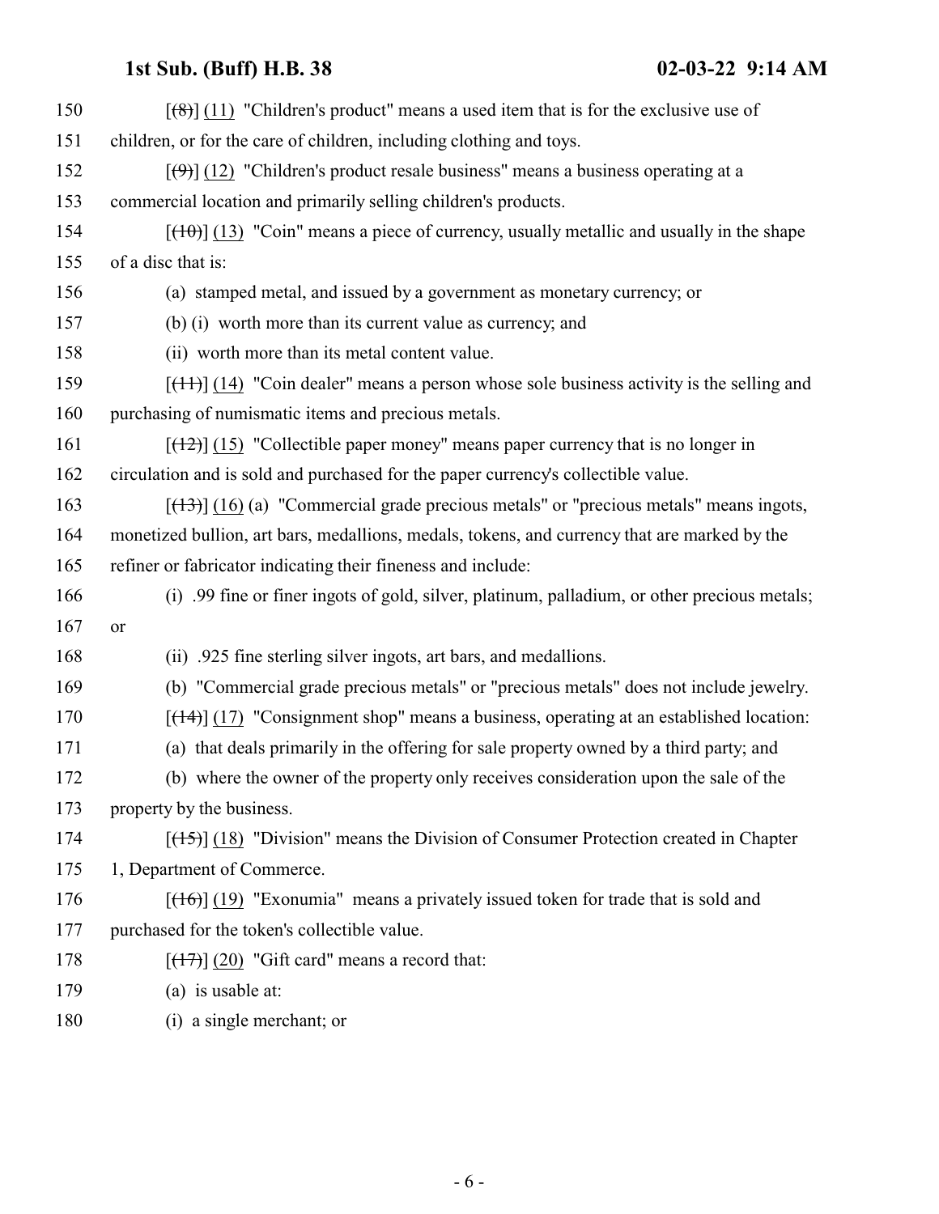[~~(8)~~] (11) "Children's product" means a used item that is for the exclusive use of children, or for the care of children, including clothing and toys.

[~~(9)~~] (12) "Children's product resale business" means a business operating at a commercial location and primarily selling children's products.

[~~(10)~~] (13) "Coin" means a piece of currency, usually metallic and usually in the shape of a disc that is:

(a) stamped metal, and issued by a government as monetary currency; or

(b) (i) worth more than its current value as currency; and

(ii) worth more than its metal content value.

[~~(11)~~] (14) "Coin dealer" means a person whose sole business activity is the selling and purchasing of numismatic items and precious metals.

[~~(12)~~] (15) "Collectible paper money" means paper currency that is no longer in circulation and is sold and purchased for the paper currency's collectible value.

[~~(13)~~] (16) (a) "Commercial grade precious metals" or "precious metals" means ingots, monetized bullion, art bars, medallions, medals, tokens, and currency that are marked by the refiner or fabricator indicating their fineness and include:

(i) .99 fine or finer ingots of gold, silver, platinum, palladium, or other precious metals; or

(ii) .925 fine sterling silver ingots, art bars, and medallions.

(b) "Commercial grade precious metals" or "precious metals" does not include jewelry.

[~~(14)~~] (17) "Consignment shop" means a business, operating at an established location:

(a) that deals primarily in the offering for sale property owned by a third party; and

(b) where the owner of the property only receives consideration upon the sale of the property by the business.

[~~(15)~~] (18) "Division" means the Division of Consumer Protection created in Chapter 1, Department of Commerce.

[~~(16)~~] (19) "Exonumia" means a privately issued token for trade that is sold and purchased for the token's collectible value.

[~~(17)~~] (20) "Gift card" means a record that:

(a) is usable at:

(i) a single merchant; or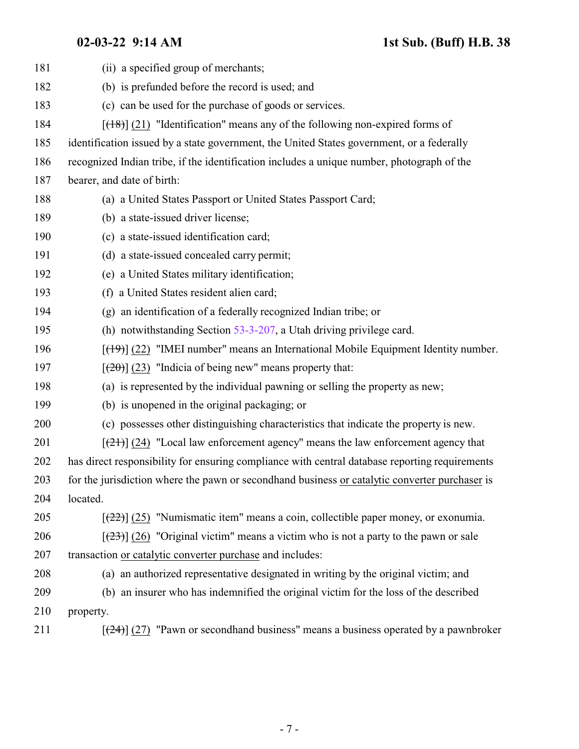(ii) a specified group of merchants;

(b) is prefunded before the record is used; and

(c) can be used for the purchase of goods or services.

[~~(18)~~] (21) "Identification" means any of the following non-expired forms of identification issued by a state government, the United States government, or a federally recognized Indian tribe, if the identification includes a unique number, photograph of the bearer, and date of birth:

(a) a United States Passport or United States Passport Card;

(b) a state-issued driver license;

(c) a state-issued identification card;

(d) a state-issued concealed carry permit;

(e) a United States military identification;

(f) a United States resident alien card;

(g) an identification of a federally recognized Indian tribe; or

(h) notwithstanding Section 53-3-207, a Utah driving privilege card.

[~~(19)~~] (22) "IMEI number" means an International Mobile Equipment Identity number.

[~~(20)~~] (23) "Indicia of being new" means property that:

(a) is represented by the individual pawning or selling the property as new;

(b) is unopened in the original packaging; or

(c) possesses other distinguishing characteristics that indicate the property is new.

[~~(21)~~] (24) "Local law enforcement agency" means the law enforcement agency that has direct responsibility for ensuring compliance with central database reporting requirements for the jurisdiction where the pawn or secondhand business or catalytic converter purchaser is located.

[~~(22)~~] (25) "Numismatic item" means a coin, collectible paper money, or exonumia.

[~~(23)~~] (26) "Original victim" means a victim who is not a party to the pawn or sale transaction or catalytic converter purchase and includes:

(a) an authorized representative designated in writing by the original victim; and

(b) an insurer who has indemnified the original victim for the loss of the described property.

[~~(24)~~] (27) "Pawn or secondhand business" means a business operated by a pawnbroker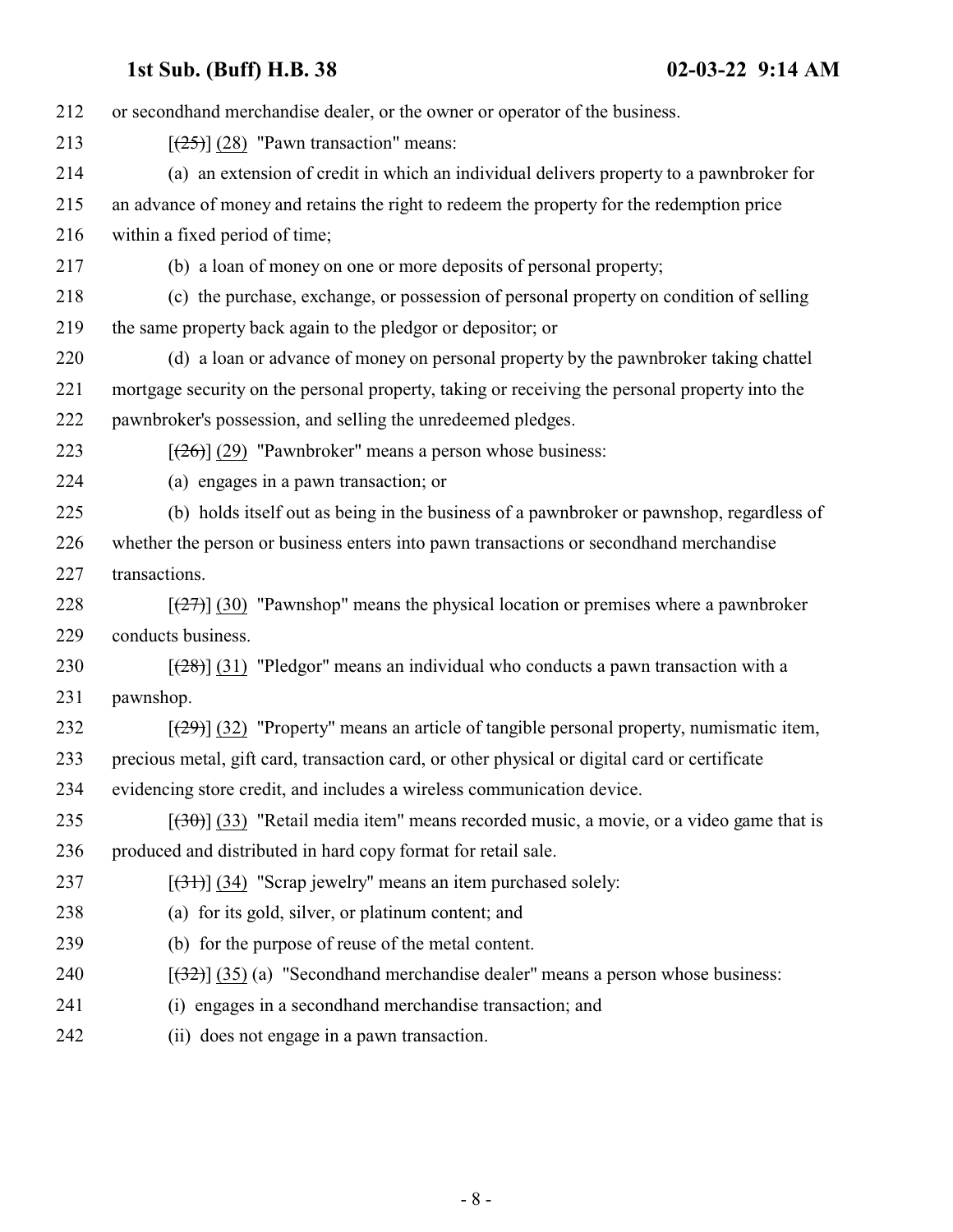or secondhand merchandise dealer, or the owner or operator of the business.

[(25)] (28) "Pawn transaction" means:

(a) an extension of credit in which an individual delivers property to a pawnbroker for an advance of money and retains the right to redeem the property for the redemption price within a fixed period of time;

(b) a loan of money on one or more deposits of personal property;

(c) the purchase, exchange, or possession of personal property on condition of selling the same property back again to the pledgor or depositor; or

(d) a loan or advance of money on personal property by the pawnbroker taking chattel mortgage security on the personal property, taking or receiving the personal property into the pawnbroker's possession, and selling the unredeemed pledges.

[(26)] (29) "Pawnbroker" means a person whose business:

(a) engages in a pawn transaction; or

(b) holds itself out as being in the business of a pawnbroker or pawnshop, regardless of whether the person or business enters into pawn transactions or secondhand merchandise transactions.

[(27)] (30) "Pawnshop" means the physical location or premises where a pawnbroker conducts business.

[(28)] (31) "Pledgor" means an individual who conducts a pawn transaction with a pawnshop.

[(29)] (32) "Property" means an article of tangible personal property, numismatic item, precious metal, gift card, transaction card, or other physical or digital card or certificate evidencing store credit, and includes a wireless communication device.

[(30)] (33) "Retail media item" means recorded music, a movie, or a video game that is produced and distributed in hard copy format for retail sale.

[(31)] (34) "Scrap jewelry" means an item purchased solely:

(a) for its gold, silver, or platinum content; and

(b) for the purpose of reuse of the metal content.

[(32)] (35) (a) "Secondhand merchandise dealer" means a person whose business:

(i) engages in a secondhand merchandise transaction; and

(ii) does not engage in a pawn transaction.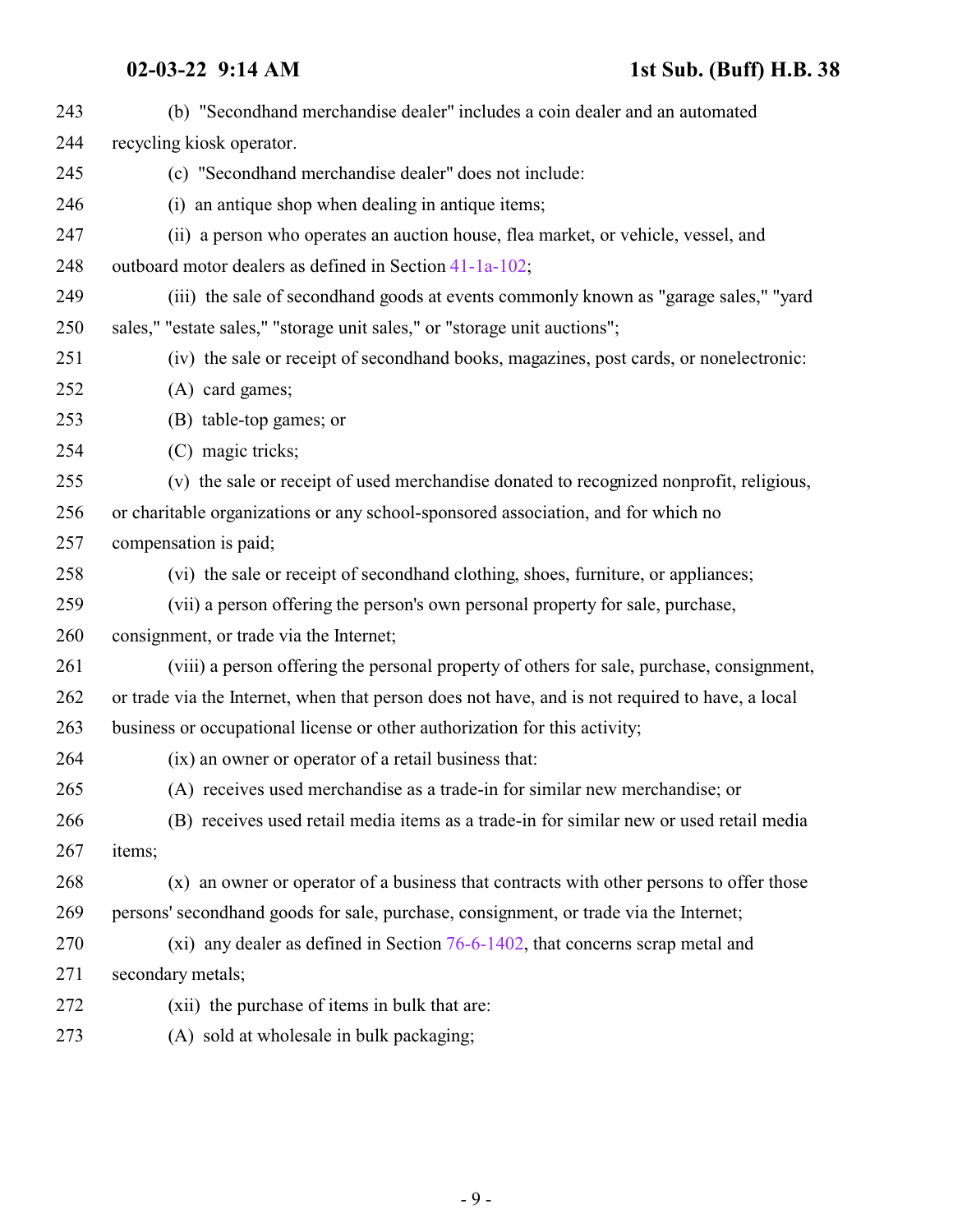(b) "Secondhand merchandise dealer" includes a coin dealer and an automated recycling kiosk operator.

(c) "Secondhand merchandise dealer" does not include:

(i) an antique shop when dealing in antique items;

(ii) a person who operates an auction house, flea market, or vehicle, vessel, and outboard motor dealers as defined in Section 41-1a-102;

(iii) the sale of secondhand goods at events commonly known as "garage sales," "yard sales," "estate sales," "storage unit sales," or "storage unit auctions";

(iv) the sale or receipt of secondhand books, magazines, post cards, or nonelectronic:

(A) card games;

(B) table-top games; or

(C) magic tricks;

(v) the sale or receipt of used merchandise donated to recognized nonprofit, religious, or charitable organizations or any school-sponsored association, and for which no compensation is paid;

(vi) the sale or receipt of secondhand clothing, shoes, furniture, or appliances;

(vii) a person offering the person's own personal property for sale, purchase, consignment, or trade via the Internet;

(viii) a person offering the personal property of others for sale, purchase, consignment, or trade via the Internet, when that person does not have, and is not required to have, a local business or occupational license or other authorization for this activity;

(ix) an owner or operator of a retail business that:

(A) receives used merchandise as a trade-in for similar new merchandise; or

(B) receives used retail media items as a trade-in for similar new or used retail media items;

(x) an owner or operator of a business that contracts with other persons to offer those persons' secondhand goods for sale, purchase, consignment, or trade via the Internet;

(xi) any dealer as defined in Section 76-6-1402, that concerns scrap metal and secondary metals;

(xii) the purchase of items in bulk that are:

(A) sold at wholesale in bulk packaging;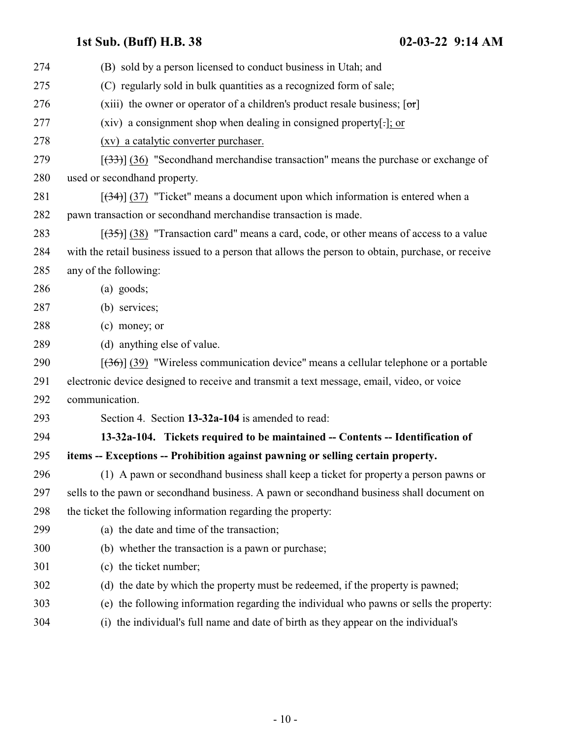(B) sold by a person licensed to conduct business in Utah; and

(C) regularly sold in bulk quantities as a recognized form of sale;

(xiii) the owner or operator of a children's product resale business; [~~or~~]

(xiv) a consignment shop when dealing in consigned property[~~.~~]; or

(xv) a catalytic converter purchaser.

[~~(33)~~] (36) "Secondhand merchandise transaction" means the purchase or exchange of used or secondhand property.

[~~(34)~~] (37) "Ticket" means a document upon which information is entered when a pawn transaction or secondhand merchandise transaction is made.

[~~(35)~~] (38) "Transaction card" means a card, code, or other means of access to a value with the retail business issued to a person that allows the person to obtain, purchase, or receive any of the following:

(a) goods;

(b) services;

(c) money; or

(d) anything else of value.

[~~(36)~~] (39) "Wireless communication device" means a cellular telephone or a portable electronic device designed to receive and transmit a text message, email, video, or voice communication.

Section 4. Section **13-32a-104** is amended to read:

**13-32a-104. Tickets required to be maintained -- Contents -- Identification of items -- Exceptions -- Prohibition against pawning or selling certain property.**

(1) A pawn or secondhand business shall keep a ticket for property a person pawns or sells to the pawn or secondhand business. A pawn or secondhand business shall document on the ticket the following information regarding the property:

(a) the date and time of the transaction;

(b) whether the transaction is a pawn or purchase;

(c) the ticket number;

(d) the date by which the property must be redeemed, if the property is pawned;

(e) the following information regarding the individual who pawns or sells the property:

(i) the individual's full name and date of birth as they appear on the individual's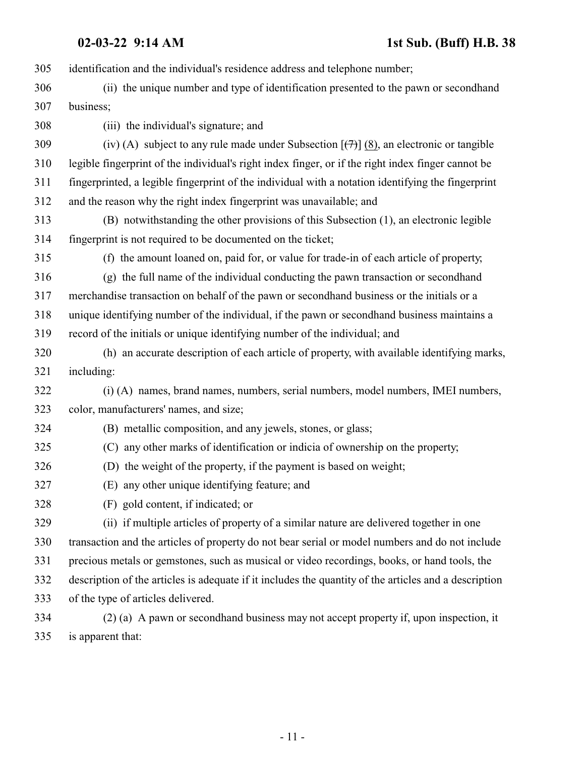identification and the individual's residence address and telephone number;

(ii) the unique number and type of identification presented to the pawn or secondhand business;

(iii) the individual's signature; and

(iv) (A) subject to any rule made under Subsection [~~(7)~~] (8), an electronic or tangible legible fingerprint of the individual's right index finger, or if the right index finger cannot be fingerprinted, a legible fingerprint of the individual with a notation identifying the fingerprint and the reason why the right index fingerprint was unavailable; and

(B) notwithstanding the other provisions of this Subsection (1), an electronic legible fingerprint is not required to be documented on the ticket;

(f) the amount loaned on, paid for, or value for trade-in of each article of property;

(g) the full name of the individual conducting the pawn transaction or secondhand merchandise transaction on behalf of the pawn or secondhand business or the initials or a unique identifying number of the individual, if the pawn or secondhand business maintains a record of the initials or unique identifying number of the individual; and

(h) an accurate description of each article of property, with available identifying marks, including:

(i) (A) names, brand names, numbers, serial numbers, model numbers, IMEI numbers, color, manufacturers' names, and size;

(B) metallic composition, and any jewels, stones, or glass;

(C) any other marks of identification or indicia of ownership on the property;

(D) the weight of the property, if the payment is based on weight;

(E) any other unique identifying feature; and

(F) gold content, if indicated; or

(ii) if multiple articles of property of a similar nature are delivered together in one transaction and the articles of property do not bear serial or model numbers and do not include precious metals or gemstones, such as musical or video recordings, books, or hand tools, the description of the articles is adequate if it includes the quantity of the articles and a description of the type of articles delivered.

(2) (a) A pawn or secondhand business may not accept property if, upon inspection, it is apparent that: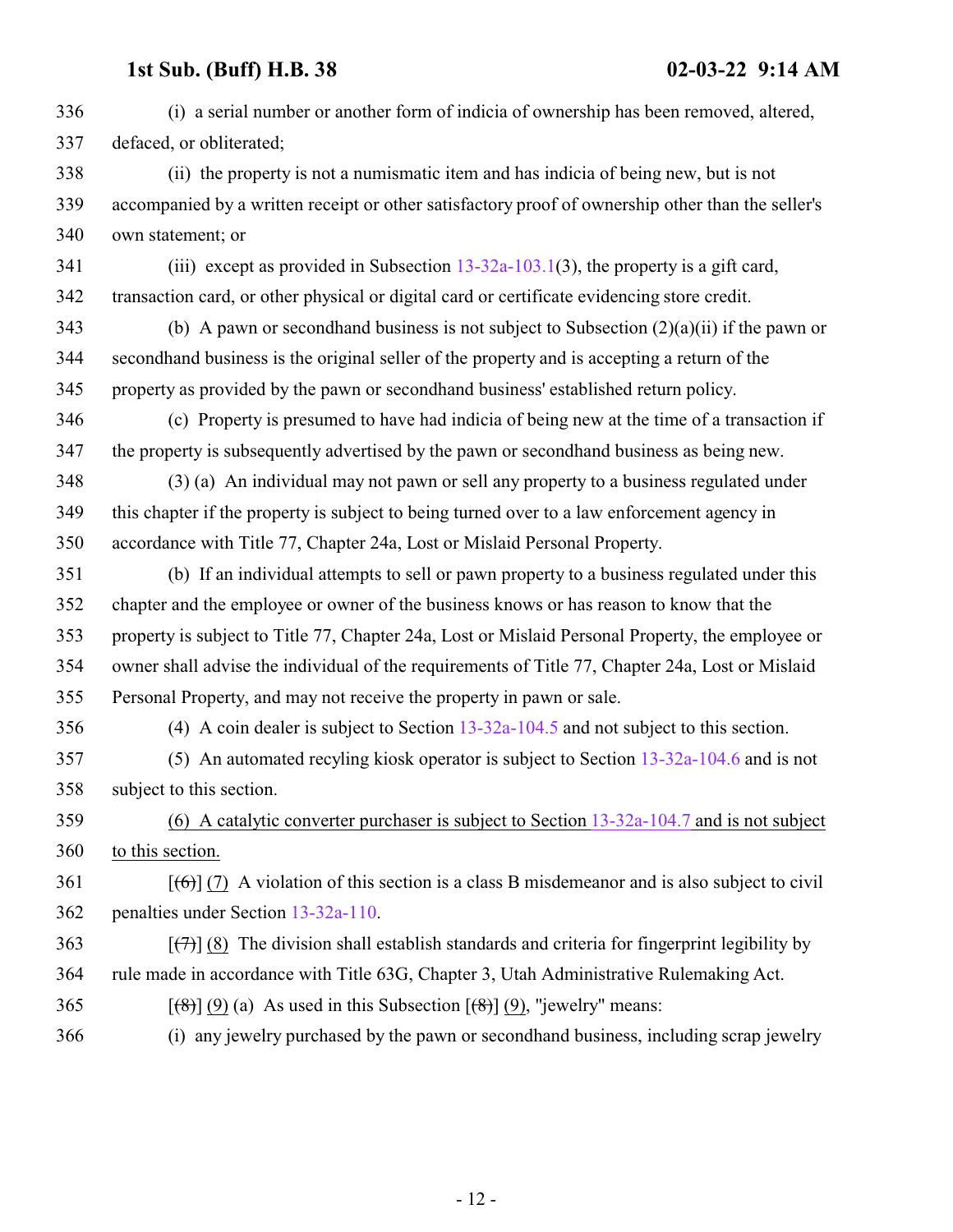(i) a serial number or another form of indicia of ownership has been removed, altered, defaced, or obliterated;

(ii) the property is not a numismatic item and has indicia of being new, but is not accompanied by a written receipt or other satisfactory proof of ownership other than the seller's own statement; or

(iii) except as provided in Subsection 13-32a-103.1(3), the property is a gift card, transaction card, or other physical or digital card or certificate evidencing store credit.

(b) A pawn or secondhand business is not subject to Subsection (2)(a)(ii) if the pawn or secondhand business is the original seller of the property and is accepting a return of the property as provided by the pawn or secondhand business' established return policy.

(c) Property is presumed to have had indicia of being new at the time of a transaction if the property is subsequently advertised by the pawn or secondhand business as being new.

(3) (a) An individual may not pawn or sell any property to a business regulated under this chapter if the property is subject to being turned over to a law enforcement agency in accordance with Title 77, Chapter 24a, Lost or Mislaid Personal Property.

(b) If an individual attempts to sell or pawn property to a business regulated under this chapter and the employee or owner of the business knows or has reason to know that the property is subject to Title 77, Chapter 24a, Lost or Mislaid Personal Property, the employee or owner shall advise the individual of the requirements of Title 77, Chapter 24a, Lost or Mislaid Personal Property, and may not receive the property in pawn or sale.

(4) A coin dealer is subject to Section 13-32a-104.5 and not subject to this section.

(5) An automated recyling kiosk operator is subject to Section 13-32a-104.6 and is not subject to this section.

<u>(6) A catalytic converter purchaser is subject to Section 13-32a-104.7 and is not subject to this section.</u>

[~~(6)~~] <u>(7)</u> A violation of this section is a class B misdemeanor and is also subject to civil penalties under Section 13-32a-110.

[~~(7)~~] <u>(8)</u> The division shall establish standards and criteria for fingerprint legibility by rule made in accordance with Title 63G, Chapter 3, Utah Administrative Rulemaking Act.

[~~(8)~~] <u>(9)</u> (a) As used in this Subsection [~~(8)~~] <u>(9)</u>, "jewelry" means:

(i) any jewelry purchased by the pawn or secondhand business, including scrap jewelry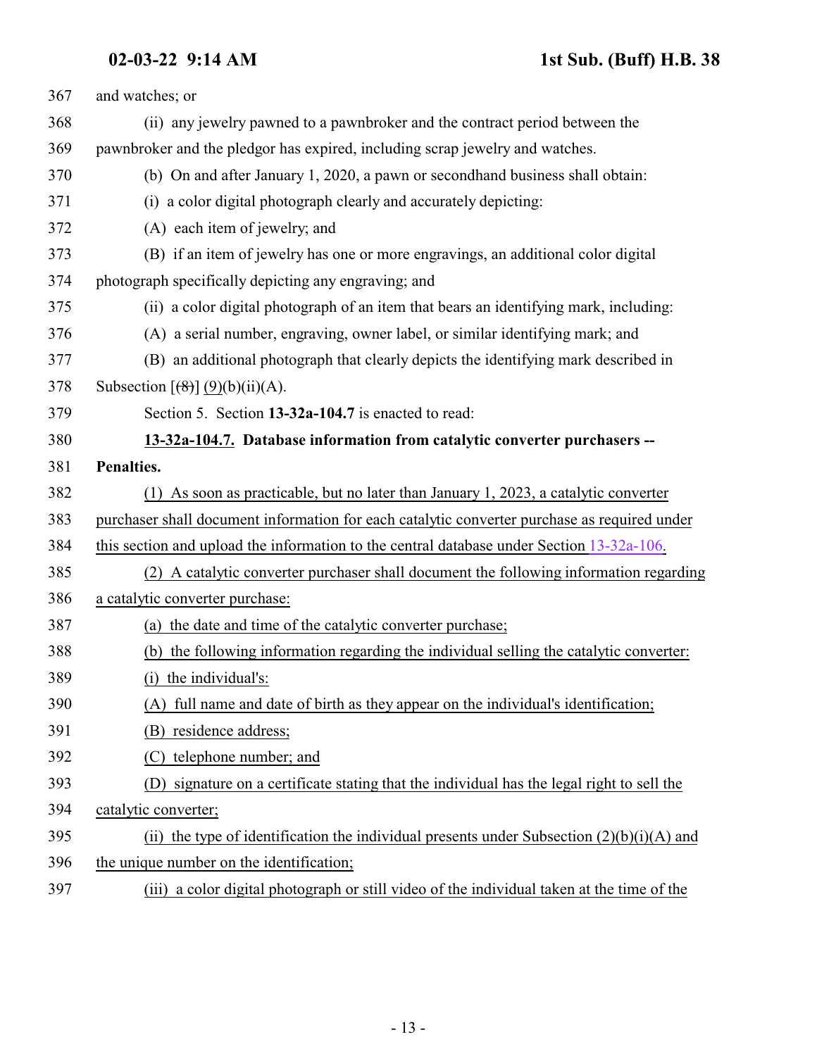367 and watches; or

368 (ii) any jewelry pawned to a pawnbroker and the contract period between the

369 pawnbroker and the pledgor has expired, including scrap jewelry and watches.

370 (b) On and after January 1, 2020, a pawn or secondhand business shall obtain:

371 (i) a color digital photograph clearly and accurately depicting:

372 (A) each item of jewelry; and

373 (B) if an item of jewelry has one or more engravings, an additional color digital

374 photograph specifically depicting any engraving; and

375 (ii) a color digital photograph of an item that bears an identifying mark, including:

376 (A) a serial number, engraving, owner label, or similar identifying mark; and

377 (B) an additional photograph that clearly depicts the identifying mark described in

378 Subsection [~~(8)~~] (9)(b)(ii)(A).

379 Section 5. Section **13-32a-104.7** is enacted to read:

380 **13-32a-104.7. Database information from catalytic converter purchasers --**

381 **Penalties.**

382 (1) As soon as practicable, but no later than January 1, 2023, a catalytic converter

383 purchaser shall document information for each catalytic converter purchase as required under

384 this section and upload the information to the central database under Section 13-32a-106.

385 (2) A catalytic converter purchaser shall document the following information regarding

386 a catalytic converter purchase:

387 (a) the date and time of the catalytic converter purchase;

388 (b) the following information regarding the individual selling the catalytic converter:

389 (i) the individual's:

390 (A) full name and date of birth as they appear on the individual's identification;

391 (B) residence address;

392 (C) telephone number; and

393 (D) signature on a certificate stating that the individual has the legal right to sell the

394 catalytic converter;

395 (ii) the type of identification the individual presents under Subsection (2)(b)(i)(A) and

396 the unique number on the identification;

397 (iii) a color digital photograph or still video of the individual taken at the time of the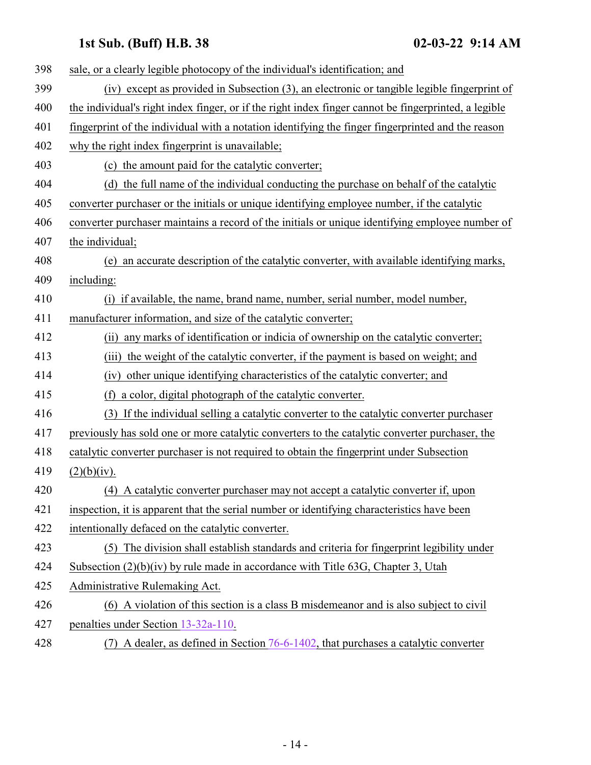sale, or a clearly legible photocopy of the individual's identification; and

(iv) except as provided in Subsection (3), an electronic or tangible legible fingerprint of the individual's right index finger, or if the right index finger cannot be fingerprinted, a legible fingerprint of the individual with a notation identifying the finger fingerprinted and the reason why the right index fingerprint is unavailable;

(c) the amount paid for the catalytic converter;

(d) the full name of the individual conducting the purchase on behalf of the catalytic converter purchaser or the initials or unique identifying employee number, if the catalytic converter purchaser maintains a record of the initials or unique identifying employee number of the individual;

(e) an accurate description of the catalytic converter, with available identifying marks, including:

(i) if available, the name, brand name, number, serial number, model number, manufacturer information, and size of the catalytic converter;

(ii) any marks of identification or indicia of ownership on the catalytic converter;

(iii) the weight of the catalytic converter, if the payment is based on weight; and

(iv) other unique identifying characteristics of the catalytic converter; and

(f) a color, digital photograph of the catalytic converter.

(3) If the individual selling a catalytic converter to the catalytic converter purchaser previously has sold one or more catalytic converters to the catalytic converter purchaser, the catalytic converter purchaser is not required to obtain the fingerprint under Subsection (2)(b)(iv).

(4) A catalytic converter purchaser may not accept a catalytic converter if, upon inspection, it is apparent that the serial number or identifying characteristics have been intentionally defaced on the catalytic converter.

(5) The division shall establish standards and criteria for fingerprint legibility under Subsection (2)(b)(iv) by rule made in accordance with Title 63G, Chapter 3, Utah Administrative Rulemaking Act.

(6) A violation of this section is a class B misdemeanor and is also subject to civil penalties under Section 13-32a-110.

(7) A dealer, as defined in Section 76-6-1402, that purchases a catalytic converter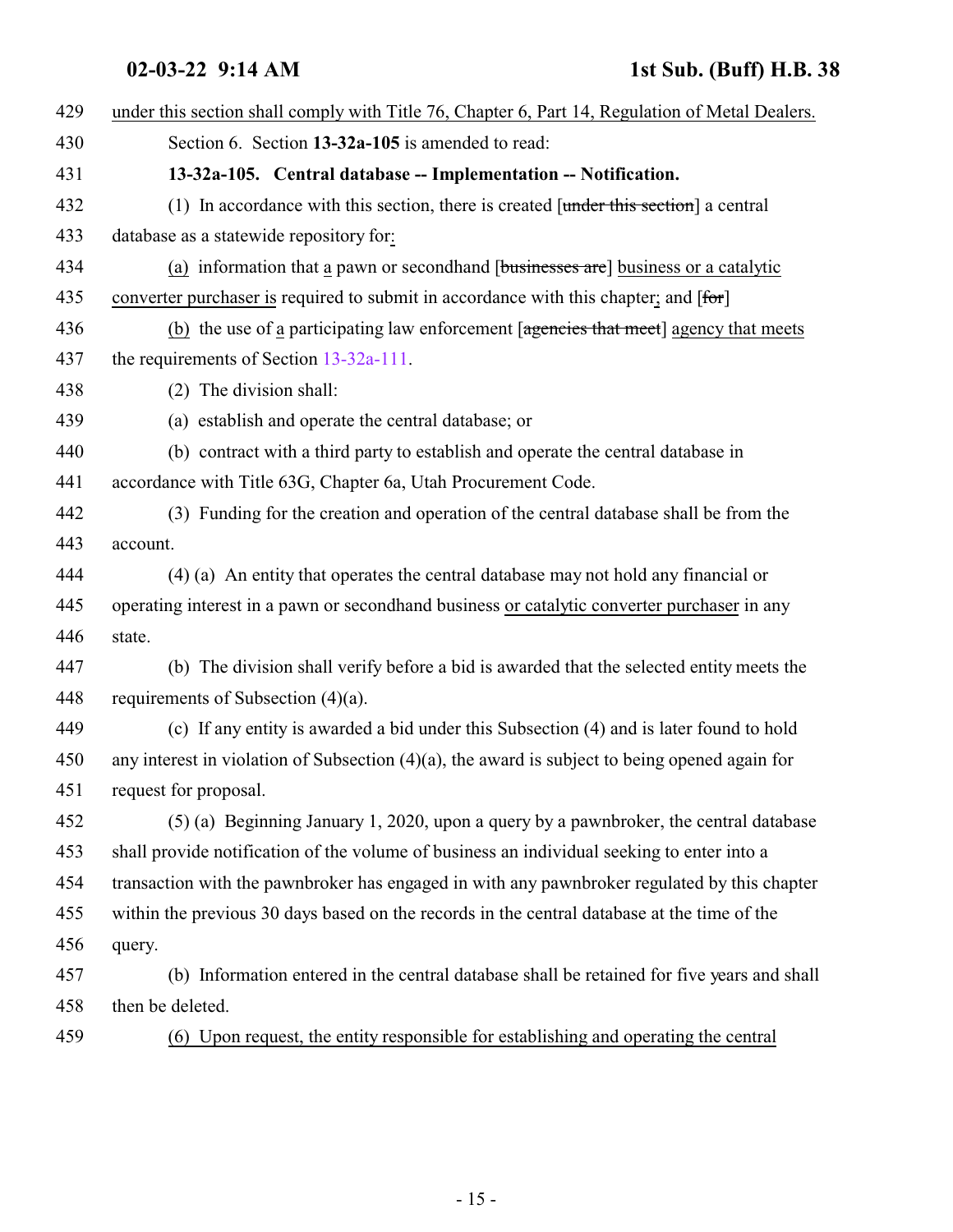429 under this section shall comply with Title 76, Chapter 6, Part 14, Regulation of Metal Dealers.

430 Section 6. Section **13-32a-105** is amended to read:

431 **13-32a-105. Central database -- Implementation -- Notification.**

432 (1) In accordance with this section, there is created [~~under this section~~] a central

433 database as a statewide repository for:

434 (a) information that a pawn or secondhand [~~businesses are~~] business or a catalytic

435 converter purchaser is required to submit in accordance with this chapter; and [~~for~~]

436 (b) the use of a participating law enforcement [~~agencies that meet~~] agency that meets

437 the requirements of Section 13-32a-111.

438 (2) The division shall:

439 (a) establish and operate the central database; or

440 (b) contract with a third party to establish and operate the central database in

441 accordance with Title 63G, Chapter 6a, Utah Procurement Code.

442 (3) Funding for the creation and operation of the central database shall be from the

443 account.

444 (4) (a) An entity that operates the central database may not hold any financial or

445 operating interest in a pawn or secondhand business or catalytic converter purchaser in any

446 state.

447 (b) The division shall verify before a bid is awarded that the selected entity meets the

448 requirements of Subsection (4)(a).

449 (c) If any entity is awarded a bid under this Subsection (4) and is later found to hold

450 any interest in violation of Subsection (4)(a), the award is subject to being opened again for

451 request for proposal.

452 (5) (a) Beginning January 1, 2020, upon a query by a pawnbroker, the central database

453 shall provide notification of the volume of business an individual seeking to enter into a

454 transaction with the pawnbroker has engaged in with any pawnbroker regulated by this chapter

455 within the previous 30 days based on the records in the central database at the time of the

456 query.

457 (b) Information entered in the central database shall be retained for five years and shall

458 then be deleted.

459 (6) Upon request, the entity responsible for establishing and operating the central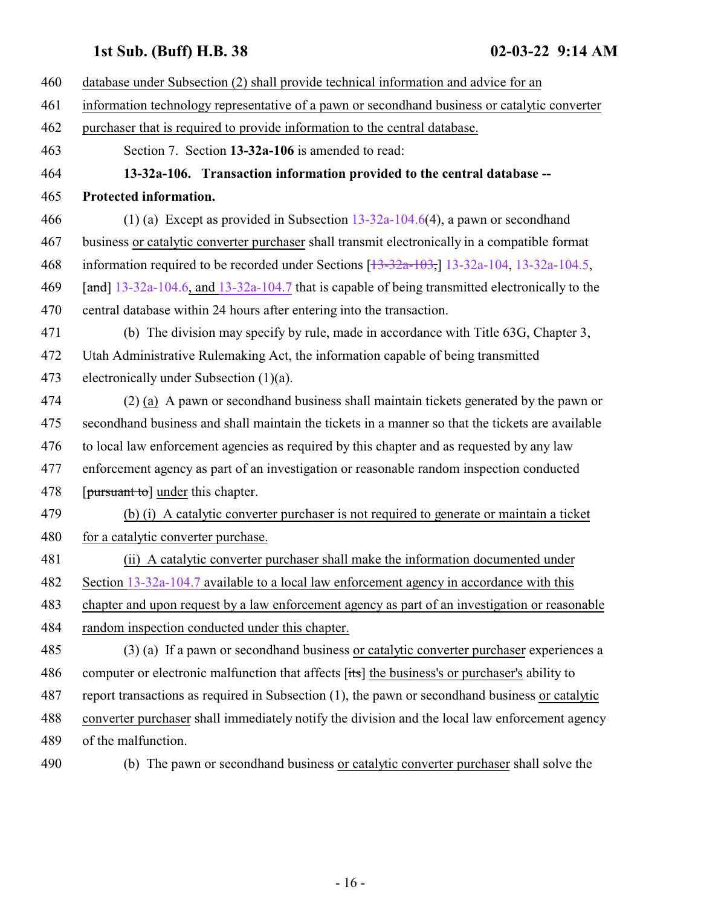database under Subsection (2) shall provide technical information and advice for an information technology representative of a pawn or secondhand business or catalytic converter purchaser that is required to provide information to the central database.

Section 7. Section **13-32a-106** is amended to read:

**13-32a-106. Transaction information provided to the central database -- Protected information.**

(1) (a) Except as provided in Subsection 13-32a-104.6(4), a pawn or secondhand business or catalytic converter purchaser shall transmit electronically in a compatible format information required to be recorded under Sections [~~13-32a-103,~~] 13-32a-104, 13-32a-104.5, [~~and~~] 13-32a-104.6, and 13-32a-104.7 that is capable of being transmitted electronically to the central database within 24 hours after entering into the transaction.

(b) The division may specify by rule, made in accordance with Title 63G, Chapter 3, Utah Administrative Rulemaking Act, the information capable of being transmitted electronically under Subsection (1)(a).

(2) (a) A pawn or secondhand business shall maintain tickets generated by the pawn or secondhand business and shall maintain the tickets in a manner so that the tickets are available to local law enforcement agencies as required by this chapter and as requested by any law enforcement agency as part of an investigation or reasonable random inspection conducted [~~pursuant to~~] under this chapter.

(b) (i) A catalytic converter purchaser is not required to generate or maintain a ticket for a catalytic converter purchase.

(ii) A catalytic converter purchaser shall make the information documented under Section 13-32a-104.7 available to a local law enforcement agency in accordance with this chapter and upon request by a law enforcement agency as part of an investigation or reasonable random inspection conducted under this chapter.

(3) (a) If a pawn or secondhand business or catalytic converter purchaser experiences a computer or electronic malfunction that affects [~~its~~] the business's or purchaser's ability to report transactions as required in Subsection (1), the pawn or secondhand business or catalytic converter purchaser shall immediately notify the division and the local law enforcement agency of the malfunction.

(b) The pawn or secondhand business or catalytic converter purchaser shall solve the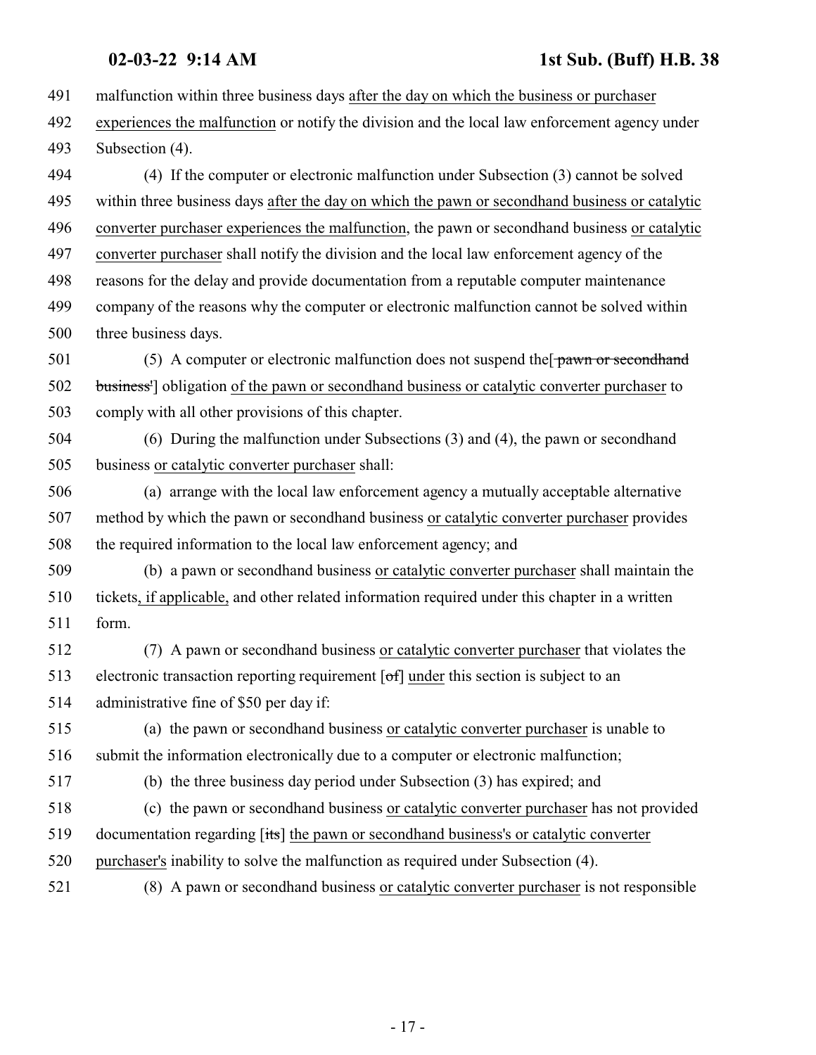491 malfunction within three business days after the day on which the business or purchaser
492 experiences the malfunction or notify the division and the local law enforcement agency under
493 Subsection (4).

494 (4) If the computer or electronic malfunction under Subsection (3) cannot be solved
495 within three business days after the day on which the pawn or secondhand business or catalytic
496 converter purchaser experiences the malfunction, the pawn or secondhand business or catalytic
497 converter purchaser shall notify the division and the local law enforcement agency of the
498 reasons for the delay and provide documentation from a reputable computer maintenance
499 company of the reasons why the computer or electronic malfunction cannot be solved within
500 three business days.

501 (5) A computer or electronic malfunction does not suspend the[ ~~pawn or secondhand~~
502 ~~business'~~] obligation of the pawn or secondhand business or catalytic converter purchaser to
503 comply with all other provisions of this chapter.

504 (6) During the malfunction under Subsections (3) and (4), the pawn or secondhand
505 business or catalytic converter purchaser shall:

506 (a) arrange with the local law enforcement agency a mutually acceptable alternative
507 method by which the pawn or secondhand business or catalytic converter purchaser provides
508 the required information to the local law enforcement agency; and

509 (b) a pawn or secondhand business or catalytic converter purchaser shall maintain the
510 tickets, if applicable, and other related information required under this chapter in a written
511 form.

512 (7) A pawn or secondhand business or catalytic converter purchaser that violates the
513 electronic transaction reporting requirement [~~of~~] under this section is subject to an
514 administrative fine of $50 per day if:

515 (a) the pawn or secondhand business or catalytic converter purchaser is unable to
516 submit the information electronically due to a computer or electronic malfunction;

517 (b) the three business day period under Subsection (3) has expired; and

518 (c) the pawn or secondhand business or catalytic converter purchaser has not provided
519 documentation regarding [~~its~~] the pawn or secondhand business's or catalytic converter
520 purchaser's inability to solve the malfunction as required under Subsection (4).

521 (8) A pawn or secondhand business or catalytic converter purchaser is not responsible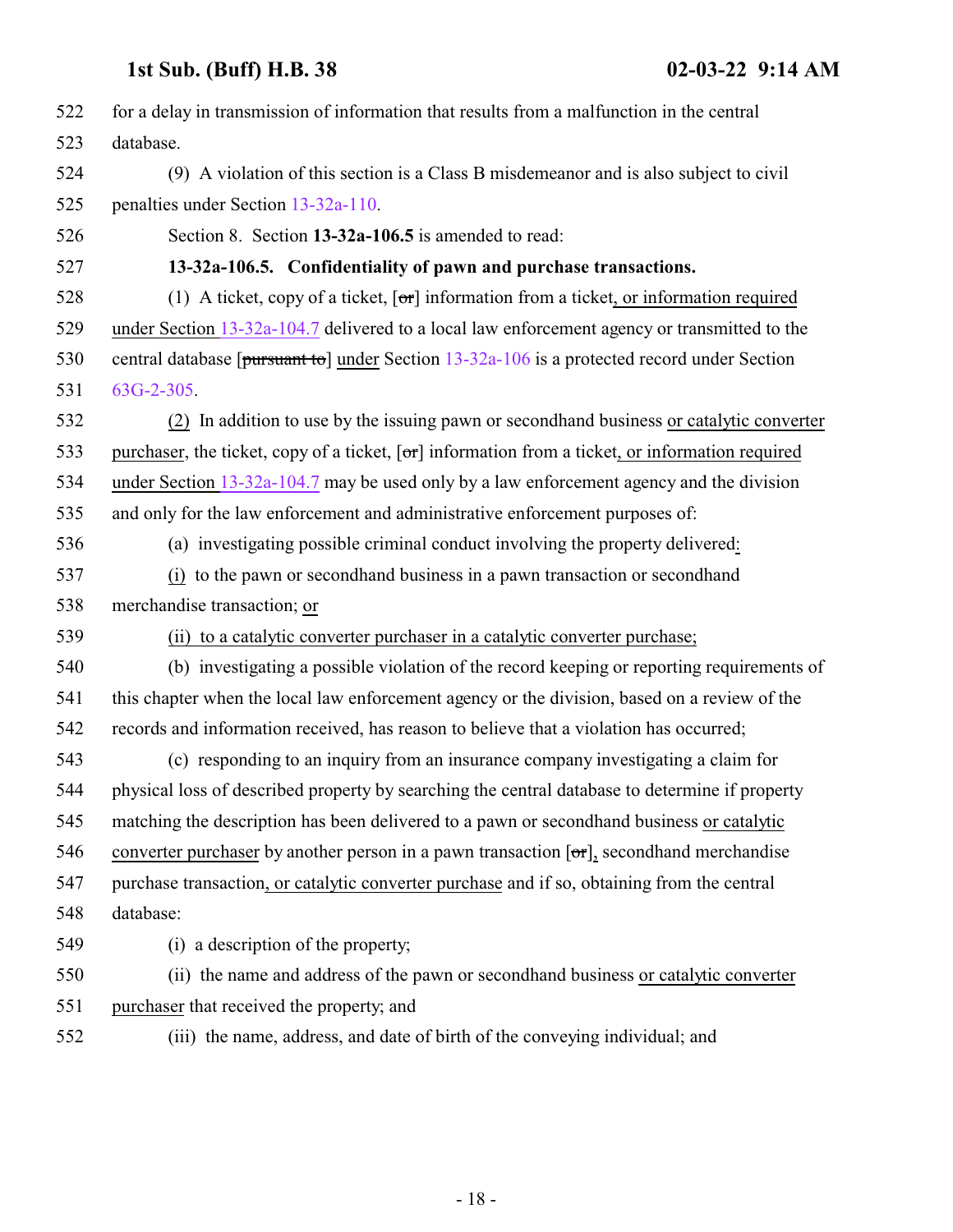522 for a delay in transmission of information that results from a malfunction in the central
523 database.

524 (9) A violation of this section is a Class B misdemeanor and is also subject to civil
525 penalties under Section 13-32a-110.

526 Section 8. Section **13-32a-106.5** is amended to read:

527 **13-32a-106.5. Confidentiality of pawn and purchase transactions.**

528 (1) A ticket, copy of a ticket, [~~or~~] information from a ticket, or information required
529 under Section 13-32a-104.7 delivered to a local law enforcement agency or transmitted to the
530 central database [~~pursuant to~~] under Section 13-32a-106 is a protected record under Section
531 63G-2-305.

532 (2) In addition to use by the issuing pawn or secondhand business or catalytic converter
533 purchaser, the ticket, copy of a ticket, [~~or~~] information from a ticket, or information required
534 under Section 13-32a-104.7 may be used only by a law enforcement agency and the division
535 and only for the law enforcement and administrative enforcement purposes of:

536 (a) investigating possible criminal conduct involving the property delivered:

537 (i) to the pawn or secondhand business in a pawn transaction or secondhand
538 merchandise transaction; or

539 (ii) to a catalytic converter purchaser in a catalytic converter purchase;

540 (b) investigating a possible violation of the record keeping or reporting requirements of
541 this chapter when the local law enforcement agency or the division, based on a review of the
542 records and information received, has reason to believe that a violation has occurred;

543 (c) responding to an inquiry from an insurance company investigating a claim for
544 physical loss of described property by searching the central database to determine if property
545 matching the description has been delivered to a pawn or secondhand business or catalytic
546 converter purchaser by another person in a pawn transaction [~~or~~], secondhand merchandise
547 purchase transaction, or catalytic converter purchase and if so, obtaining from the central
548 database:

549 (i) a description of the property;

550 (ii) the name and address of the pawn or secondhand business or catalytic converter
551 purchaser that received the property; and

552 (iii) the name, address, and date of birth of the conveying individual; and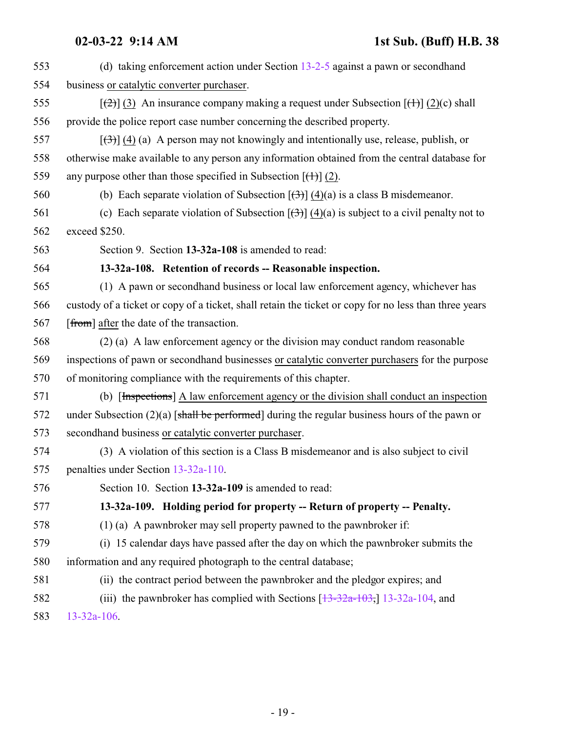553 (d) taking enforcement action under Section 13-2-5 against a pawn or secondhand

554 business or catalytic converter purchaser.

555 [(2)] (3) An insurance company making a request under Subsection [(1)] (2)(c) shall

556 provide the police report case number concerning the described property.

557 [(3)] (4) (a) A person may not knowingly and intentionally use, release, publish, or

558 otherwise make available to any person any information obtained from the central database for

559 any purpose other than those specified in Subsection [(1)] (2).

560 (b) Each separate violation of Subsection [(3)] (4)(a) is a class B misdemeanor.

561 (c) Each separate violation of Subsection [(3)] (4)(a) is subject to a civil penalty not to

562 exceed $250.

563 Section 9. Section **13-32a-108** is amended to read:

564 **13-32a-108. Retention of records -- Reasonable inspection.**

565 (1) A pawn or secondhand business or local law enforcement agency, whichever has

566 custody of a ticket or copy of a ticket, shall retain the ticket or copy for no less than three years

567 [from] after the date of the transaction.

568 (2) (a) A law enforcement agency or the division may conduct random reasonable

569 inspections of pawn or secondhand businesses or catalytic converter purchasers for the purpose

570 of monitoring compliance with the requirements of this chapter.

571 (b) [Inspections] A law enforcement agency or the division shall conduct an inspection

572 under Subsection (2)(a) [shall be performed] during the regular business hours of the pawn or

573 secondhand business or catalytic converter purchaser.

574 (3) A violation of this section is a Class B misdemeanor and is also subject to civil

575 penalties under Section 13-32a-110.

576 Section 10. Section **13-32a-109** is amended to read:

577 **13-32a-109. Holding period for property -- Return of property -- Penalty.**

578 (1) (a) A pawnbroker may sell property pawned to the pawnbroker if:

579 (i) 15 calendar days have passed after the day on which the pawnbroker submits the

580 information and any required photograph to the central database;

581 (ii) the contract period between the pawnbroker and the pledgor expires; and

582 (iii) the pawnbroker has complied with Sections [13-32a-103,] 13-32a-104, and

583 13-32a-106.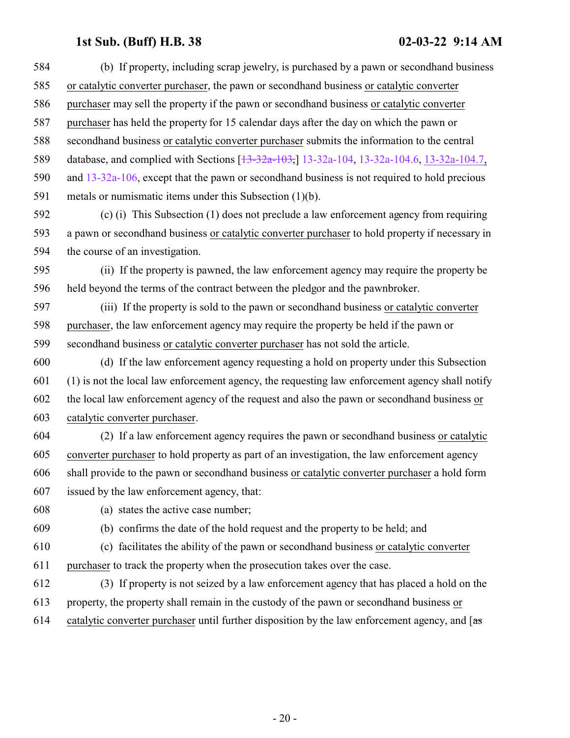584 (b) If property, including scrap jewelry, is purchased by a pawn or secondhand business
585 or catalytic converter purchaser, the pawn or secondhand business or catalytic converter
586 purchaser may sell the property if the pawn or secondhand business or catalytic converter
587 purchaser has held the property for 15 calendar days after the day on which the pawn or
588 secondhand business or catalytic converter purchaser submits the information to the central
589 database, and complied with Sections [~~13-32a-103,~~] 13-32a-104, 13-32a-104.6, 13-32a-104.7,
590 and 13-32a-106, except that the pawn or secondhand business is not required to hold precious
591 metals or numismatic items under this Subsection (1)(b).

592 (c) (i) This Subsection (1) does not preclude a law enforcement agency from requiring
593 a pawn or secondhand business or catalytic converter purchaser to hold property if necessary in
594 the course of an investigation.

595 (ii) If the property is pawned, the law enforcement agency may require the property be
596 held beyond the terms of the contract between the pledgor and the pawnbroker.

597 (iii) If the property is sold to the pawn or secondhand business or catalytic converter
598 purchaser, the law enforcement agency may require the property be held if the pawn or
599 secondhand business or catalytic converter purchaser has not sold the article.

600 (d) If the law enforcement agency requesting a hold on property under this Subsection
601 (1) is not the local law enforcement agency, the requesting law enforcement agency shall notify
602 the local law enforcement agency of the request and also the pawn or secondhand business or
603 catalytic converter purchaser.

604 (2) If a law enforcement agency requires the pawn or secondhand business or catalytic
605 converter purchaser to hold property as part of an investigation, the law enforcement agency
606 shall provide to the pawn or secondhand business or catalytic converter purchaser a hold form
607 issued by the law enforcement agency, that:

608 (a) states the active case number;

609 (b) confirms the date of the hold request and the property to be held; and

610 (c) facilitates the ability of the pawn or secondhand business or catalytic converter
611 purchaser to track the property when the prosecution takes over the case.

612 (3) If property is not seized by a law enforcement agency that has placed a hold on the
613 property, the property shall remain in the custody of the pawn or secondhand business or
614 catalytic converter purchaser until further disposition by the law enforcement agency, and [~~as~~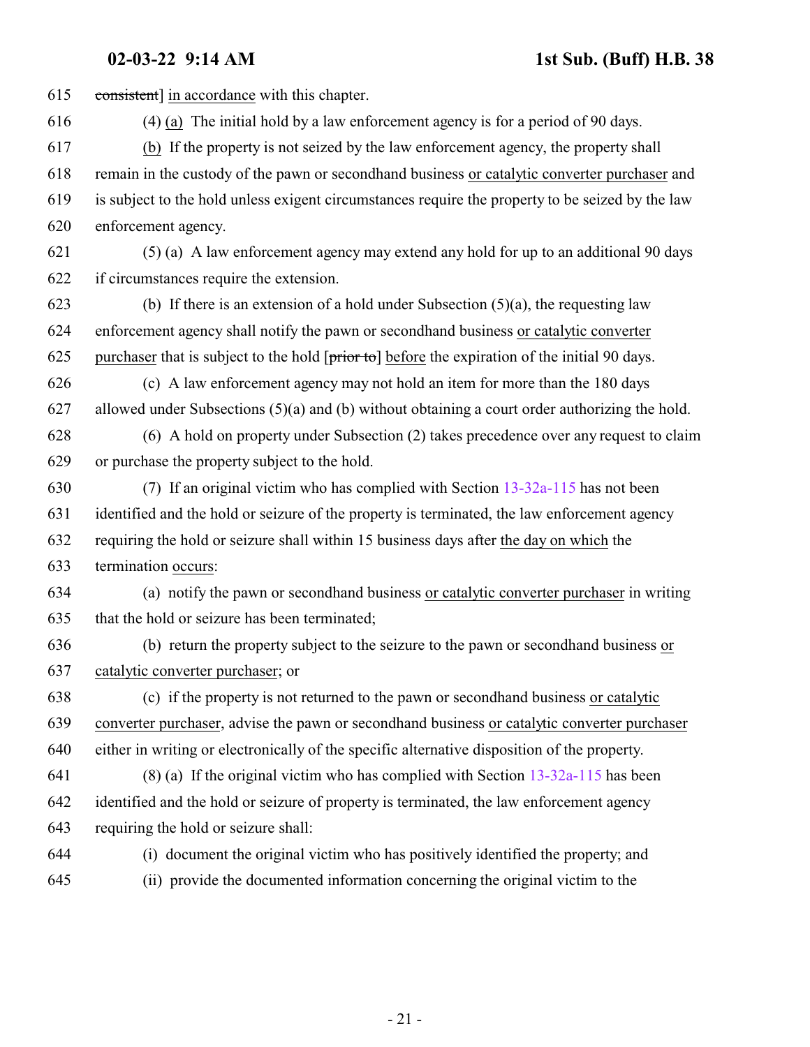615 ~~consistent~~] in accordance with this chapter.

616 (4) (a) The initial hold by a law enforcement agency is for a period of 90 days.

617 (b) If the property is not seized by the law enforcement agency, the property shall

618 remain in the custody of the pawn or secondhand business or catalytic converter purchaser and

619 is subject to the hold unless exigent circumstances require the property to be seized by the law

620 enforcement agency.

621 (5) (a) A law enforcement agency may extend any hold for up to an additional 90 days

622 if circumstances require the extension.

623 (b) If there is an extension of a hold under Subsection (5)(a), the requesting law

624 enforcement agency shall notify the pawn or secondhand business or catalytic converter

625 purchaser that is subject to the hold [~~prior to~~] before the expiration of the initial 90 days.

626 (c) A law enforcement agency may not hold an item for more than the 180 days

627 allowed under Subsections (5)(a) and (b) without obtaining a court order authorizing the hold.

628 (6) A hold on property under Subsection (2) takes precedence over any request to claim

629 or purchase the property subject to the hold.

630 (7) If an original victim who has complied with Section 13-32a-115 has not been

631 identified and the hold or seizure of the property is terminated, the law enforcement agency

632 requiring the hold or seizure shall within 15 business days after the day on which the

633 termination occurs:

634 (a) notify the pawn or secondhand business or catalytic converter purchaser in writing

635 that the hold or seizure has been terminated;

636 (b) return the property subject to the seizure to the pawn or secondhand business or

637 catalytic converter purchaser; or

638 (c) if the property is not returned to the pawn or secondhand business or catalytic

639 converter purchaser, advise the pawn or secondhand business or catalytic converter purchaser

640 either in writing or electronically of the specific alternative disposition of the property.

641 (8) (a) If the original victim who has complied with Section 13-32a-115 has been

642 identified and the hold or seizure of property is terminated, the law enforcement agency

643 requiring the hold or seizure shall:

644 (i) document the original victim who has positively identified the property; and

645 (ii) provide the documented information concerning the original victim to the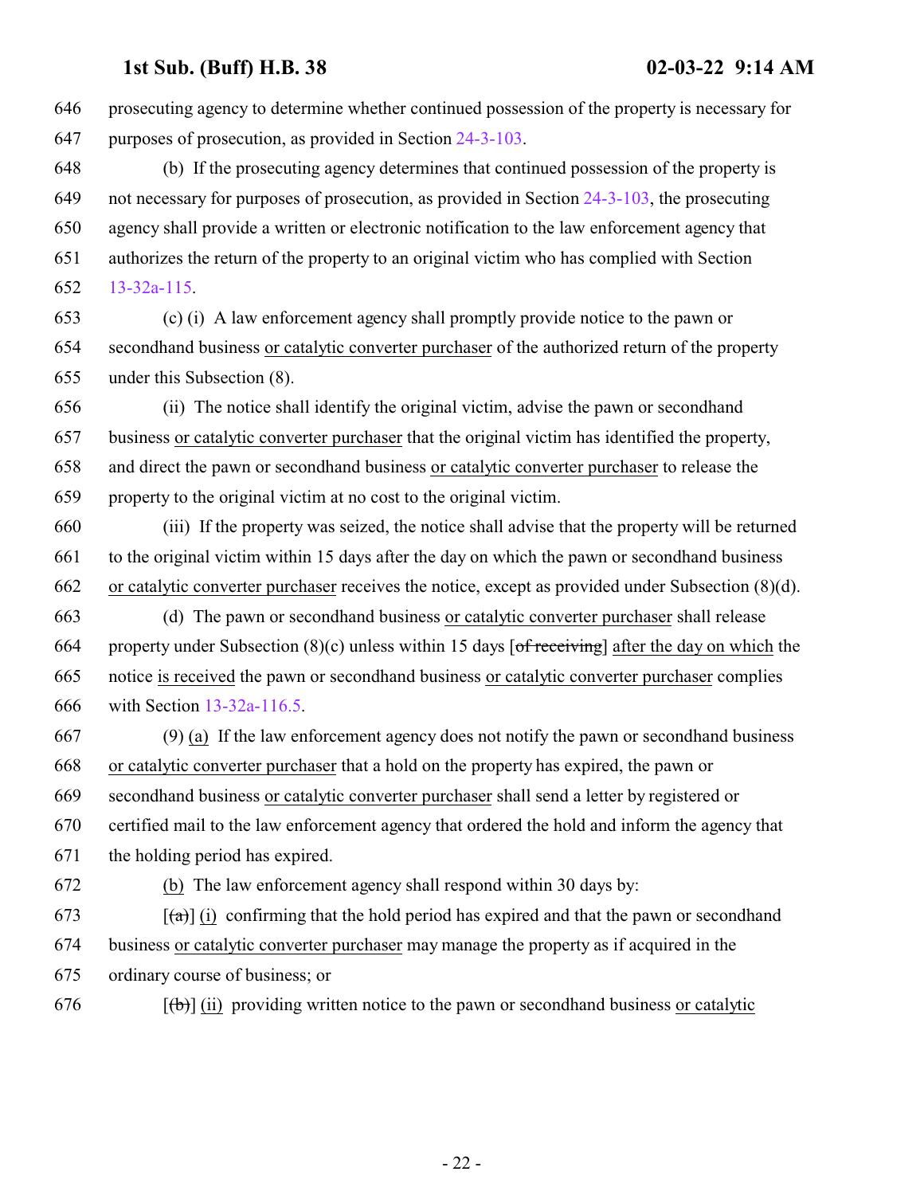646 prosecuting agency to determine whether continued possession of the property is necessary for
647 purposes of prosecution, as provided in Section 24-3-103.

648 (b) If the prosecuting agency determines that continued possession of the property is
649 not necessary for purposes of prosecution, as provided in Section 24-3-103, the prosecuting
650 agency shall provide a written or electronic notification to the law enforcement agency that
651 authorizes the return of the property to an original victim who has complied with Section
652 13-32a-115.

653 (c) (i) A law enforcement agency shall promptly provide notice to the pawn or
654 secondhand business or catalytic converter purchaser of the authorized return of the property
655 under this Subsection (8).

656 (ii) The notice shall identify the original victim, advise the pawn or secondhand
657 business or catalytic converter purchaser that the original victim has identified the property,
658 and direct the pawn or secondhand business or catalytic converter purchaser to release the
659 property to the original victim at no cost to the original victim.

660 (iii) If the property was seized, the notice shall advise that the property will be returned
661 to the original victim within 15 days after the day on which the pawn or secondhand business
662 or catalytic converter purchaser receives the notice, except as provided under Subsection (8)(d).

663 (d) The pawn or secondhand business or catalytic converter purchaser shall release
664 property under Subsection (8)(c) unless within 15 days [~~of receiving~~] after the day on which the
665 notice is received the pawn or secondhand business or catalytic converter purchaser complies
666 with Section 13-32a-116.5.

667 (9) (a) If the law enforcement agency does not notify the pawn or secondhand business
668 or catalytic converter purchaser that a hold on the property has expired, the pawn or
669 secondhand business or catalytic converter purchaser shall send a letter by registered or
670 certified mail to the law enforcement agency that ordered the hold and inform the agency that
671 the holding period has expired.

672 (b) The law enforcement agency shall respond within 30 days by:

673 [~~(a)~~] (i) confirming that the hold period has expired and that the pawn or secondhand
674 business or catalytic converter purchaser may manage the property as if acquired in the
675 ordinary course of business; or

676 [~~(b)~~] (ii) providing written notice to the pawn or secondhand business or catalytic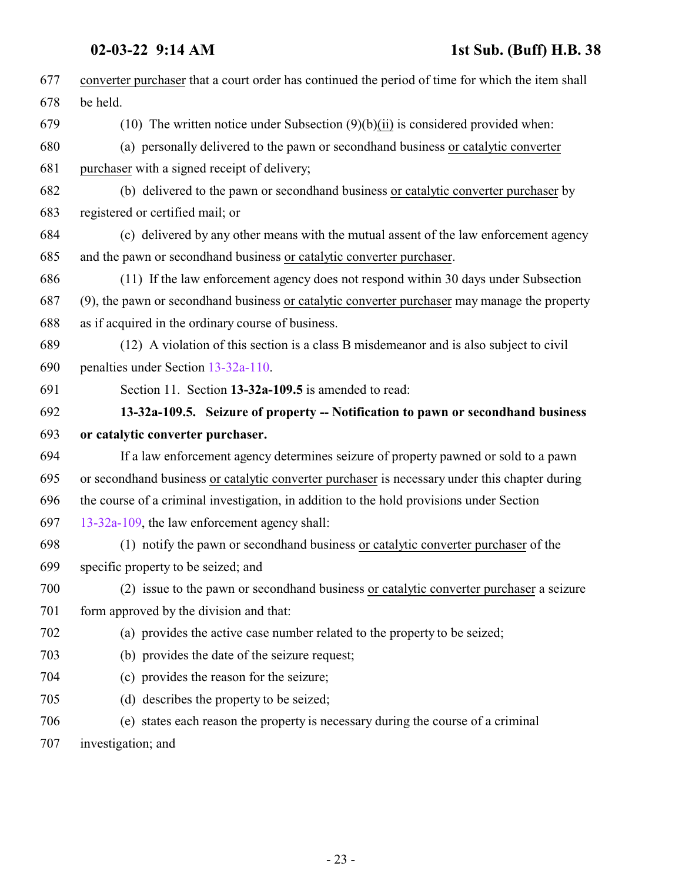converter purchaser that a court order has continued the period of time for which the item shall be held.

(10) The written notice under Subsection (9)(b)(ii) is considered provided when:

(a) personally delivered to the pawn or secondhand business or catalytic converter purchaser with a signed receipt of delivery;

(b) delivered to the pawn or secondhand business or catalytic converter purchaser by registered or certified mail; or

(c) delivered by any other means with the mutual assent of the law enforcement agency and the pawn or secondhand business or catalytic converter purchaser.

(11) If the law enforcement agency does not respond within 30 days under Subsection (9), the pawn or secondhand business or catalytic converter purchaser may manage the property as if acquired in the ordinary course of business.

(12) A violation of this section is a class B misdemeanor and is also subject to civil penalties under Section 13-32a-110.

Section 11. Section **13-32a-109.5** is amended to read:

**13-32a-109.5. Seizure of property -- Notification to pawn or secondhand business or catalytic converter purchaser.**

If a law enforcement agency determines seizure of property pawned or sold to a pawn or secondhand business or catalytic converter purchaser is necessary under this chapter during the course of a criminal investigation, in addition to the hold provisions under Section 13-32a-109, the law enforcement agency shall:

(1) notify the pawn or secondhand business or catalytic converter purchaser of the specific property to be seized; and

(2) issue to the pawn or secondhand business or catalytic converter purchaser a seizure form approved by the division and that:

(a) provides the active case number related to the property to be seized;

(b) provides the date of the seizure request;

(c) provides the reason for the seizure;

(d) describes the property to be seized;

(e) states each reason the property is necessary during the course of a criminal investigation; and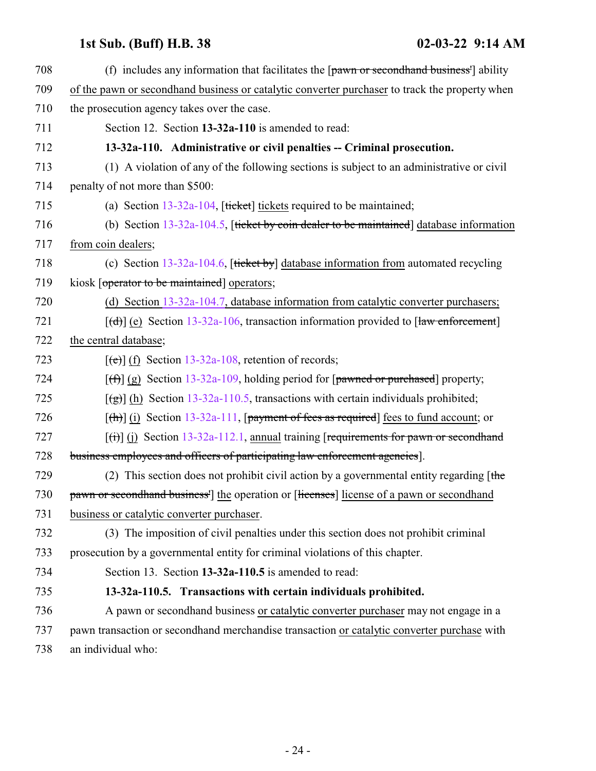708 (f) includes any information that facilitates the [~~pawn or secondhand business'~~] ability

709 of the pawn or secondhand business or catalytic converter purchaser to track the property when

710 the prosecution agency takes over the case.

711 Section 12. Section **13-32a-110** is amended to read:

712 **13-32a-110. Administrative or civil penalties -- Criminal prosecution.**

713 (1) A violation of any of the following sections is subject to an administrative or civil

714 penalty of not more than $500:

715 (a) Section 13-32a-104, [~~ticket~~] tickets required to be maintained;

716 (b) Section 13-32a-104.5, [~~ticket by coin dealer to be maintained~~] database information

717 from coin dealers;

718 (c) Section 13-32a-104.6, [~~ticket by~~] database information from automated recycling

719 kiosk [~~operator to be maintained~~] operators;

720 (d) Section 13-32a-104.7, database information from catalytic converter purchasers;

721 [~~(d)~~] (e) Section 13-32a-106, transaction information provided to [~~law enforcement~~]

722 the central database;

723 [~~(e)~~] (f) Section 13-32a-108, retention of records;

724 [~~(f)~~] (g) Section 13-32a-109, holding period for [~~pawned or purchased~~] property;

725 [~~(g)~~] (h) Section 13-32a-110.5, transactions with certain individuals prohibited;

726 [~~(h)~~] (i) Section 13-32a-111, [~~payment of fees as required~~] fees to fund account; or

727 [~~(i)~~] (j) Section 13-32a-112.1, annual training [~~requirements for pawn or secondhand~~

728 ~~business employees and officers of participating law enforcement agencies~~].

729 (2) This section does not prohibit civil action by a governmental entity regarding [~~the~~

730 ~~pawn or secondhand business'~~] the operation or [~~licenses~~] license of a pawn or secondhand

731 business or catalytic converter purchaser.

732 (3) The imposition of civil penalties under this section does not prohibit criminal

733 prosecution by a governmental entity for criminal violations of this chapter.

734 Section 13. Section **13-32a-110.5** is amended to read:

735 **13-32a-110.5. Transactions with certain individuals prohibited.**

736 A pawn or secondhand business or catalytic converter purchaser may not engage in a

737 pawn transaction or secondhand merchandise transaction or catalytic converter purchase with

738 an individual who: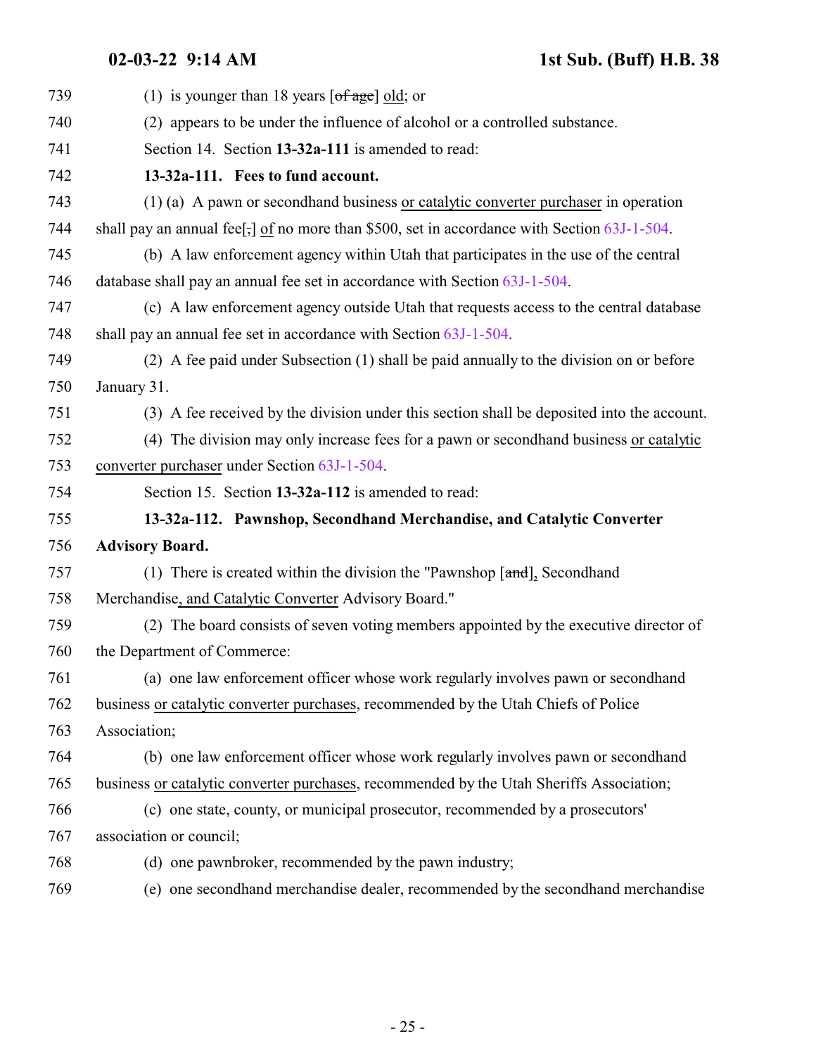(1) is younger than 18 years [~~of age~~] old; or

(2) appears to be under the influence of alcohol or a controlled substance.

Section 14. Section **13-32a-111** is amended to read:

**13-32a-111. Fees to fund account.**

(1) (a) A pawn or secondhand business or catalytic converter purchaser in operation shall pay an annual fee[~~,~~] of no more than $500, set in accordance with Section 63J-1-504.

(b) A law enforcement agency within Utah that participates in the use of the central database shall pay an annual fee set in accordance with Section 63J-1-504.

(c) A law enforcement agency outside Utah that requests access to the central database shall pay an annual fee set in accordance with Section 63J-1-504.

(2) A fee paid under Subsection (1) shall be paid annually to the division on or before January 31.

(3) A fee received by the division under this section shall be deposited into the account.

(4) The division may only increase fees for a pawn or secondhand business or catalytic converter purchaser under Section 63J-1-504.

Section 15. Section **13-32a-112** is amended to read:

**13-32a-112. Pawnshop, Secondhand Merchandise, and Catalytic Converter Advisory Board.**

(1) There is created within the division the "Pawnshop [~~and~~], Secondhand Merchandise, and Catalytic Converter Advisory Board."

(2) The board consists of seven voting members appointed by the executive director of the Department of Commerce:

(a) one law enforcement officer whose work regularly involves pawn or secondhand business or catalytic converter purchases, recommended by the Utah Chiefs of Police Association;

(b) one law enforcement officer whose work regularly involves pawn or secondhand business or catalytic converter purchases, recommended by the Utah Sheriffs Association;

(c) one state, county, or municipal prosecutor, recommended by a prosecutors' association or council;

(d) one pawnbroker, recommended by the pawn industry;

(e) one secondhand merchandise dealer, recommended by the secondhand merchandise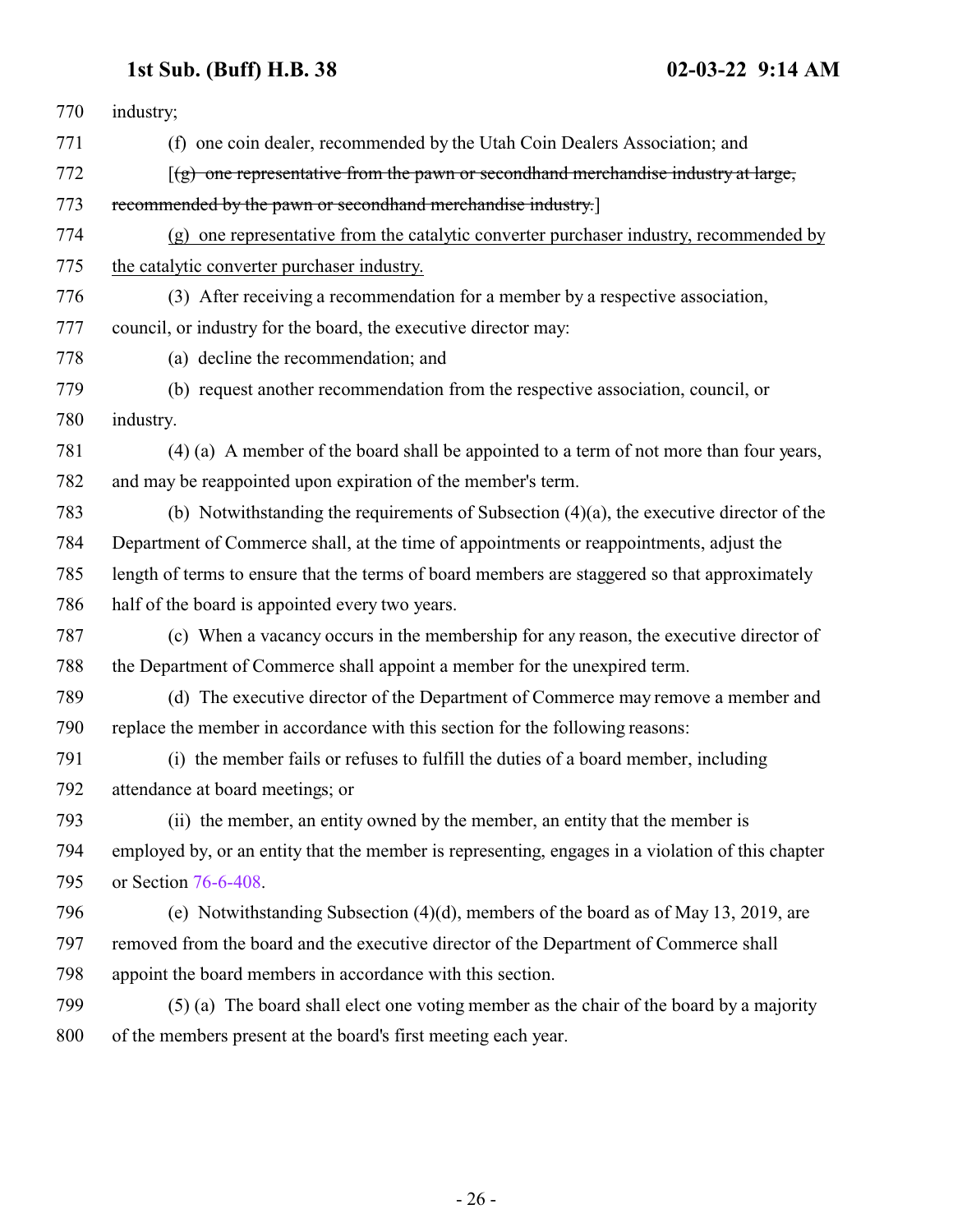770 industry;

771 (f) one coin dealer, recommended by the Utah Coin Dealers Association; and

772 [~~(g) one representative from the pawn or secondhand merchandise industry at large,~~

773 ~~recommended by the pawn or secondhand merchandise industry.~~]

774 <u>(g) one representative from the catalytic converter purchaser industry, recommended by</u>

775 <u>the catalytic converter purchaser industry.</u>

776 (3) After receiving a recommendation for a member by a respective association,

777 council, or industry for the board, the executive director may:

778 (a) decline the recommendation; and

779 (b) request another recommendation from the respective association, council, or

780 industry.

781 (4) (a) A member of the board shall be appointed to a term of not more than four years,

782 and may be reappointed upon expiration of the member's term.

783 (b) Notwithstanding the requirements of Subsection (4)(a), the executive director of the

784 Department of Commerce shall, at the time of appointments or reappointments, adjust the

785 length of terms to ensure that the terms of board members are staggered so that approximately

786 half of the board is appointed every two years.

787 (c) When a vacancy occurs in the membership for any reason, the executive director of

788 the Department of Commerce shall appoint a member for the unexpired term.

789 (d) The executive director of the Department of Commerce may remove a member and

790 replace the member in accordance with this section for the following reasons:

791 (i) the member fails or refuses to fulfill the duties of a board member, including

792 attendance at board meetings; or

793 (ii) the member, an entity owned by the member, an entity that the member is

794 employed by, or an entity that the member is representing, engages in a violation of this chapter

795 or Section 76-6-408.

796 (e) Notwithstanding Subsection (4)(d), members of the board as of May 13, 2019, are

797 removed from the board and the executive director of the Department of Commerce shall

798 appoint the board members in accordance with this section.

799 (5) (a) The board shall elect one voting member as the chair of the board by a majority

800 of the members present at the board's first meeting each year.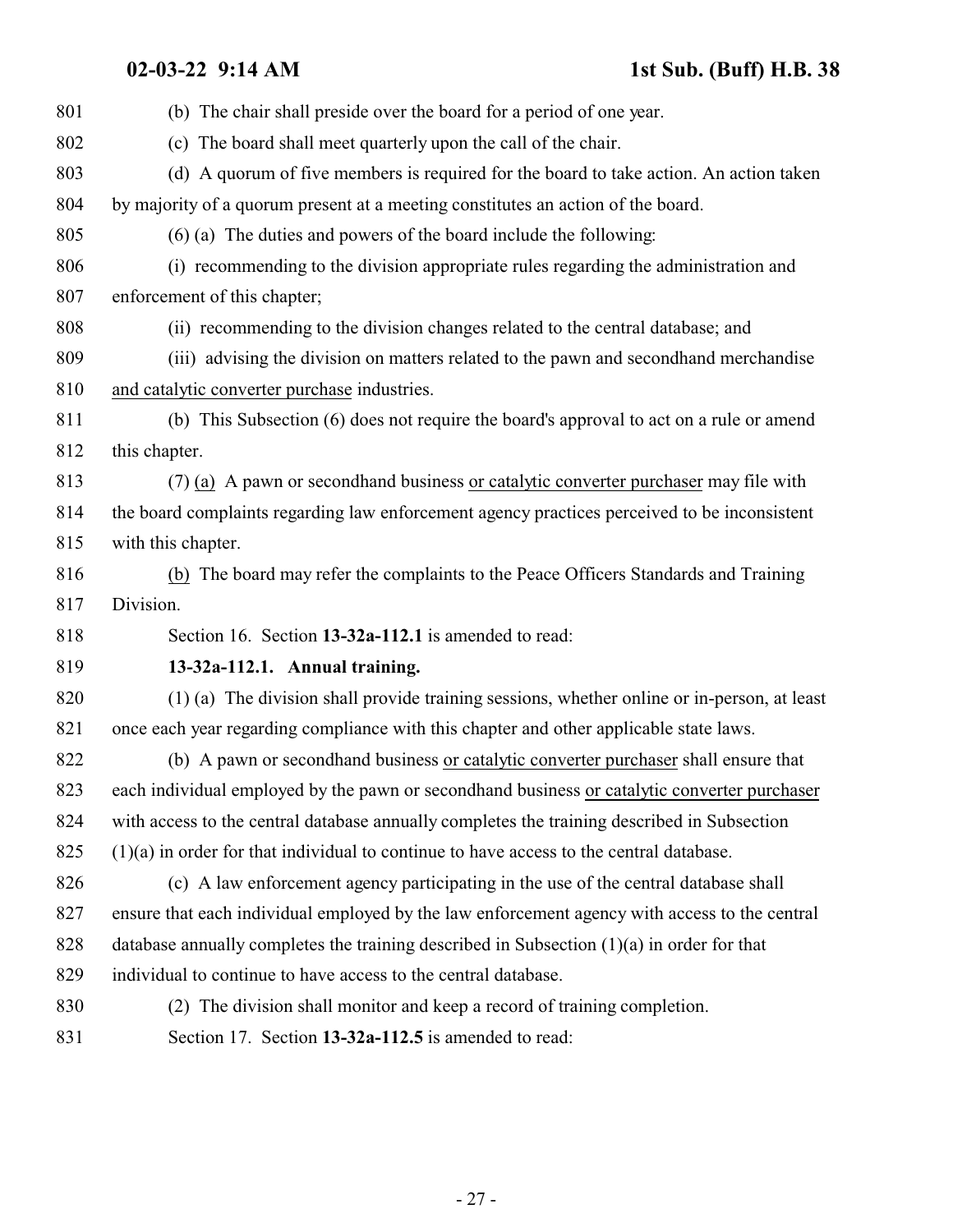(b) The chair shall preside over the board for a period of one year.

(c) The board shall meet quarterly upon the call of the chair.

(d) A quorum of five members is required for the board to take action. An action taken by majority of a quorum present at a meeting constitutes an action of the board.

(6) (a) The duties and powers of the board include the following:

(i) recommending to the division appropriate rules regarding the administration and enforcement of this chapter;

(ii) recommending to the division changes related to the central database; and

(iii) advising the division on matters related to the pawn and secondhand merchandise and catalytic converter purchase industries.

(b) This Subsection (6) does not require the board's approval to act on a rule or amend this chapter.

(7) (a) A pawn or secondhand business or catalytic converter purchaser may file with the board complaints regarding law enforcement agency practices perceived to be inconsistent with this chapter.

(b) The board may refer the complaints to the Peace Officers Standards and Training Division.

Section 16. Section **13-32a-112.1** is amended to read:

**13-32a-112.1. Annual training.**

(1) (a) The division shall provide training sessions, whether online or in-person, at least once each year regarding compliance with this chapter and other applicable state laws.

(b) A pawn or secondhand business or catalytic converter purchaser shall ensure that each individual employed by the pawn or secondhand business or catalytic converter purchaser with access to the central database annually completes the training described in Subsection (1)(a) in order for that individual to continue to have access to the central database.

(c) A law enforcement agency participating in the use of the central database shall ensure that each individual employed by the law enforcement agency with access to the central database annually completes the training described in Subsection (1)(a) in order for that individual to continue to have access to the central database.

(2) The division shall monitor and keep a record of training completion.

Section 17. Section **13-32a-112.5** is amended to read: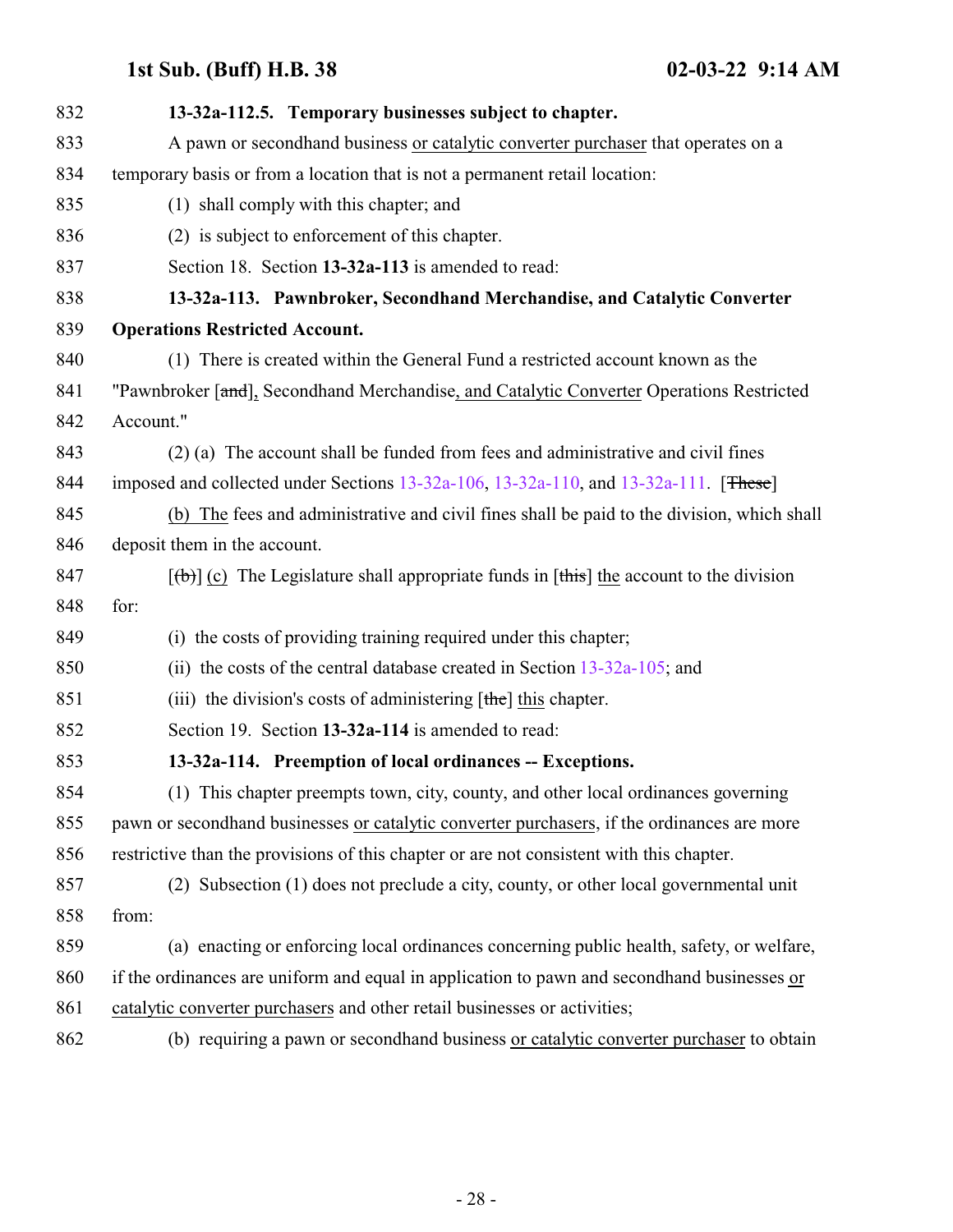**13-32a-112.5. Temporary businesses subject to chapter.**

A pawn or secondhand business or catalytic converter purchaser that operates on a temporary basis or from a location that is not a permanent retail location:

(1) shall comply with this chapter; and

(2) is subject to enforcement of this chapter.

Section 18. Section **13-32a-113** is amended to read:

**13-32a-113. Pawnbroker, Secondhand Merchandise, and Catalytic Converter Operations Restricted Account.**

(1) There is created within the General Fund a restricted account known as the "Pawnbroker [~~and~~], Secondhand Merchandise, and Catalytic Converter Operations Restricted Account."

(2) (a) The account shall be funded from fees and administrative and civil fines imposed and collected under Sections 13-32a-106, 13-32a-110, and 13-32a-111. [~~These~~]

(b) The fees and administrative and civil fines shall be paid to the division, which shall deposit them in the account.

[~~(b)~~] (c) The Legislature shall appropriate funds in [~~this~~] the account to the division for:

(i) the costs of providing training required under this chapter;

(ii) the costs of the central database created in Section 13-32a-105; and

(iii) the division's costs of administering [~~the~~] this chapter.

Section 19. Section **13-32a-114** is amended to read:

**13-32a-114. Preemption of local ordinances -- Exceptions.**

(1) This chapter preempts town, city, county, and other local ordinances governing pawn or secondhand businesses or catalytic converter purchasers, if the ordinances are more restrictive than the provisions of this chapter or are not consistent with this chapter.

(2) Subsection (1) does not preclude a city, county, or other local governmental unit from:

(a) enacting or enforcing local ordinances concerning public health, safety, or welfare, if the ordinances are uniform and equal in application to pawn and secondhand businesses or catalytic converter purchasers and other retail businesses or activities;

(b) requiring a pawn or secondhand business or catalytic converter purchaser to obtain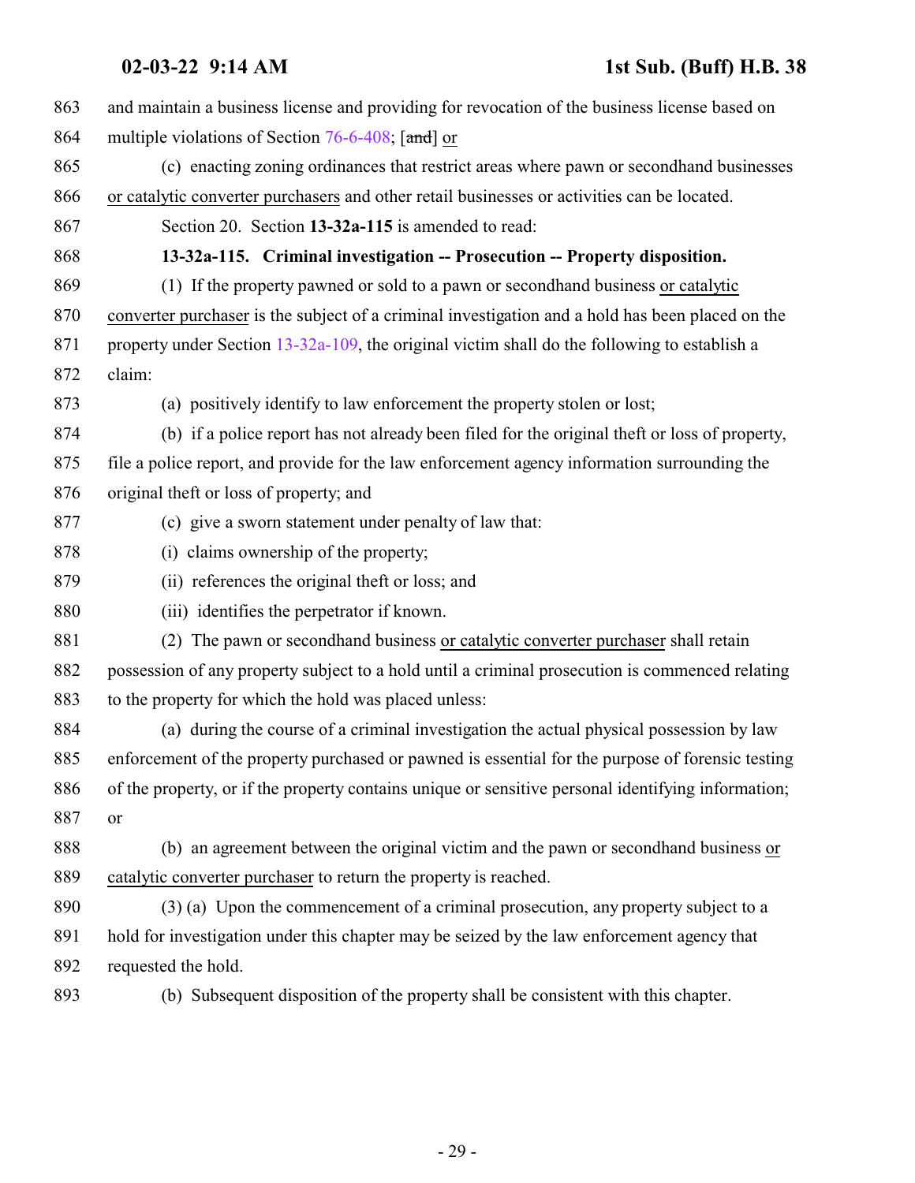and maintain a business license and providing for revocation of the business license based on multiple violations of Section 76-6-408; [~~and~~] or

(c) enacting zoning ordinances that restrict areas where pawn or secondhand businesses or catalytic converter purchasers and other retail businesses or activities can be located.

Section 20. Section **13-32a-115** is amended to read:

**13-32a-115. Criminal investigation -- Prosecution -- Property disposition.**

(1) If the property pawned or sold to a pawn or secondhand business or catalytic converter purchaser is the subject of a criminal investigation and a hold has been placed on the property under Section 13-32a-109, the original victim shall do the following to establish a claim:

(a) positively identify to law enforcement the property stolen or lost;

(b) if a police report has not already been filed for the original theft or loss of property, file a police report, and provide for the law enforcement agency information surrounding the original theft or loss of property; and

(c) give a sworn statement under penalty of law that:

(i) claims ownership of the property;

(ii) references the original theft or loss; and

(iii) identifies the perpetrator if known.

(2) The pawn or secondhand business or catalytic converter purchaser shall retain possession of any property subject to a hold until a criminal prosecution is commenced relating to the property for which the hold was placed unless:

(a) during the course of a criminal investigation the actual physical possession by law enforcement of the property purchased or pawned is essential for the purpose of forensic testing of the property, or if the property contains unique or sensitive personal identifying information; or

(b) an agreement between the original victim and the pawn or secondhand business or catalytic converter purchaser to return the property is reached.

(3) (a) Upon the commencement of a criminal prosecution, any property subject to a hold for investigation under this chapter may be seized by the law enforcement agency that requested the hold.

(b) Subsequent disposition of the property shall be consistent with this chapter.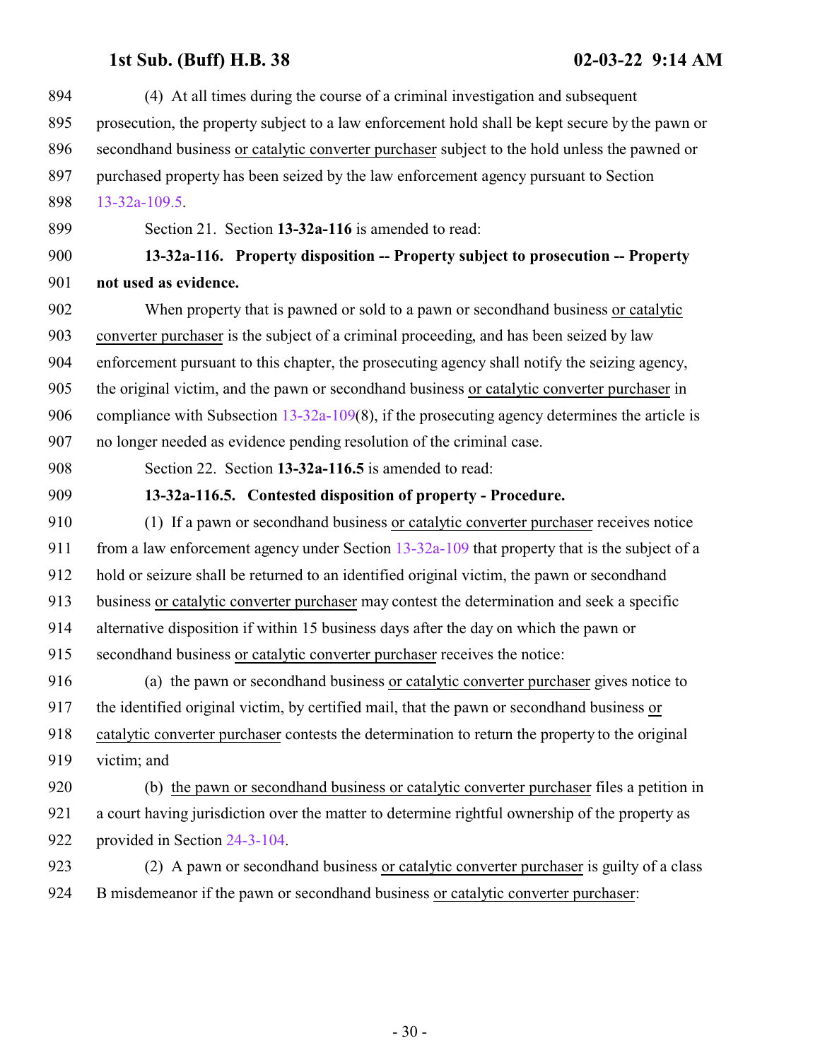(4) At all times during the course of a criminal investigation and subsequent prosecution, the property subject to a law enforcement hold shall be kept secure by the pawn or secondhand business or catalytic converter purchaser subject to the hold unless the pawned or purchased property has been seized by the law enforcement agency pursuant to Section 13-32a-109.5.

Section 21. Section **13-32a-116** is amended to read:

**13-32a-116. Property disposition -- Property subject to prosecution -- Property not used as evidence.**

When property that is pawned or sold to a pawn or secondhand business or catalytic converter purchaser is the subject of a criminal proceeding, and has been seized by law enforcement pursuant to this chapter, the prosecuting agency shall notify the seizing agency, the original victim, and the pawn or secondhand business or catalytic converter purchaser in compliance with Subsection 13-32a-109(8), if the prosecuting agency determines the article is no longer needed as evidence pending resolution of the criminal case.

Section 22. Section **13-32a-116.5** is amended to read:

**13-32a-116.5. Contested disposition of property - Procedure.**

(1) If a pawn or secondhand business or catalytic converter purchaser receives notice from a law enforcement agency under Section 13-32a-109 that property that is the subject of a hold or seizure shall be returned to an identified original victim, the pawn or secondhand business or catalytic converter purchaser may contest the determination and seek a specific alternative disposition if within 15 business days after the day on which the pawn or secondhand business or catalytic converter purchaser receives the notice:

(a) the pawn or secondhand business or catalytic converter purchaser gives notice to the identified original victim, by certified mail, that the pawn or secondhand business or catalytic converter purchaser contests the determination to return the property to the original victim; and

(b) the pawn or secondhand business or catalytic converter purchaser files a petition in a court having jurisdiction over the matter to determine rightful ownership of the property as provided in Section 24-3-104.

(2) A pawn or secondhand business or catalytic converter purchaser is guilty of a class B misdemeanor if the pawn or secondhand business or catalytic converter purchaser: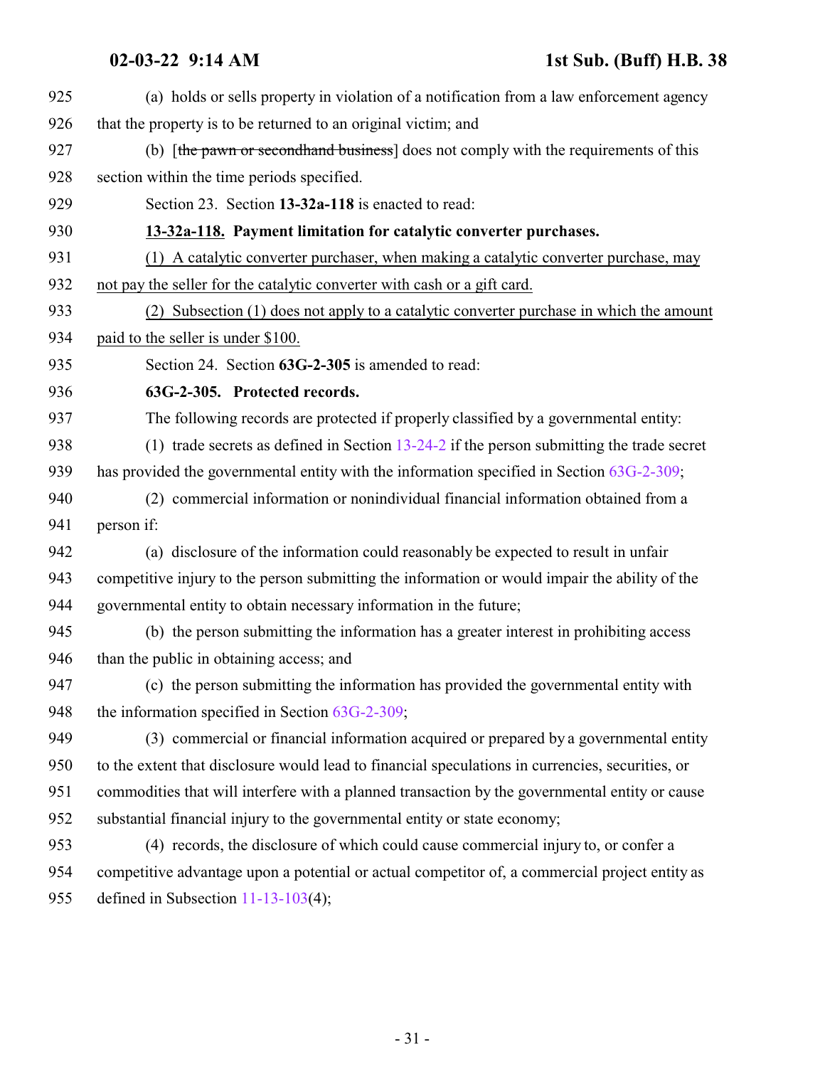(a) holds or sells property in violation of a notification from a law enforcement agency that the property is to be returned to an original victim; and

(b) [~~the pawn or secondhand business~~] does not comply with the requirements of this section within the time periods specified.

Section 23. Section **13-32a-118** is enacted to read:

**13-32a-118. Payment limitation for catalytic converter purchases.**

(1) A catalytic converter purchaser, when making a catalytic converter purchase, may not pay the seller for the catalytic converter with cash or a gift card.

(2) Subsection (1) does not apply to a catalytic converter purchase in which the amount paid to the seller is under $100.

Section 24. Section **63G-2-305** is amended to read:

**63G-2-305. Protected records.**

The following records are protected if properly classified by a governmental entity:

(1) trade secrets as defined in Section 13-24-2 if the person submitting the trade secret has provided the governmental entity with the information specified in Section 63G-2-309;

(2) commercial information or nonindividual financial information obtained from a person if:

(a) disclosure of the information could reasonably be expected to result in unfair competitive injury to the person submitting the information or would impair the ability of the governmental entity to obtain necessary information in the future;

(b) the person submitting the information has a greater interest in prohibiting access than the public in obtaining access; and

(c) the person submitting the information has provided the governmental entity with the information specified in Section 63G-2-309;

(3) commercial or financial information acquired or prepared by a governmental entity to the extent that disclosure would lead to financial speculations in currencies, securities, or commodities that will interfere with a planned transaction by the governmental entity or cause substantial financial injury to the governmental entity or state economy;

(4) records, the disclosure of which could cause commercial injury to, or confer a competitive advantage upon a potential or actual competitor of, a commercial project entity as defined in Subsection 11-13-103(4);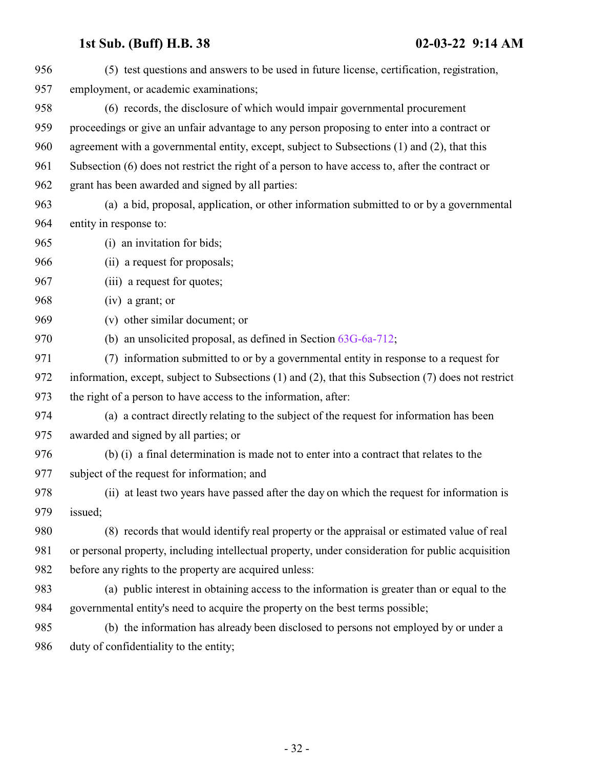(5) test questions and answers to be used in future license, certification, registration, employment, or academic examinations;

(6) records, the disclosure of which would impair governmental procurement proceedings or give an unfair advantage to any person proposing to enter into a contract or agreement with a governmental entity, except, subject to Subsections (1) and (2), that this Subsection (6) does not restrict the right of a person to have access to, after the contract or grant has been awarded and signed by all parties:

(a) a bid, proposal, application, or other information submitted to or by a governmental entity in response to:

(i) an invitation for bids;

(ii) a request for proposals;

(iii) a request for quotes;

(iv) a grant; or

(v) other similar document; or

(b) an unsolicited proposal, as defined in Section 63G-6a-712;

(7) information submitted to or by a governmental entity in response to a request for information, except, subject to Subsections (1) and (2), that this Subsection (7) does not restrict the right of a person to have access to the information, after:

(a) a contract directly relating to the subject of the request for information has been awarded and signed by all parties; or

(b) (i) a final determination is made not to enter into a contract that relates to the subject of the request for information; and

(ii) at least two years have passed after the day on which the request for information is issued;

(8) records that would identify real property or the appraisal or estimated value of real or personal property, including intellectual property, under consideration for public acquisition before any rights to the property are acquired unless:

(a) public interest in obtaining access to the information is greater than or equal to the governmental entity's need to acquire the property on the best terms possible;

(b) the information has already been disclosed to persons not employed by or under a duty of confidentiality to the entity;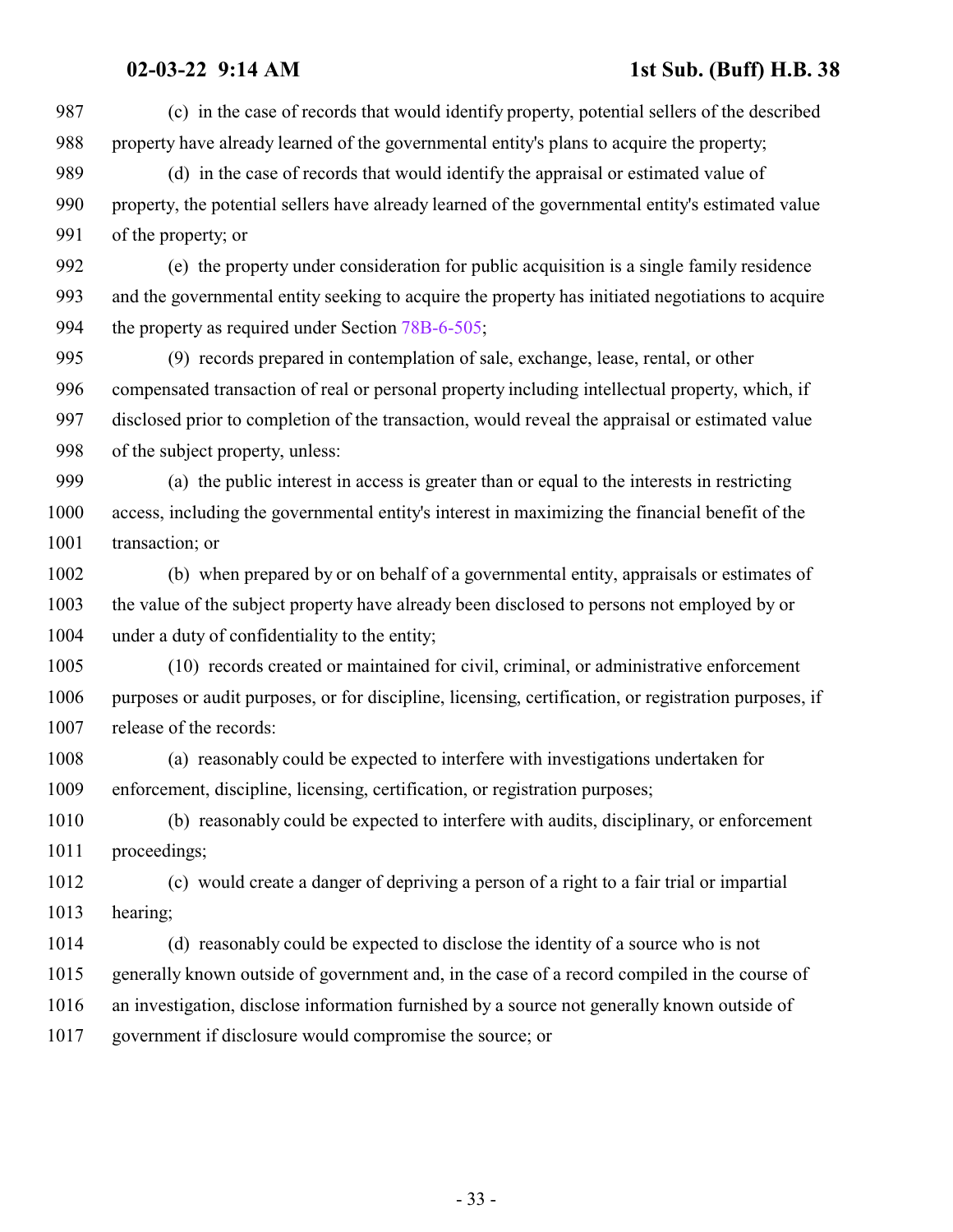(c) in the case of records that would identify property, potential sellers of the described property have already learned of the governmental entity's plans to acquire the property;

(d) in the case of records that would identify the appraisal or estimated value of property, the potential sellers have already learned of the governmental entity's estimated value of the property; or

(e) the property under consideration for public acquisition is a single family residence and the governmental entity seeking to acquire the property has initiated negotiations to acquire the property as required under Section 78B-6-505;

(9) records prepared in contemplation of sale, exchange, lease, rental, or other compensated transaction of real or personal property including intellectual property, which, if disclosed prior to completion of the transaction, would reveal the appraisal or estimated value of the subject property, unless:

(a) the public interest in access is greater than or equal to the interests in restricting access, including the governmental entity's interest in maximizing the financial benefit of the transaction; or

(b) when prepared by or on behalf of a governmental entity, appraisals or estimates of the value of the subject property have already been disclosed to persons not employed by or under a duty of confidentiality to the entity;

(10) records created or maintained for civil, criminal, or administrative enforcement purposes or audit purposes, or for discipline, licensing, certification, or registration purposes, if release of the records:

(a) reasonably could be expected to interfere with investigations undertaken for enforcement, discipline, licensing, certification, or registration purposes;

(b) reasonably could be expected to interfere with audits, disciplinary, or enforcement proceedings;

(c) would create a danger of depriving a person of a right to a fair trial or impartial hearing;

(d) reasonably could be expected to disclose the identity of a source who is not generally known outside of government and, in the case of a record compiled in the course of an investigation, disclose information furnished by a source not generally known outside of government if disclosure would compromise the source; or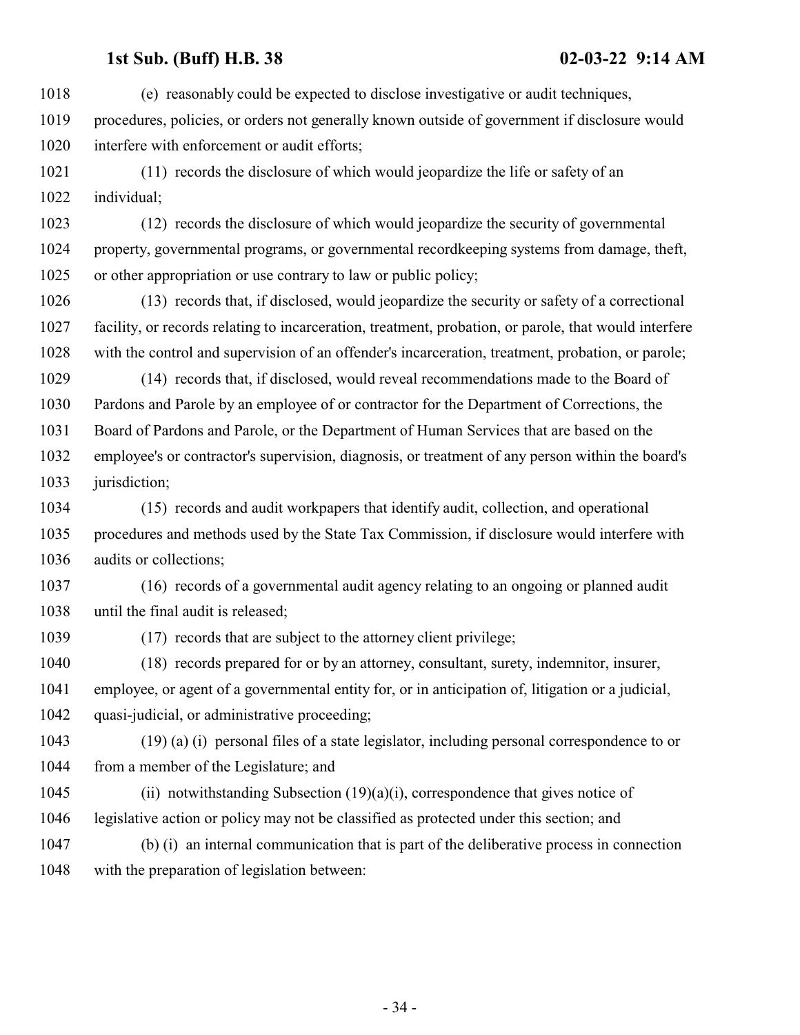(e) reasonably could be expected to disclose investigative or audit techniques, procedures, policies, or orders not generally known outside of government if disclosure would interfere with enforcement or audit efforts;

(11) records the disclosure of which would jeopardize the life or safety of an individual;

(12) records the disclosure of which would jeopardize the security of governmental property, governmental programs, or governmental recordkeeping systems from damage, theft, or other appropriation or use contrary to law or public policy;

(13) records that, if disclosed, would jeopardize the security or safety of a correctional facility, or records relating to incarceration, treatment, probation, or parole, that would interfere with the control and supervision of an offender's incarceration, treatment, probation, or parole;

(14) records that, if disclosed, would reveal recommendations made to the Board of Pardons and Parole by an employee of or contractor for the Department of Corrections, the Board of Pardons and Parole, or the Department of Human Services that are based on the employee's or contractor's supervision, diagnosis, or treatment of any person within the board's jurisdiction;

(15) records and audit workpapers that identify audit, collection, and operational procedures and methods used by the State Tax Commission, if disclosure would interfere with audits or collections;

(16) records of a governmental audit agency relating to an ongoing or planned audit until the final audit is released;

(17) records that are subject to the attorney client privilege;

(18) records prepared for or by an attorney, consultant, surety, indemnitor, insurer, employee, or agent of a governmental entity for, or in anticipation of, litigation or a judicial, quasi-judicial, or administrative proceeding;

(19) (a) (i) personal files of a state legislator, including personal correspondence to or from a member of the Legislature; and

(ii) notwithstanding Subsection (19)(a)(i), correspondence that gives notice of legislative action or policy may not be classified as protected under this section; and

(b) (i) an internal communication that is part of the deliberative process in connection with the preparation of legislation between: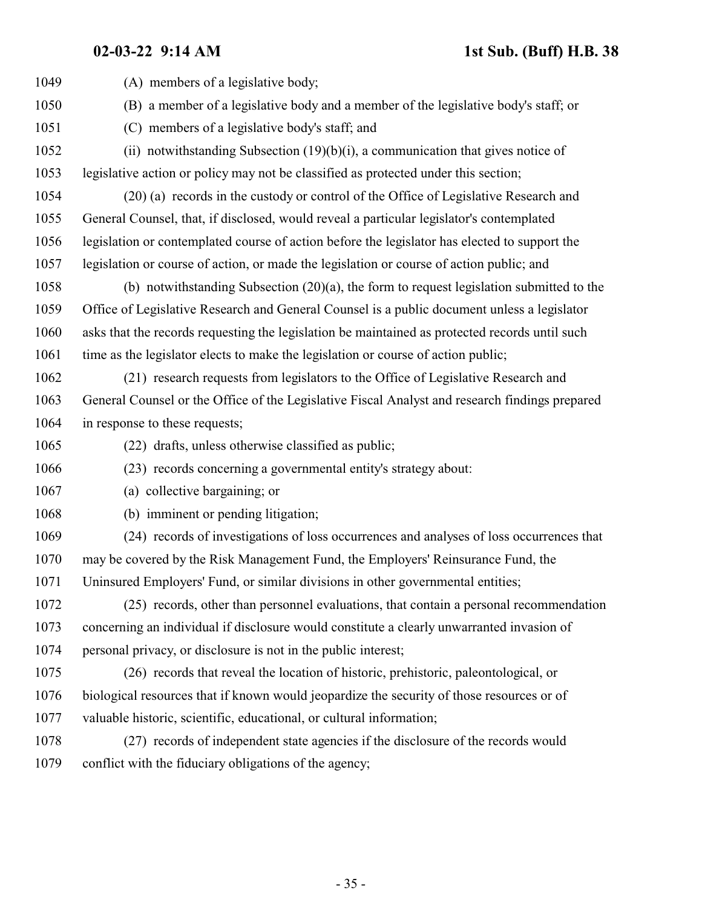(A) members of a legislative body;

(B) a member of a legislative body and a member of the legislative body's staff; or

(C) members of a legislative body's staff; and

(ii) notwithstanding Subsection (19)(b)(i), a communication that gives notice of legislative action or policy may not be classified as protected under this section;

(20) (a) records in the custody or control of the Office of Legislative Research and General Counsel, that, if disclosed, would reveal a particular legislator's contemplated legislation or contemplated course of action before the legislator has elected to support the legislation or course of action, or made the legislation or course of action public; and

(b) notwithstanding Subsection (20)(a), the form to request legislation submitted to the Office of Legislative Research and General Counsel is a public document unless a legislator asks that the records requesting the legislation be maintained as protected records until such time as the legislator elects to make the legislation or course of action public;

(21) research requests from legislators to the Office of Legislative Research and General Counsel or the Office of the Legislative Fiscal Analyst and research findings prepared in response to these requests;

(22) drafts, unless otherwise classified as public;

(23) records concerning a governmental entity's strategy about:

(a) collective bargaining; or

(b) imminent or pending litigation;

(24) records of investigations of loss occurrences and analyses of loss occurrences that may be covered by the Risk Management Fund, the Employers' Reinsurance Fund, the Uninsured Employers' Fund, or similar divisions in other governmental entities;

(25) records, other than personnel evaluations, that contain a personal recommendation concerning an individual if disclosure would constitute a clearly unwarranted invasion of personal privacy, or disclosure is not in the public interest;

(26) records that reveal the location of historic, prehistoric, paleontological, or biological resources that if known would jeopardize the security of those resources or of valuable historic, scientific, educational, or cultural information;

(27) records of independent state agencies if the disclosure of the records would conflict with the fiduciary obligations of the agency;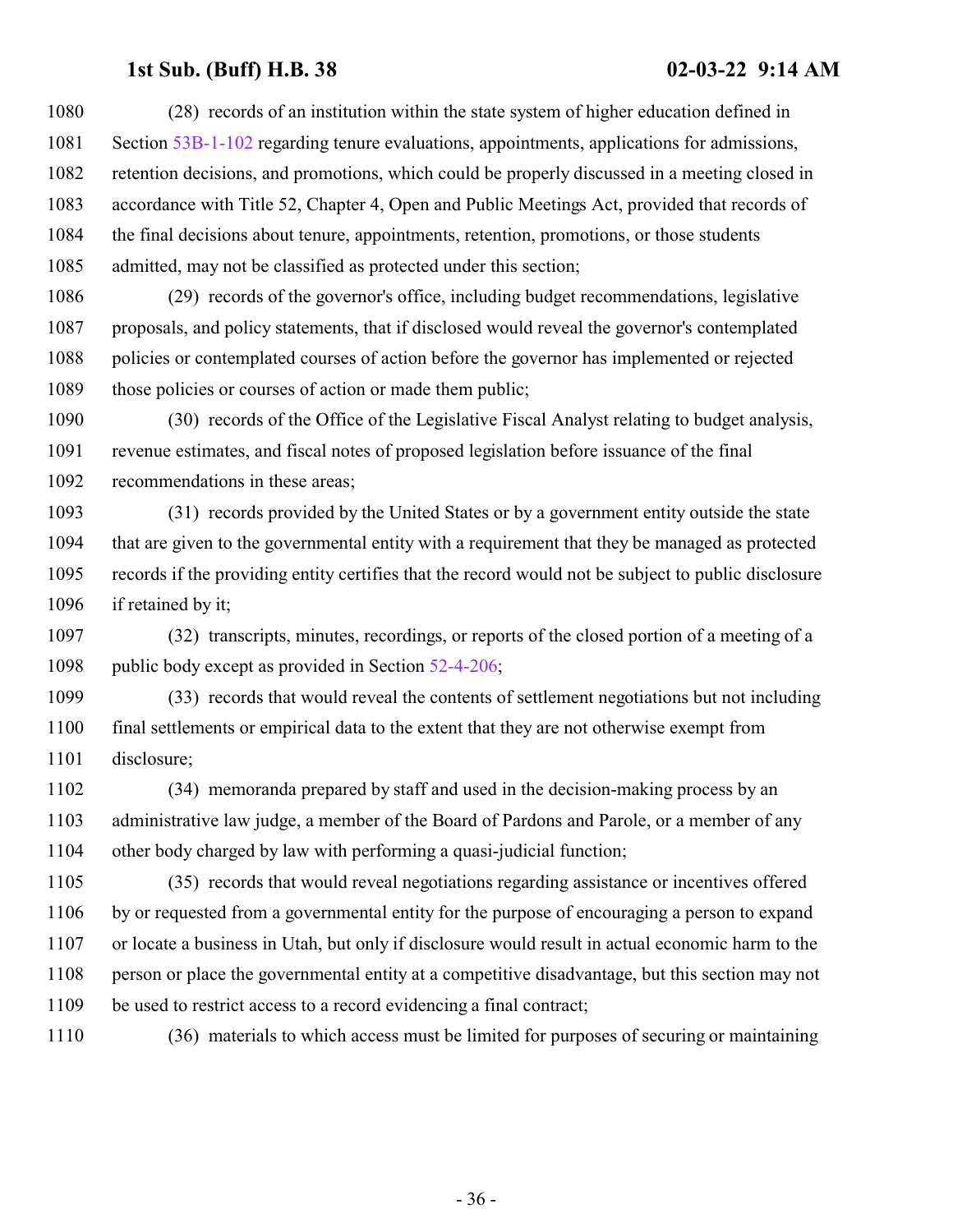(28) records of an institution within the state system of higher education defined in Section 53B-1-102 regarding tenure evaluations, appointments, applications for admissions, retention decisions, and promotions, which could be properly discussed in a meeting closed in accordance with Title 52, Chapter 4, Open and Public Meetings Act, provided that records of the final decisions about tenure, appointments, retention, promotions, or those students admitted, may not be classified as protected under this section;

(29) records of the governor's office, including budget recommendations, legislative proposals, and policy statements, that if disclosed would reveal the governor's contemplated policies or contemplated courses of action before the governor has implemented or rejected those policies or courses of action or made them public;

(30) records of the Office of the Legislative Fiscal Analyst relating to budget analysis, revenue estimates, and fiscal notes of proposed legislation before issuance of the final recommendations in these areas;

(31) records provided by the United States or by a government entity outside the state that are given to the governmental entity with a requirement that they be managed as protected records if the providing entity certifies that the record would not be subject to public disclosure if retained by it;

(32) transcripts, minutes, recordings, or reports of the closed portion of a meeting of a public body except as provided in Section 52-4-206;

(33) records that would reveal the contents of settlement negotiations but not including final settlements or empirical data to the extent that they are not otherwise exempt from disclosure;

(34) memoranda prepared by staff and used in the decision-making process by an administrative law judge, a member of the Board of Pardons and Parole, or a member of any other body charged by law with performing a quasi-judicial function;

(35) records that would reveal negotiations regarding assistance or incentives offered by or requested from a governmental entity for the purpose of encouraging a person to expand or locate a business in Utah, but only if disclosure would result in actual economic harm to the person or place the governmental entity at a competitive disadvantage, but this section may not be used to restrict access to a record evidencing a final contract;

(36) materials to which access must be limited for purposes of securing or maintaining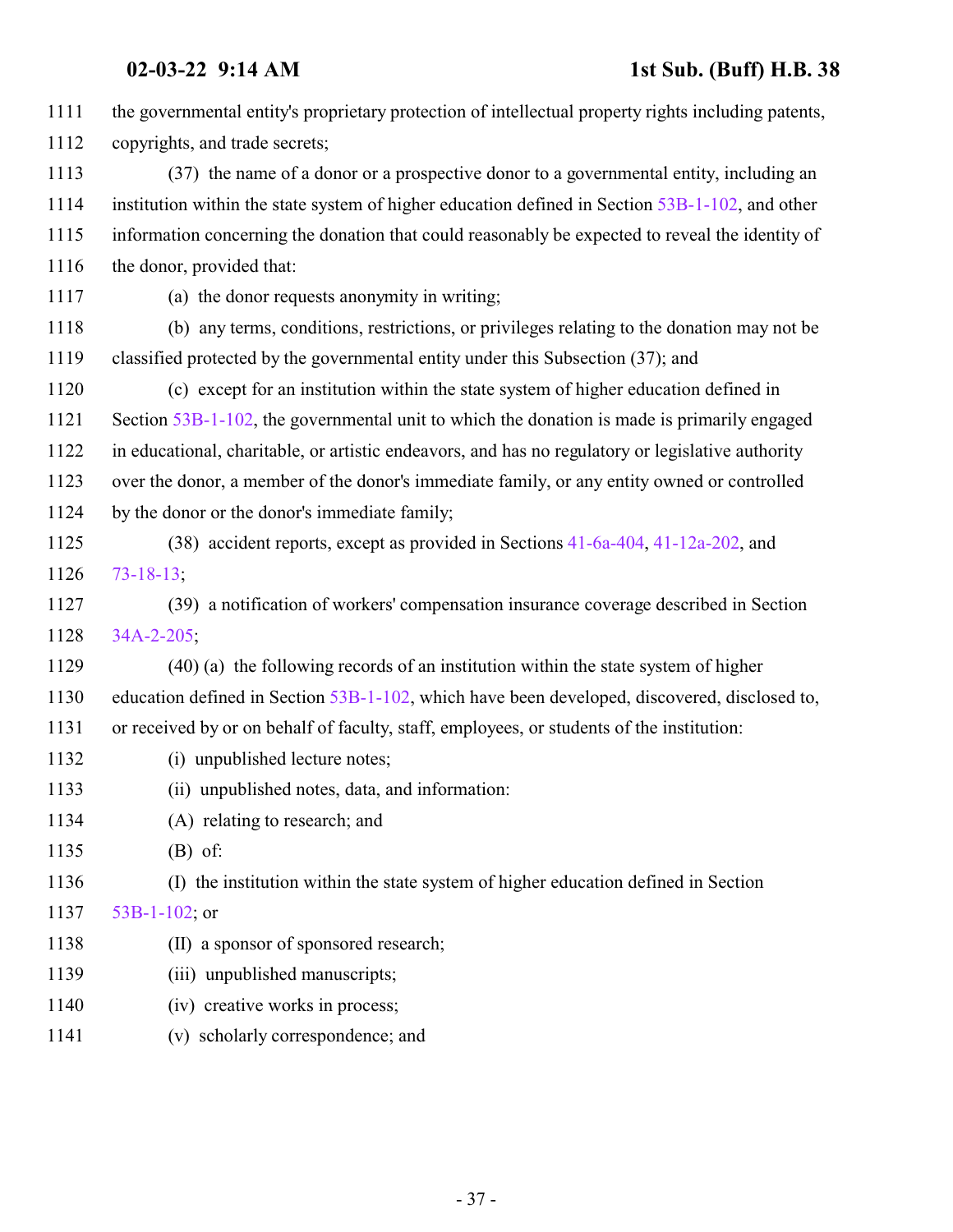the governmental entity's proprietary protection of intellectual property rights including patents, copyrights, and trade secrets;

(37) the name of a donor or a prospective donor to a governmental entity, including an institution within the state system of higher education defined in Section 53B-1-102, and other information concerning the donation that could reasonably be expected to reveal the identity of the donor, provided that:

(a) the donor requests anonymity in writing;

(b) any terms, conditions, restrictions, or privileges relating to the donation may not be classified protected by the governmental entity under this Subsection (37); and

(c) except for an institution within the state system of higher education defined in Section 53B-1-102, the governmental unit to which the donation is made is primarily engaged in educational, charitable, or artistic endeavors, and has no regulatory or legislative authority over the donor, a member of the donor's immediate family, or any entity owned or controlled by the donor or the donor's immediate family;

(38) accident reports, except as provided in Sections 41-6a-404, 41-12a-202, and 73-18-13;

(39) a notification of workers' compensation insurance coverage described in Section 34A-2-205;

(40) (a) the following records of an institution within the state system of higher education defined in Section 53B-1-102, which have been developed, discovered, disclosed to, or received by or on behalf of faculty, staff, employees, or students of the institution:

(i) unpublished lecture notes;

(ii) unpublished notes, data, and information:

(A) relating to research; and

(B) of:

(I) the institution within the state system of higher education defined in Section 53B-1-102; or

(II) a sponsor of sponsored research;

(iii) unpublished manuscripts;

(iv) creative works in process;

(v) scholarly correspondence; and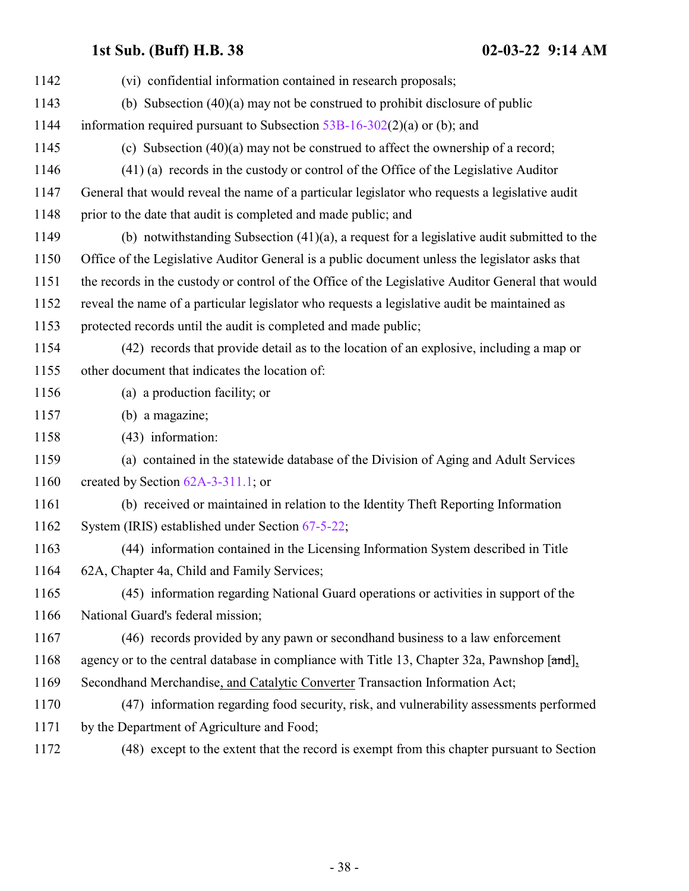(vi) confidential information contained in research proposals;

(b) Subsection (40)(a) may not be construed to prohibit disclosure of public information required pursuant to Subsection 53B-16-302(2)(a) or (b); and

(c) Subsection (40)(a) may not be construed to affect the ownership of a record;

(41) (a) records in the custody or control of the Office of the Legislative Auditor General that would reveal the name of a particular legislator who requests a legislative audit prior to the date that audit is completed and made public; and

(b) notwithstanding Subsection (41)(a), a request for a legislative audit submitted to the Office of the Legislative Auditor General is a public document unless the legislator asks that the records in the custody or control of the Office of the Legislative Auditor General that would reveal the name of a particular legislator who requests a legislative audit be maintained as protected records until the audit is completed and made public;

(42) records that provide detail as to the location of an explosive, including a map or other document that indicates the location of:

(a) a production facility; or

(b) a magazine;

(43) information:

(a) contained in the statewide database of the Division of Aging and Adult Services created by Section 62A-3-311.1; or

(b) received or maintained in relation to the Identity Theft Reporting Information System (IRIS) established under Section 67-5-22;

(44) information contained in the Licensing Information System described in Title 62A, Chapter 4a, Child and Family Services;

(45) information regarding National Guard operations or activities in support of the National Guard's federal mission;

(46) records provided by any pawn or secondhand business to a law enforcement agency or to the central database in compliance with Title 13, Chapter 32a, Pawnshop [~~and~~], Secondhand Merchandise, and Catalytic Converter Transaction Information Act;

(47) information regarding food security, risk, and vulnerability assessments performed by the Department of Agriculture and Food;

(48) except to the extent that the record is exempt from this chapter pursuant to Section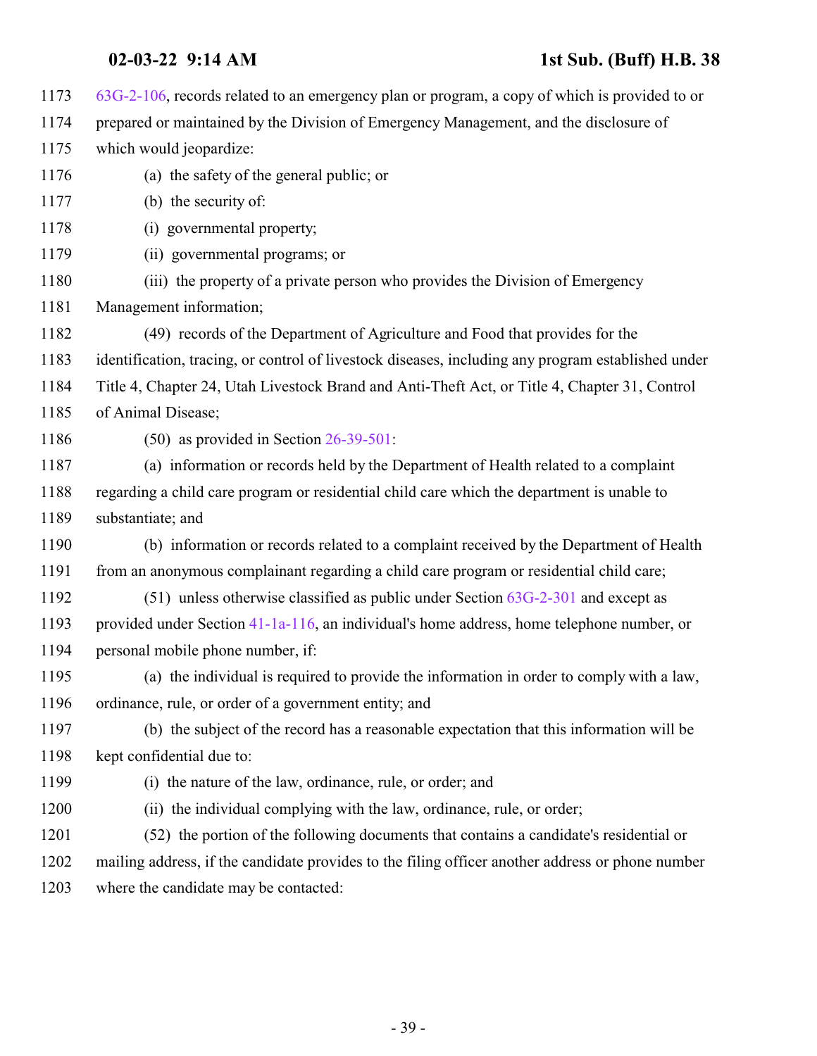63G-2-106, records related to an emergency plan or program, a copy of which is provided to or prepared or maintained by the Division of Emergency Management, and the disclosure of which would jeopardize:

(a) the safety of the general public; or

(b) the security of:

(i) governmental property;

(ii) governmental programs; or

(iii) the property of a private person who provides the Division of Emergency Management information;

(49) records of the Department of Agriculture and Food that provides for the identification, tracing, or control of livestock diseases, including any program established under Title 4, Chapter 24, Utah Livestock Brand and Anti-Theft Act, or Title 4, Chapter 31, Control of Animal Disease;

(50) as provided in Section 26-39-501:

(a) information or records held by the Department of Health related to a complaint regarding a child care program or residential child care which the department is unable to substantiate; and

(b) information or records related to a complaint received by the Department of Health from an anonymous complainant regarding a child care program or residential child care;

(51) unless otherwise classified as public under Section 63G-2-301 and except as provided under Section 41-1a-116, an individual's home address, home telephone number, or personal mobile phone number, if:

(a) the individual is required to provide the information in order to comply with a law, ordinance, rule, or order of a government entity; and

(b) the subject of the record has a reasonable expectation that this information will be kept confidential due to:

(i) the nature of the law, ordinance, rule, or order; and

(ii) the individual complying with the law, ordinance, rule, or order;

(52) the portion of the following documents that contains a candidate's residential or mailing address, if the candidate provides to the filing officer another address or phone number where the candidate may be contacted: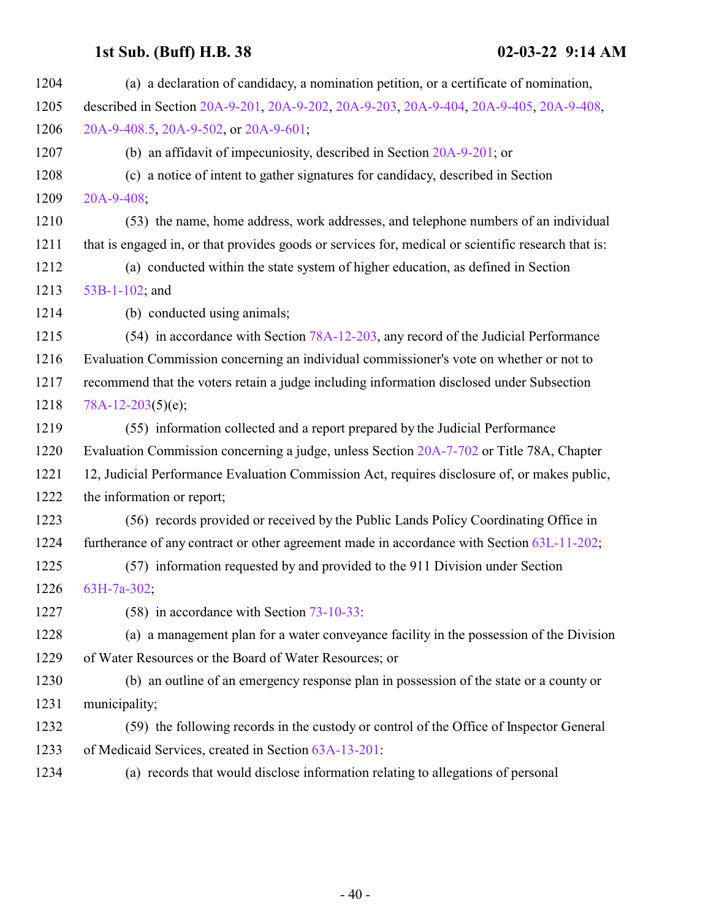1204 (a) a declaration of candidacy, a nomination petition, or a certificate of nomination,
1205 described in Section 20A-9-201, 20A-9-202, 20A-9-203, 20A-9-404, 20A-9-405, 20A-9-408,
1206 20A-9-408.5, 20A-9-502, or 20A-9-601;
1207 (b) an affidavit of impecuniosity, described in Section 20A-9-201; or
1208 (c) a notice of intent to gather signatures for candidacy, described in Section
1209 20A-9-408;
1210 (53) the name, home address, work addresses, and telephone numbers of an individual
1211 that is engaged in, or that provides goods or services for, medical or scientific research that is:
1212 (a) conducted within the state system of higher education, as defined in Section
1213 53B-1-102; and
1214 (b) conducted using animals;
1215 (54) in accordance with Section 78A-12-203, any record of the Judicial Performance
1216 Evaluation Commission concerning an individual commissioner's vote on whether or not to
1217 recommend that the voters retain a judge including information disclosed under Subsection
1218 78A-12-203(5)(e);
1219 (55) information collected and a report prepared by the Judicial Performance
1220 Evaluation Commission concerning a judge, unless Section 20A-7-702 or Title 78A, Chapter
1221 12, Judicial Performance Evaluation Commission Act, requires disclosure of, or makes public,
1222 the information or report;
1223 (56) records provided or received by the Public Lands Policy Coordinating Office in
1224 furtherance of any contract or other agreement made in accordance with Section 63L-11-202;
1225 (57) information requested by and provided to the 911 Division under Section
1226 63H-7a-302;
1227 (58) in accordance with Section 73-10-33:
1228 (a) a management plan for a water conveyance facility in the possession of the Division
1229 of Water Resources or the Board of Water Resources; or
1230 (b) an outline of an emergency response plan in possession of the state or a county or
1231 municipality;
1232 (59) the following records in the custody or control of the Office of Inspector General
1233 of Medicaid Services, created in Section 63A-13-201:
1234 (a) records that would disclose information relating to allegations of personal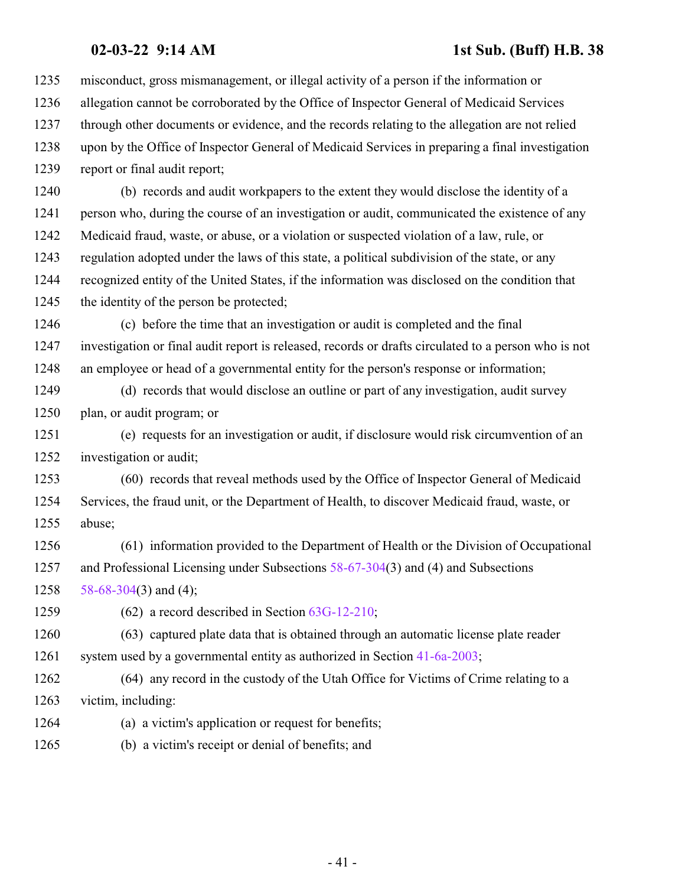misconduct, gross mismanagement, or illegal activity of a person if the information or allegation cannot be corroborated by the Office of Inspector General of Medicaid Services through other documents or evidence, and the records relating to the allegation are not relied upon by the Office of Inspector General of Medicaid Services in preparing a final investigation report or final audit report;

(b) records and audit workpapers to the extent they would disclose the identity of a person who, during the course of an investigation or audit, communicated the existence of any Medicaid fraud, waste, or abuse, or a violation or suspected violation of a law, rule, or regulation adopted under the laws of this state, a political subdivision of the state, or any recognized entity of the United States, if the information was disclosed on the condition that the identity of the person be protected;

(c) before the time that an investigation or audit is completed and the final investigation or final audit report is released, records or drafts circulated to a person who is not an employee or head of a governmental entity for the person's response or information;

(d) records that would disclose an outline or part of any investigation, audit survey plan, or audit program; or

(e) requests for an investigation or audit, if disclosure would risk circumvention of an investigation or audit;

(60) records that reveal methods used by the Office of Inspector General of Medicaid Services, the fraud unit, or the Department of Health, to discover Medicaid fraud, waste, or abuse;

(61) information provided to the Department of Health or the Division of Occupational and Professional Licensing under Subsections 58-67-304(3) and (4) and Subsections 58-68-304(3) and (4);

(62) a record described in Section 63G-12-210;

(63) captured plate data that is obtained through an automatic license plate reader system used by a governmental entity as authorized in Section 41-6a-2003;

(64) any record in the custody of the Utah Office for Victims of Crime relating to a victim, including:

(a) a victim's application or request for benefits;

(b) a victim's receipt or denial of benefits; and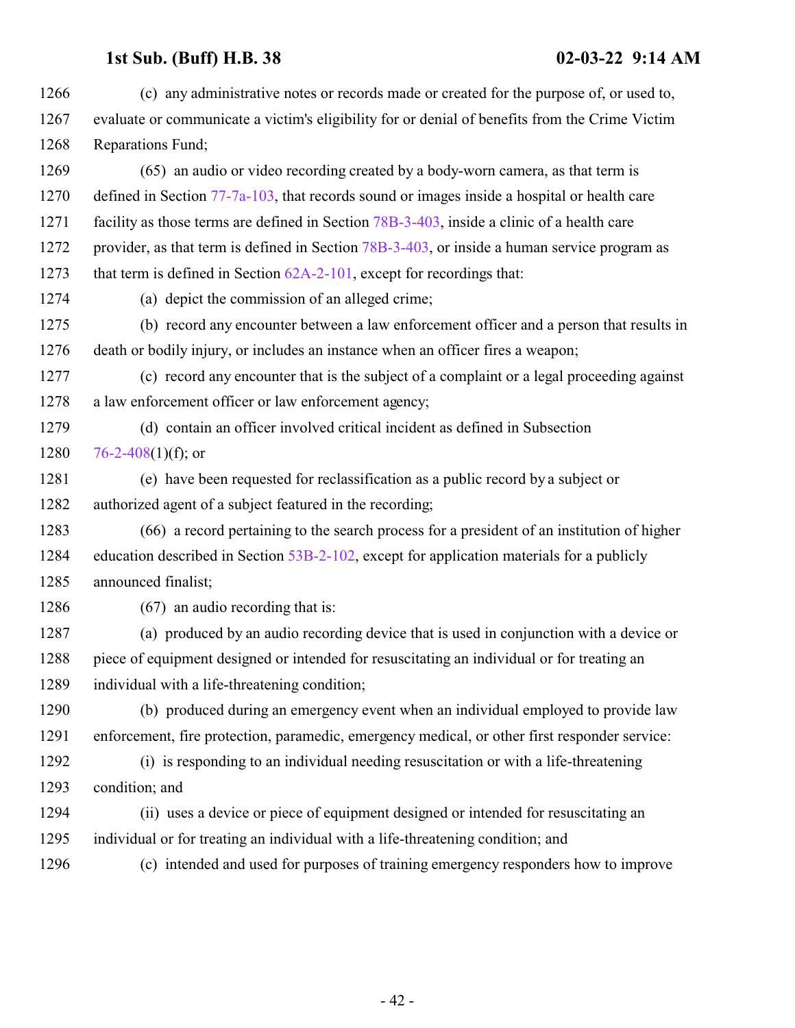(c) any administrative notes or records made or created for the purpose of, or used to, evaluate or communicate a victim's eligibility for or denial of benefits from the Crime Victim Reparations Fund;

(65) an audio or video recording created by a body-worn camera, as that term is defined in Section 77-7a-103, that records sound or images inside a hospital or health care facility as those terms are defined in Section 78B-3-403, inside a clinic of a health care provider, as that term is defined in Section 78B-3-403, or inside a human service program as that term is defined in Section 62A-2-101, except for recordings that:

(a) depict the commission of an alleged crime;

(b) record any encounter between a law enforcement officer and a person that results in death or bodily injury, or includes an instance when an officer fires a weapon;

(c) record any encounter that is the subject of a complaint or a legal proceeding against a law enforcement officer or law enforcement agency;

(d) contain an officer involved critical incident as defined in Subsection 76-2-408(1)(f); or

(e) have been requested for reclassification as a public record by a subject or authorized agent of a subject featured in the recording;

(66) a record pertaining to the search process for a president of an institution of higher education described in Section 53B-2-102, except for application materials for a publicly announced finalist;

(67) an audio recording that is:

(a) produced by an audio recording device that is used in conjunction with a device or piece of equipment designed or intended for resuscitating an individual or for treating an individual with a life-threatening condition;

(b) produced during an emergency event when an individual employed to provide law enforcement, fire protection, paramedic, emergency medical, or other first responder service:

(i) is responding to an individual needing resuscitation or with a life-threatening condition; and

(ii) uses a device or piece of equipment designed or intended for resuscitating an individual or for treating an individual with a life-threatening condition; and

(c) intended and used for purposes of training emergency responders how to improve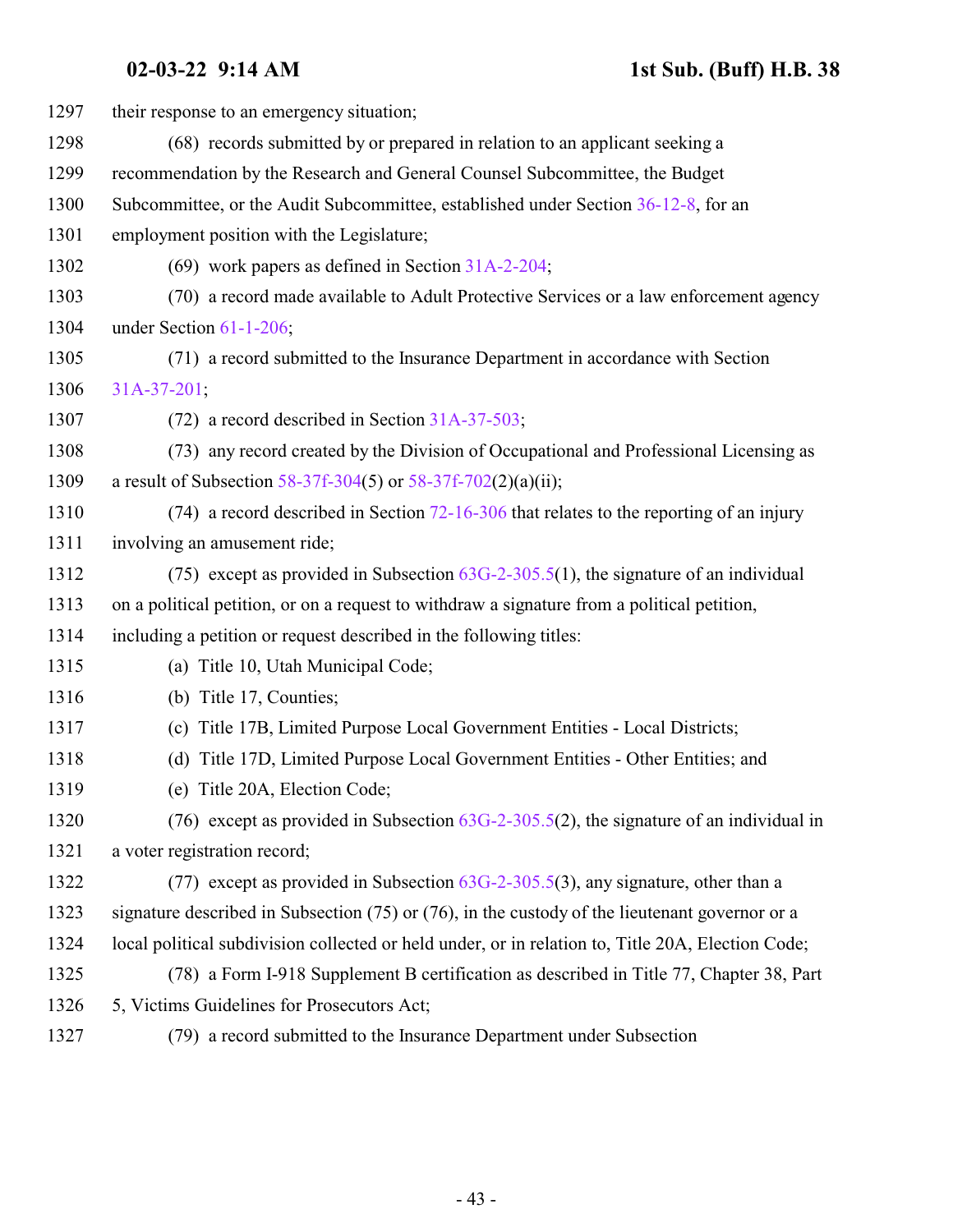their response to an emergency situation;

(68) records submitted by or prepared in relation to an applicant seeking a recommendation by the Research and General Counsel Subcommittee, the Budget Subcommittee, or the Audit Subcommittee, established under Section 36-12-8, for an employment position with the Legislature;

(69) work papers as defined in Section 31A-2-204;

(70) a record made available to Adult Protective Services or a law enforcement agency under Section 61-1-206;

(71) a record submitted to the Insurance Department in accordance with Section 31A-37-201;

(72) a record described in Section 31A-37-503;

(73) any record created by the Division of Occupational and Professional Licensing as a result of Subsection 58-37f-304(5) or 58-37f-702(2)(a)(ii);

(74) a record described in Section 72-16-306 that relates to the reporting of an injury involving an amusement ride;

(75) except as provided in Subsection 63G-2-305.5(1), the signature of an individual on a political petition, or on a request to withdraw a signature from a political petition, including a petition or request described in the following titles:

(a) Title 10, Utah Municipal Code;

(b) Title 17, Counties;

(c) Title 17B, Limited Purpose Local Government Entities - Local Districts;

(d) Title 17D, Limited Purpose Local Government Entities - Other Entities; and

(e) Title 20A, Election Code;

(76) except as provided in Subsection 63G-2-305.5(2), the signature of an individual in a voter registration record;

(77) except as provided in Subsection 63G-2-305.5(3), any signature, other than a signature described in Subsection (75) or (76), in the custody of the lieutenant governor or a local political subdivision collected or held under, or in relation to, Title 20A, Election Code;

(78) a Form I-918 Supplement B certification as described in Title 77, Chapter 38, Part 5, Victims Guidelines for Prosecutors Act;

(79) a record submitted to the Insurance Department under Subsection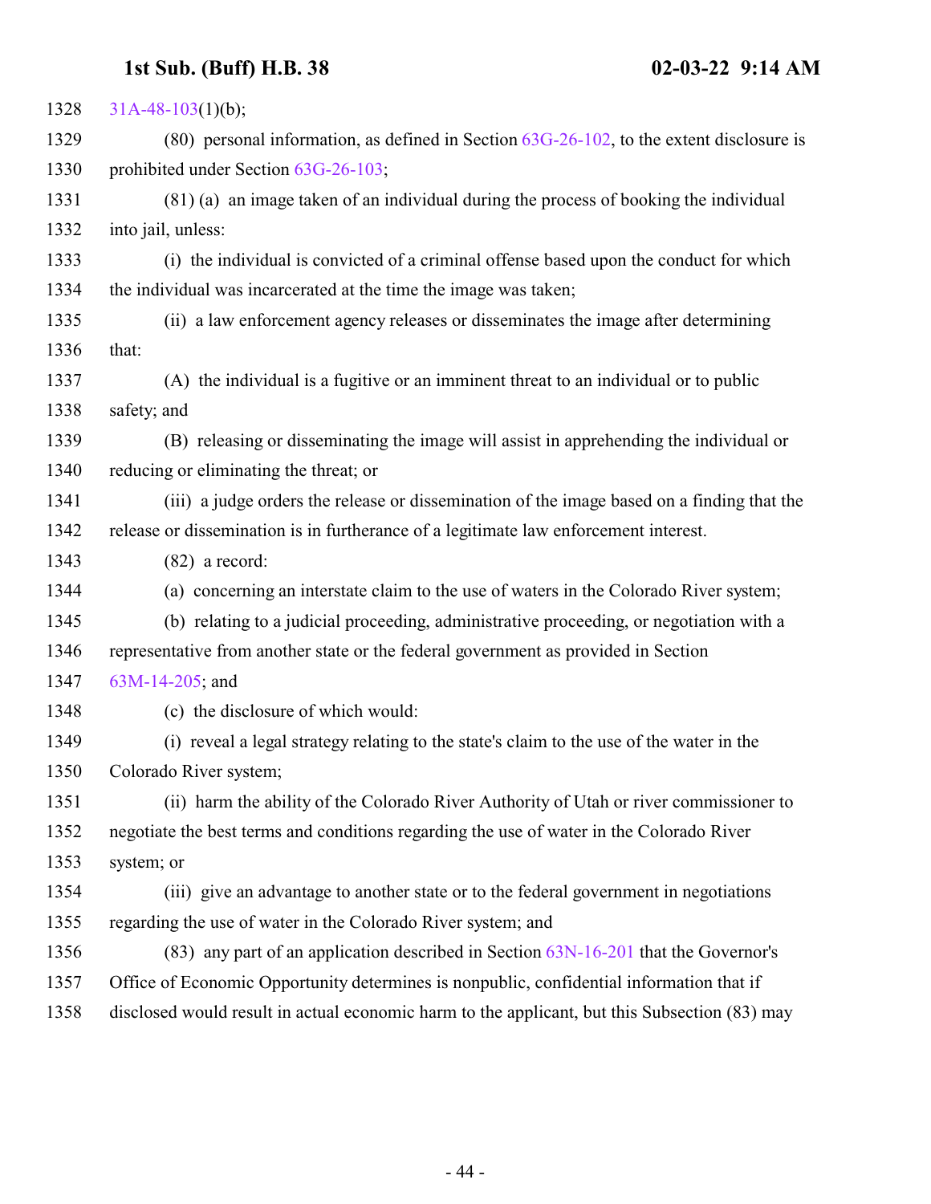31A-48-103(1)(b);

(80) personal information, as defined in Section 63G-26-102, to the extent disclosure is prohibited under Section 63G-26-103;

(81) (a) an image taken of an individual during the process of booking the individual into jail, unless:

(i) the individual is convicted of a criminal offense based upon the conduct for which the individual was incarcerated at the time the image was taken;

(ii) a law enforcement agency releases or disseminates the image after determining that:

(A) the individual is a fugitive or an imminent threat to an individual or to public safety; and

(B) releasing or disseminating the image will assist in apprehending the individual or reducing or eliminating the threat; or

(iii) a judge orders the release or dissemination of the image based on a finding that the release or dissemination is in furtherance of a legitimate law enforcement interest.

(82) a record:

(a) concerning an interstate claim to the use of waters in the Colorado River system;

(b) relating to a judicial proceeding, administrative proceeding, or negotiation with a representative from another state or the federal government as provided in Section 63M-14-205; and

(c) the disclosure of which would:

(i) reveal a legal strategy relating to the state's claim to the use of the water in the Colorado River system;

(ii) harm the ability of the Colorado River Authority of Utah or river commissioner to negotiate the best terms and conditions regarding the use of water in the Colorado River system; or

(iii) give an advantage to another state or to the federal government in negotiations regarding the use of water in the Colorado River system; and

(83) any part of an application described in Section 63N-16-201 that the Governor's Office of Economic Opportunity determines is nonpublic, confidential information that if disclosed would result in actual economic harm to the applicant, but this Subsection (83) may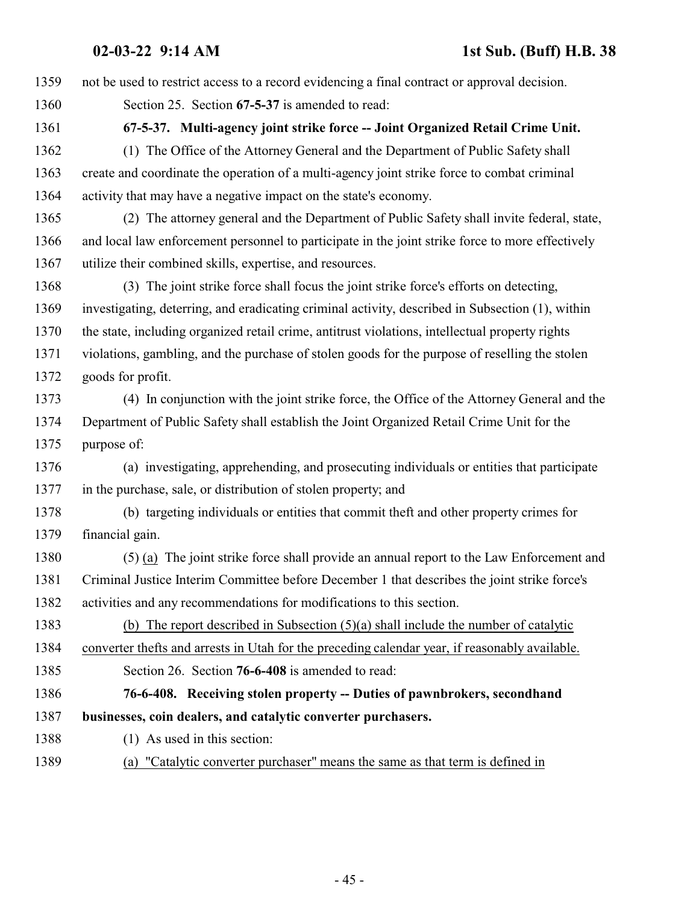not be used to restrict access to a record evidencing a final contract or approval decision.

Section 25. Section **67-5-37** is amended to read:

**67-5-37. Multi-agency joint strike force -- Joint Organized Retail Crime Unit.**

(1) The Office of the Attorney General and the Department of Public Safety shall create and coordinate the operation of a multi-agency joint strike force to combat criminal activity that may have a negative impact on the state's economy.

(2) The attorney general and the Department of Public Safety shall invite federal, state, and local law enforcement personnel to participate in the joint strike force to more effectively utilize their combined skills, expertise, and resources.

(3) The joint strike force shall focus the joint strike force's efforts on detecting, investigating, deterring, and eradicating criminal activity, described in Subsection (1), within the state, including organized retail crime, antitrust violations, intellectual property rights violations, gambling, and the purchase of stolen goods for the purpose of reselling the stolen goods for profit.

(4) In conjunction with the joint strike force, the Office of the Attorney General and the Department of Public Safety shall establish the Joint Organized Retail Crime Unit for the purpose of:

(a) investigating, apprehending, and prosecuting individuals or entities that participate in the purchase, sale, or distribution of stolen property; and

(b) targeting individuals or entities that commit theft and other property crimes for financial gain.

(5) <u>(a)</u> The joint strike force shall provide an annual report to the Law Enforcement and Criminal Justice Interim Committee before December 1 that describes the joint strike force's activities and any recommendations for modifications to this section.

<u>(b) The report described in Subsection (5)(a) shall include the number of catalytic converter thefts and arrests in Utah for the preceding calendar year, if reasonably available.</u>

Section 26. Section **76-6-408** is amended to read:

**76-6-408. Receiving stolen property -- Duties of pawnbrokers, secondhand businesses, coin dealers, and catalytic converter purchasers.**

(1) As used in this section:

<u>(a) "Catalytic converter purchaser" means the same as that term is defined in</u>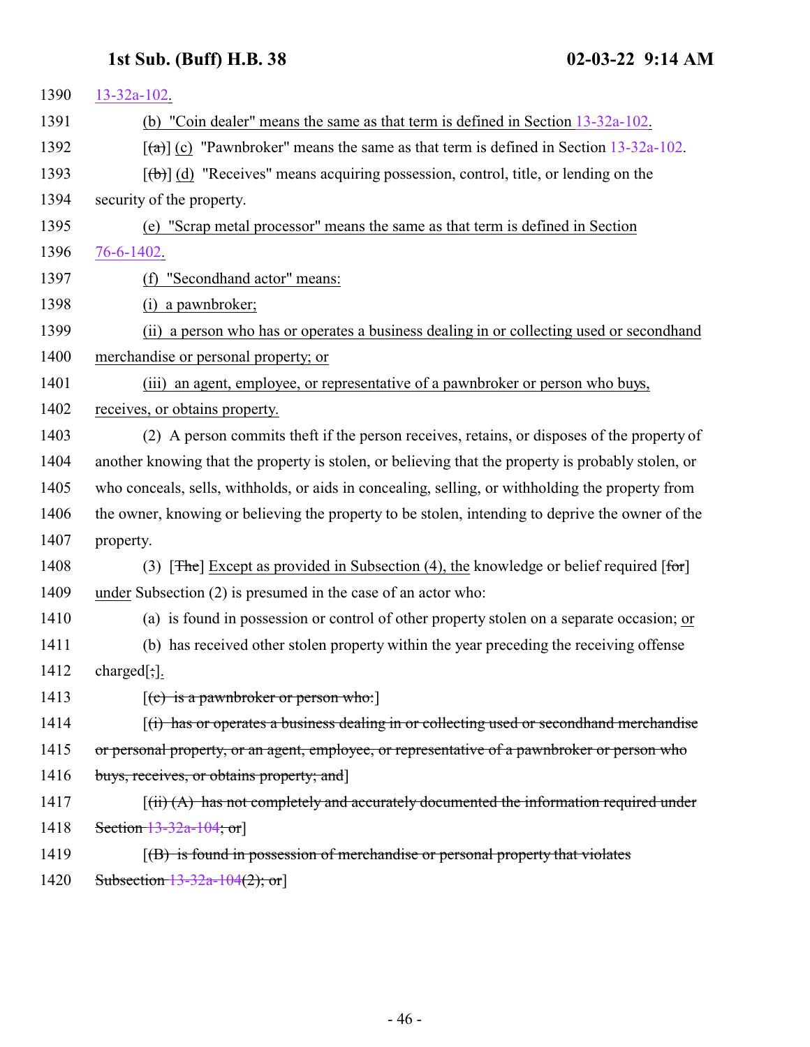1390 13-32a-102.

1391 (b) "Coin dealer" means the same as that term is defined in Section 13-32a-102.

1392 [(a)] (c) "Pawnbroker" means the same as that term is defined in Section 13-32a-102.

1393 [(b)] (d) "Receives" means acquiring possession, control, title, or lending on the

1394 security of the property.

1395 (e) "Scrap metal processor" means the same as that term is defined in Section

1396 76-6-1402.

1397 (f) "Secondhand actor" means:

1398 (i) a pawnbroker;

1399 (ii) a person who has or operates a business dealing in or collecting used or secondhand

1400 merchandise or personal property; or

1401 (iii) an agent, employee, or representative of a pawnbroker or person who buys,

1402 receives, or obtains property.

1403 (2) A person commits theft if the person receives, retains, or disposes of the property of

1404 another knowing that the property is stolen, or believing that the property is probably stolen, or

1405 who conceals, sells, withholds, or aids in concealing, selling, or withholding the property from

1406 the owner, knowing or believing the property to be stolen, intending to deprive the owner of the

1407 property.

1408 (3) [The] Except as provided in Subsection (4), the knowledge or belief required [for]

1409 under Subsection (2) is presumed in the case of an actor who:

1410 (a) is found in possession or control of other property stolen on a separate occasion; or

1411 (b) has received other stolen property within the year preceding the receiving offense

1412 charged[;].

1413 [(c) is a pawnbroker or person who:]

1414 [(i) has or operates a business dealing in or collecting used or secondhand merchandise

1415 or personal property, or an agent, employee, or representative of a pawnbroker or person who

1416 buys, receives, or obtains property; and]

1417 [(ii) (A) has not completely and accurately documented the information required under

1418 Section 13-32a-104; or]

1419 [(B) is found in possession of merchandise or personal property that violates

1420 Subsection 13-32a-104(2); or]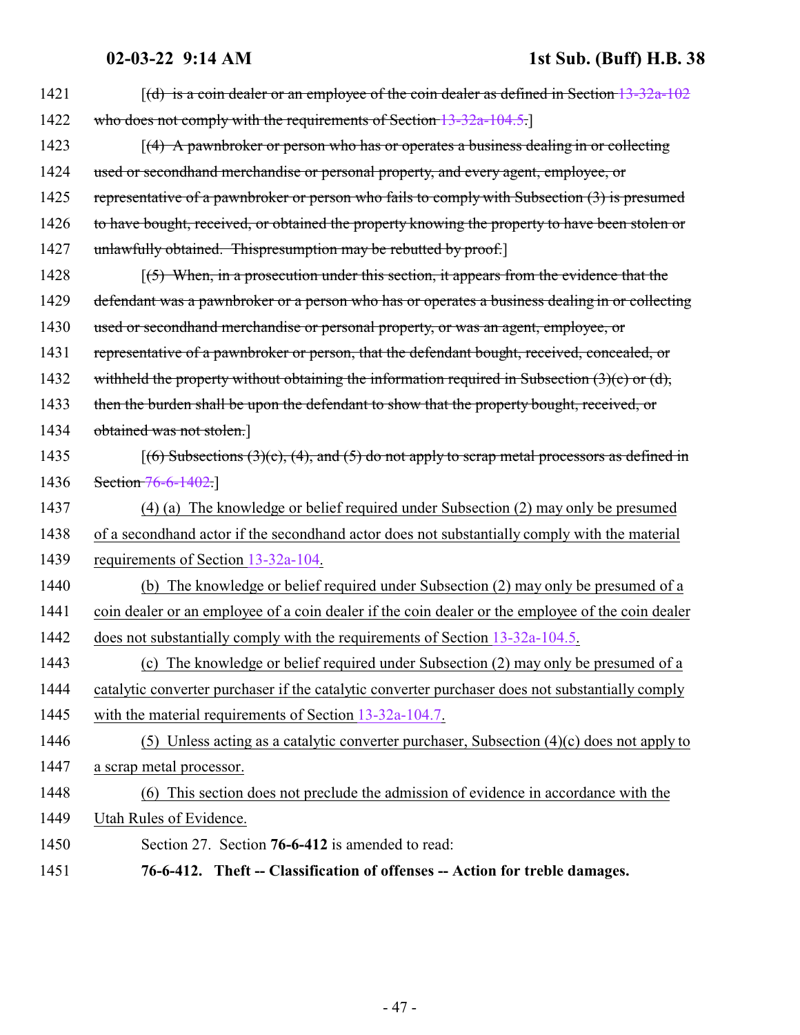1421 [(d) is a coin dealer or an employee of the coin dealer as defined in Section 13-32a-102

1422 who does not comply with the requirements of Section 13-32a-104.5.]

1423 [(4) A pawnbroker or person who has or operates a business dealing in or collecting

1424 used or secondhand merchandise or personal property, and every agent, employee, or

1425 representative of a pawnbroker or person who fails to comply with Subsection (3) is presumed

1426 to have bought, received, or obtained the property knowing the property to have been stolen or

1427 unlawfully obtained. Thispresumption may be rebutted by proof.]

1428 [(5) When, in a prosecution under this section, it appears from the evidence that the

1429 defendant was a pawnbroker or a person who has or operates a business dealing in or collecting

1430 used or secondhand merchandise or personal property, or was an agent, employee, or

1431 representative of a pawnbroker or person, that the defendant bought, received, concealed, or

1432 withheld the property without obtaining the information required in Subsection (3)(c) or (d),

1433 then the burden shall be upon the defendant to show that the property bought, received, or

1434 obtained was not stolen.]

1435 [(6) Subsections (3)(c), (4), and (5) do not apply to scrap metal processors as defined in

1436 Section 76-6-1402.]

1437 (4) (a) The knowledge or belief required under Subsection (2) may only be presumed

1438 of a secondhand actor if the secondhand actor does not substantially comply with the material

1439 requirements of Section 13-32a-104.

1440 (b) The knowledge or belief required under Subsection (2) may only be presumed of a

1441 coin dealer or an employee of a coin dealer if the coin dealer or the employee of the coin dealer

1442 does not substantially comply with the requirements of Section 13-32a-104.5.

1443 (c) The knowledge or belief required under Subsection (2) may only be presumed of a

1444 catalytic converter purchaser if the catalytic converter purchaser does not substantially comply

1445 with the material requirements of Section 13-32a-104.7.

1446 (5) Unless acting as a catalytic converter purchaser, Subsection (4)(c) does not apply to

1447 a scrap metal processor.

1448 (6) This section does not preclude the admission of evidence in accordance with the

1449 Utah Rules of Evidence.

1450 Section 27. Section **76-6-412** is amended to read:

1451 **76-6-412. Theft -- Classification of offenses -- Action for treble damages.**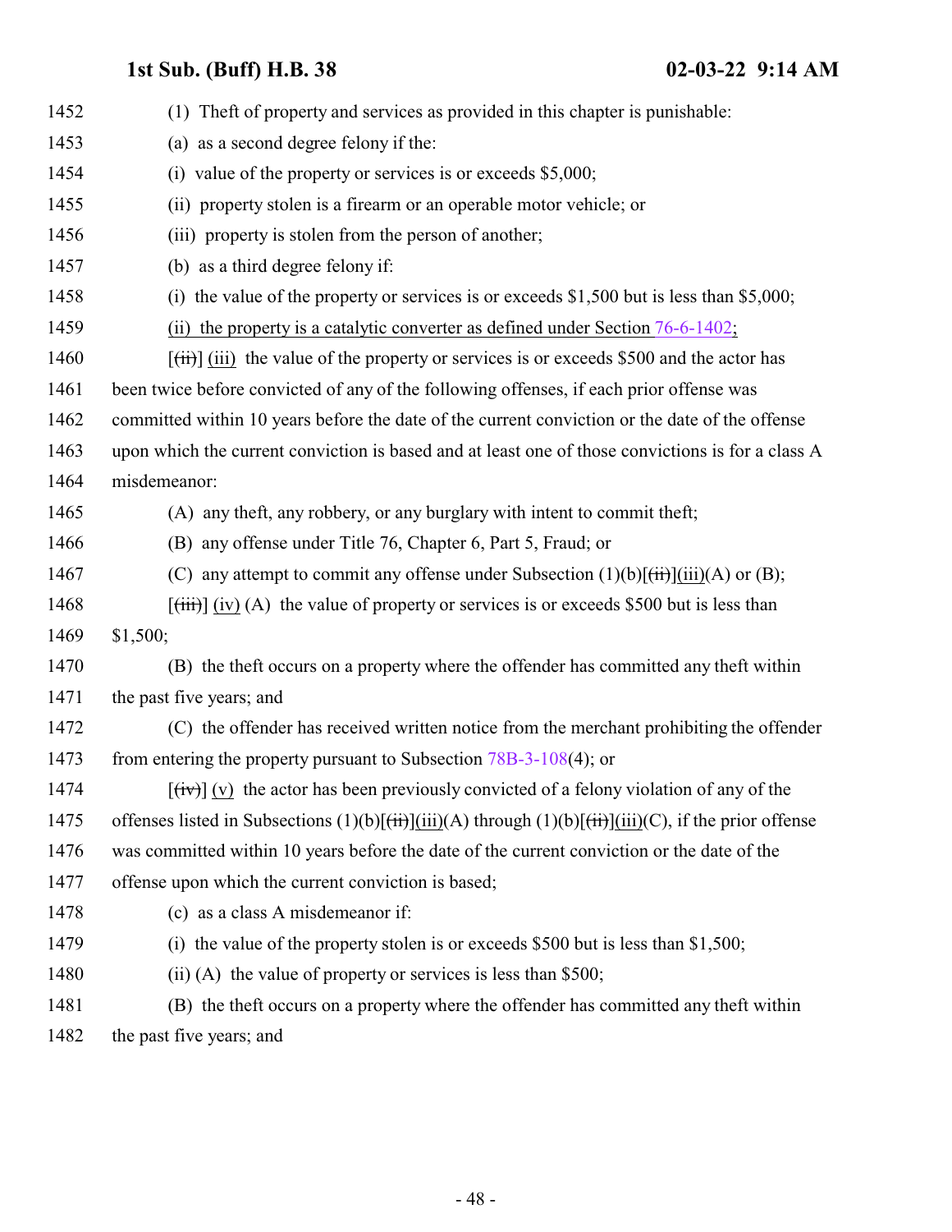1452 (1) Theft of property and services as provided in this chapter is punishable:

1453 (a) as a second degree felony if the:

1454 (i) value of the property or services is or exceeds $5,000;

1455 (ii) property stolen is a firearm or an operable motor vehicle; or

1456 (iii) property is stolen from the person of another;

1457 (b) as a third degree felony if:

1458 (i) the value of the property or services is or exceeds $1,500 but is less than $5,000;

1459 (ii) the property is a catalytic converter as defined under Section 76-6-1402;

1460 [~~(ii)~~] (iii) the value of the property or services is or exceeds $500 and the actor has
1461 been twice before convicted of any of the following offenses, if each prior offense was
1462 committed within 10 years before the date of the current conviction or the date of the offense
1463 upon which the current conviction is based and at least one of those convictions is for a class A
1464 misdemeanor:

1465 (A) any theft, any robbery, or any burglary with intent to commit theft;

1466 (B) any offense under Title 76, Chapter 6, Part 5, Fraud; or

1467 (C) any attempt to commit any offense under Subsection (1)(b)[~~(ii)~~](iii)(A) or (B);

1468 [~~(iii)~~] (iv) (A) the value of property or services is or exceeds $500 but is less than
1469 $1,500;

1470 (B) the theft occurs on a property where the offender has committed any theft within
1471 the past five years; and

1472 (C) the offender has received written notice from the merchant prohibiting the offender
1473 from entering the property pursuant to Subsection 78B-3-108(4); or

1474 [~~(iv)~~] (v) the actor has been previously convicted of a felony violation of any of the
1475 offenses listed in Subsections (1)(b)[~~(ii)~~](iii)(A) through (1)(b)[~~(ii)~~](iii)(C), if the prior offense
1476 was committed within 10 years before the date of the current conviction or the date of the
1477 offense upon which the current conviction is based;

1478 (c) as a class A misdemeanor if:

1479 (i) the value of the property stolen is or exceeds $500 but is less than $1,500;

1480 (ii) (A) the value of property or services is less than $500;

1481 (B) the theft occurs on a property where the offender has committed any theft within
1482 the past five years; and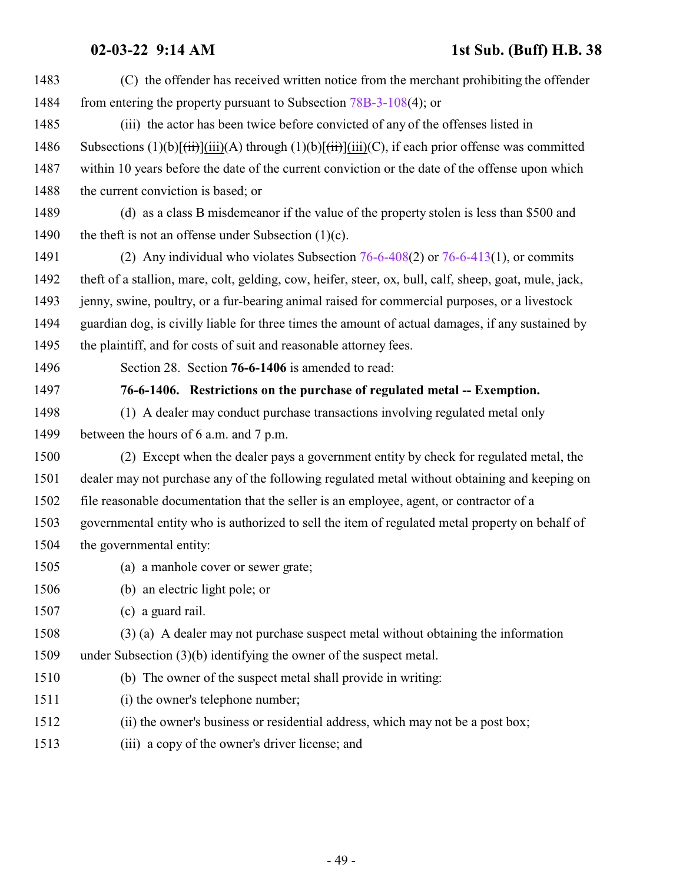1483 (C) the offender has received written notice from the merchant prohibiting the offender
1484 from entering the property pursuant to Subsection 78B-3-108(4); or

1485 (iii) the actor has been twice before convicted of any of the offenses listed in
1486 Subsections (1)(b)[~~(ii)~~](iii)(A) through (1)(b)[~~(ii)~~](iii)(C), if each prior offense was committed
1487 within 10 years before the date of the current conviction or the date of the offense upon which
1488 the current conviction is based; or

1489 (d) as a class B misdemeanor if the value of the property stolen is less than $500 and
1490 the theft is not an offense under Subsection (1)(c).

1491 (2) Any individual who violates Subsection 76-6-408(2) or 76-6-413(1), or commits
1492 theft of a stallion, mare, colt, gelding, cow, heifer, steer, ox, bull, calf, sheep, goat, mule, jack,
1493 jenny, swine, poultry, or a fur-bearing animal raised for commercial purposes, or a livestock
1494 guardian dog, is civilly liable for three times the amount of actual damages, if any sustained by
1495 the plaintiff, and for costs of suit and reasonable attorney fees.

1496 Section 28. Section **76-6-1406** is amended to read:

1497 **76-6-1406. Restrictions on the purchase of regulated metal -- Exemption.**

1498 (1) A dealer may conduct purchase transactions involving regulated metal only
1499 between the hours of 6 a.m. and 7 p.m.

1500 (2) Except when the dealer pays a government entity by check for regulated metal, the
1501 dealer may not purchase any of the following regulated metal without obtaining and keeping on
1502 file reasonable documentation that the seller is an employee, agent, or contractor of a
1503 governmental entity who is authorized to sell the item of regulated metal property on behalf of
1504 the governmental entity:

1505 (a) a manhole cover or sewer grate;

1506 (b) an electric light pole; or

1507 (c) a guard rail.

1508 (3) (a) A dealer may not purchase suspect metal without obtaining the information
1509 under Subsection (3)(b) identifying the owner of the suspect metal.

1510 (b) The owner of the suspect metal shall provide in writing:

1511 (i) the owner's telephone number;

1512 (ii) the owner's business or residential address, which may not be a post box;

1513 (iii) a copy of the owner's driver license; and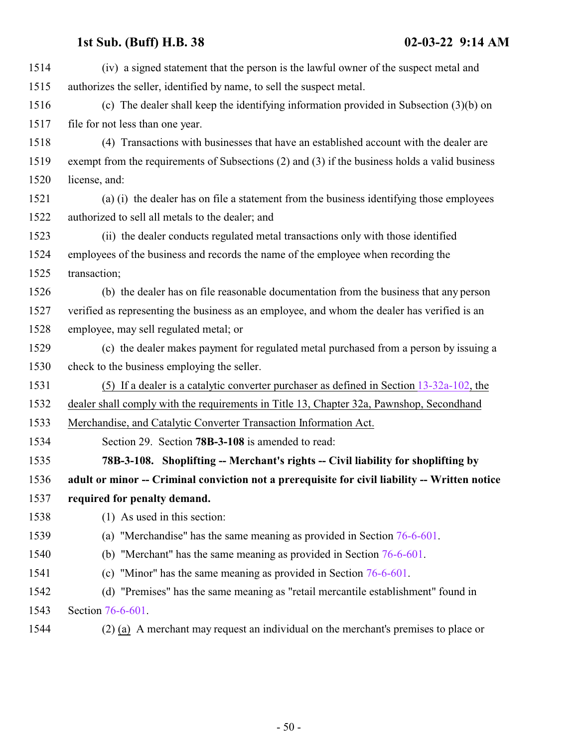(iv) a signed statement that the person is the lawful owner of the suspect metal and authorizes the seller, identified by name, to sell the suspect metal.

(c) The dealer shall keep the identifying information provided in Subsection (3)(b) on file for not less than one year.

(4) Transactions with businesses that have an established account with the dealer are exempt from the requirements of Subsections (2) and (3) if the business holds a valid business license, and:

(a) (i) the dealer has on file a statement from the business identifying those employees authorized to sell all metals to the dealer; and

(ii) the dealer conducts regulated metal transactions only with those identified employees of the business and records the name of the employee when recording the transaction;

(b) the dealer has on file reasonable documentation from the business that any person verified as representing the business as an employee, and whom the dealer has verified is an employee, may sell regulated metal; or

(c) the dealer makes payment for regulated metal purchased from a person by issuing a check to the business employing the seller.

<u>(5) If a dealer is a catalytic converter purchaser as defined in Section 13-32a-102, the dealer shall comply with the requirements in Title 13, Chapter 32a, Pawnshop, Secondhand Merchandise, and Catalytic Converter Transaction Information Act.</u>

Section 29. Section **78B-3-108** is amended to read:

**78B-3-108. Shoplifting -- Merchant's rights -- Civil liability for shoplifting by adult or minor -- Criminal conviction not a prerequisite for civil liability -- Written notice required for penalty demand.**

(1) As used in this section:

(a) "Merchandise" has the same meaning as provided in Section 76-6-601.

(b) "Merchant" has the same meaning as provided in Section 76-6-601.

(c) "Minor" has the same meaning as provided in Section 76-6-601.

(d) "Premises" has the same meaning as "retail mercantile establishment" found in Section 76-6-601.

(2) <u>(a)</u> A merchant may request an individual on the merchant's premises to place or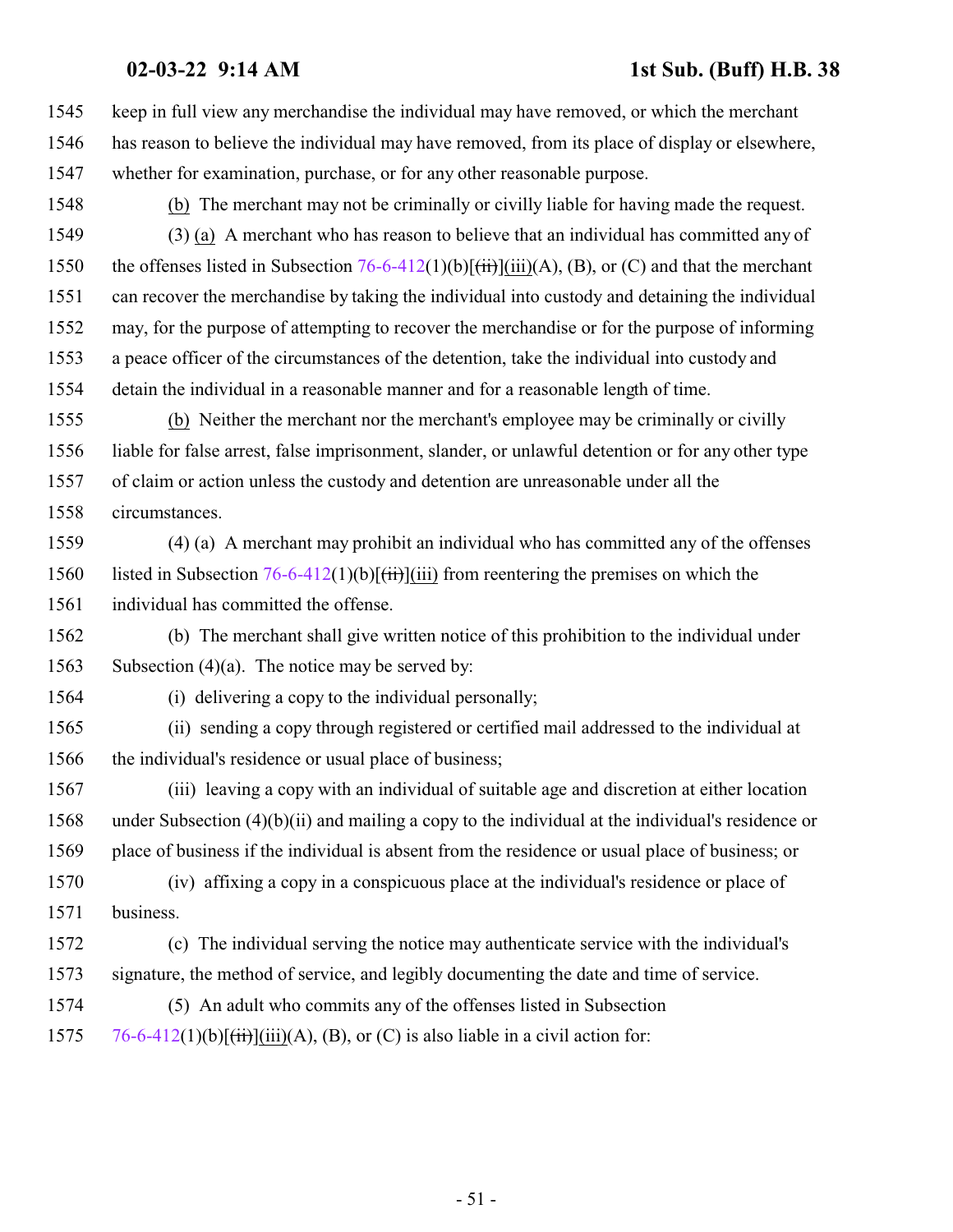1545 keep in full view any merchandise the individual may have removed, or which the merchant
1546 has reason to believe the individual may have removed, from its place of display or elsewhere,
1547 whether for examination, purchase, or for any other reasonable purpose.

1548 (b) The merchant may not be criminally or civilly liable for having made the request.

1549 (3) (a) A merchant who has reason to believe that an individual has committed any of
1550 the offenses listed in Subsection 76-6-412(1)(b)[(ii)](iii)(A), (B), or (C) and that the merchant
1551 can recover the merchandise by taking the individual into custody and detaining the individual
1552 may, for the purpose of attempting to recover the merchandise or for the purpose of informing
1553 a peace officer of the circumstances of the detention, take the individual into custody and
1554 detain the individual in a reasonable manner and for a reasonable length of time.

1555 (b) Neither the merchant nor the merchant's employee may be criminally or civilly
1556 liable for false arrest, false imprisonment, slander, or unlawful detention or for any other type
1557 of claim or action unless the custody and detention are unreasonable under all the
1558 circumstances.

1559 (4) (a) A merchant may prohibit an individual who has committed any of the offenses
1560 listed in Subsection 76-6-412(1)(b)[(ii)](iii) from reentering the premises on which the
1561 individual has committed the offense.

1562 (b) The merchant shall give written notice of this prohibition to the individual under
1563 Subsection (4)(a). The notice may be served by:

1564 (i) delivering a copy to the individual personally;

1565 (ii) sending a copy through registered or certified mail addressed to the individual at
1566 the individual's residence or usual place of business;

1567 (iii) leaving a copy with an individual of suitable age and discretion at either location
1568 under Subsection (4)(b)(ii) and mailing a copy to the individual at the individual's residence or
1569 place of business if the individual is absent from the residence or usual place of business; or

1570 (iv) affixing a copy in a conspicuous place at the individual's residence or place of
1571 business.

1572 (c) The individual serving the notice may authenticate service with the individual's
1573 signature, the method of service, and legibly documenting the date and time of service.

1574 (5) An adult who commits any of the offenses listed in Subsection
1575 76-6-412(1)(b)[(ii)](iii)(A), (B), or (C) is also liable in a civil action for: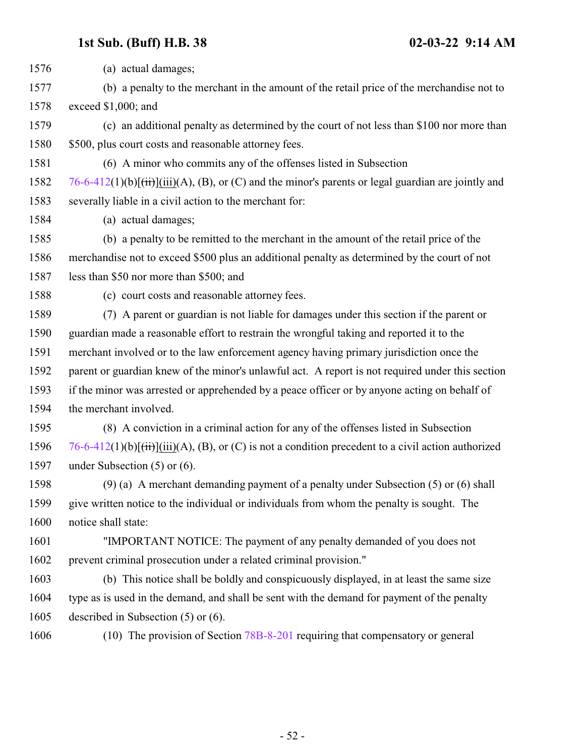(a) actual damages;

(b) a penalty to the merchant in the amount of the retail price of the merchandise not to exceed $1,000; and

(c) an additional penalty as determined by the court of not less than $100 nor more than $500, plus court costs and reasonable attorney fees.

(6) A minor who commits any of the offenses listed in Subsection 76-6-412(1)(b)[(ii)](iii)(A), (B), or (C) and the minor's parents or legal guardian are jointly and severally liable in a civil action to the merchant for:

(a) actual damages;

(b) a penalty to be remitted to the merchant in the amount of the retail price of the merchandise not to exceed $500 plus an additional penalty as determined by the court of not less than $50 nor more than $500; and

(c) court costs and reasonable attorney fees.

(7) A parent or guardian is not liable for damages under this section if the parent or guardian made a reasonable effort to restrain the wrongful taking and reported it to the merchant involved or to the law enforcement agency having primary jurisdiction once the parent or guardian knew of the minor's unlawful act. A report is not required under this section if the minor was arrested or apprehended by a peace officer or by anyone acting on behalf of the merchant involved.

(8) A conviction in a criminal action for any of the offenses listed in Subsection 76-6-412(1)(b)[(ii)](iii)(A), (B), or (C) is not a condition precedent to a civil action authorized under Subsection (5) or (6).

(9) (a) A merchant demanding payment of a penalty under Subsection (5) or (6) shall give written notice to the individual or individuals from whom the penalty is sought. The notice shall state:

"IMPORTANT NOTICE: The payment of any penalty demanded of you does not prevent criminal prosecution under a related criminal provision."

(b) This notice shall be boldly and conspicuously displayed, in at least the same size type as is used in the demand, and shall be sent with the demand for payment of the penalty described in Subsection (5) or (6).

(10) The provision of Section 78B-8-201 requiring that compensatory or general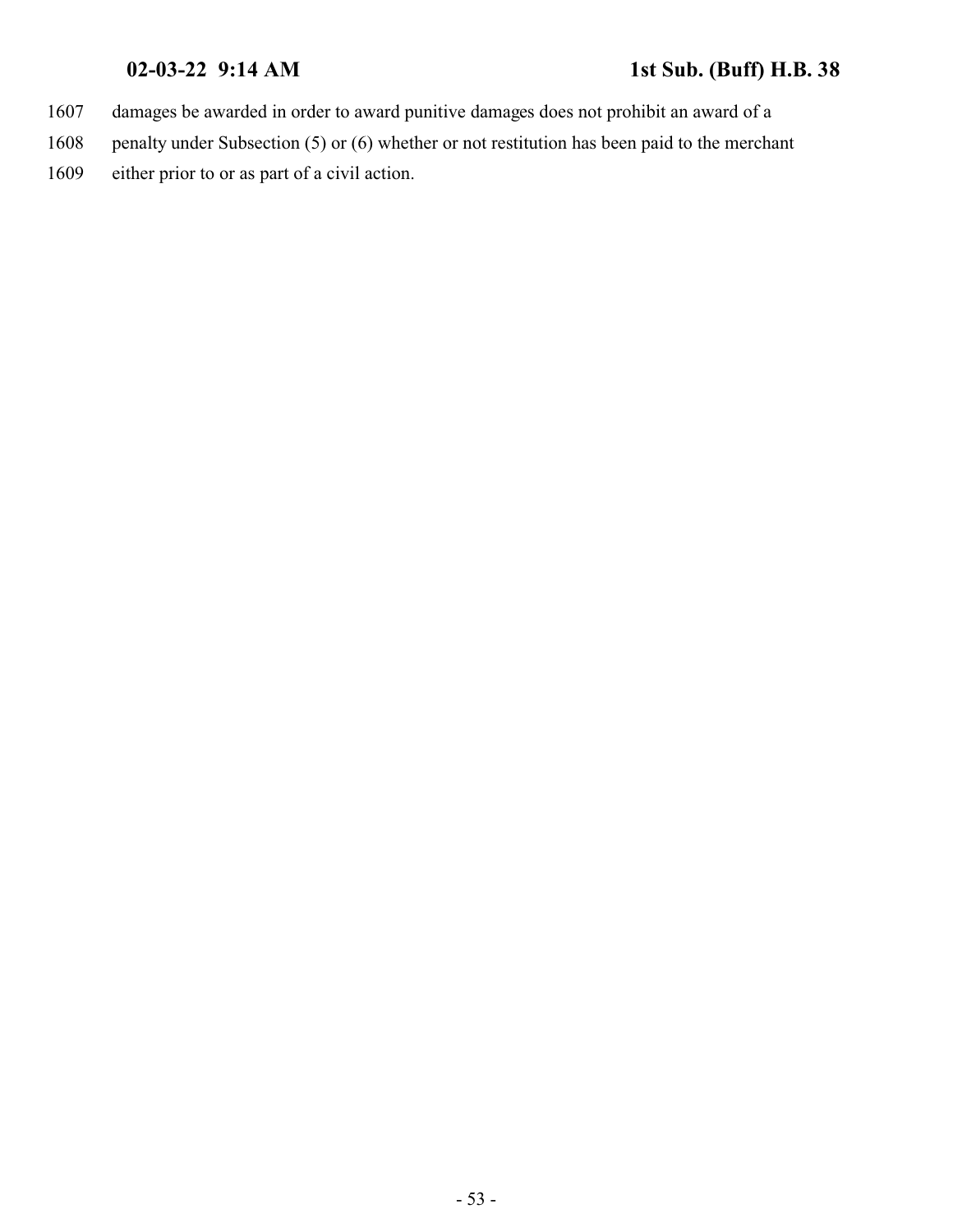damages be awarded in order to award punitive damages does not prohibit an award of a penalty under Subsection (5) or (6) whether or not restitution has been paid to the merchant either prior to or as part of a civil action.